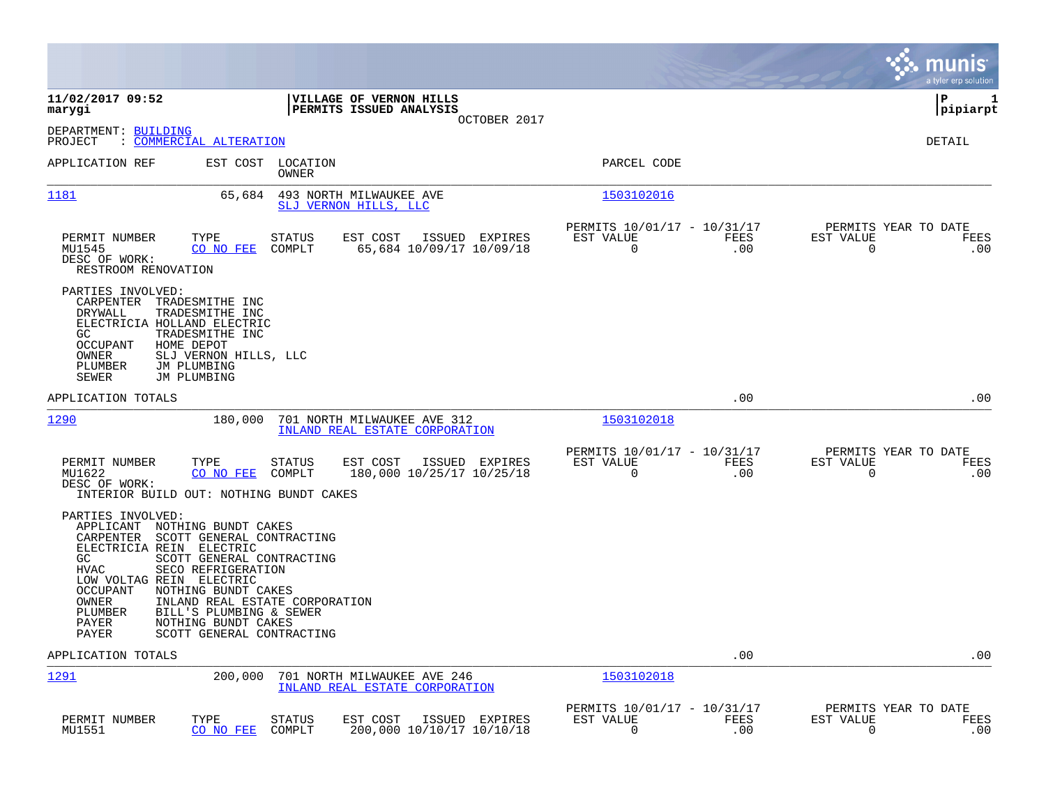**11/02/2017 09:52** — **VILLAGE OF VERNON HILLS** — **P 1**
**marygi** — **PERMITS ISSUED ANALYSIS** — **pipiarpt**

OCTOBER 2017

DEPARTMENT: BUILDING
PROJECT : COMMERCIAL ALTERATION

DETAIL

| APPLICATION REF | EST COST | LOCATION / OWNER | PARCEL CODE |
|---|---|---|---|
| 1181 | 65,684 | 493 NORTH MILWAUKEE AVE / SLJ VERNON HILLS, LLC | 1503102016 |

| PERMIT NUMBER | TYPE | STATUS | EST COST | ISSUED | EXPIRES | PERMITS 10/01/17 - 10/31/17 EST VALUE | FEES | PERMITS YEAR TO DATE EST VALUE | FEES |
|---|---|---|---|---|---|---|---|---|---|
| MU1545 | CO NO FEE | COMPLT | 65,684 | 10/09/17 | 10/09/18 | 0 | .00 | 0 | .00 |

DESC OF WORK:
RESTROOM RENOVATION

PARTIES INVOLVED:

| Role | Party |
|---|---|
| CARPENTER | TRADESMITHE INC |
| DRYWALL | TRADESMITHE INC |
| ELECTRICIA | HOLLAND ELECTRIC |
| GC | TRADESMITHE INC |
| OCCUPANT | HOME DEPOT |
| OWNER | SLJ VERNON HILLS, LLC |
| PLUMBER | JM PLUMBING |
| SEWER | JM PLUMBING |

APPLICATION TOTALS .00 .00

| APPLICATION REF | EST COST | LOCATION / OWNER | PARCEL CODE |
|---|---|---|---|
| 1290 | 180,000 | 701 NORTH MILWAUKEE AVE 312 / INLAND REAL ESTATE CORPORATION | 1503102018 |

| PERMIT NUMBER | TYPE | STATUS | EST COST | ISSUED | EXPIRES | PERMITS 10/01/17 - 10/31/17 EST VALUE | FEES | PERMITS YEAR TO DATE EST VALUE | FEES |
|---|---|---|---|---|---|---|---|---|---|
| MU1622 | CO NO FEE | COMPLT | 180,000 | 10/25/17 | 10/25/18 | 0 | .00 | 0 | .00 |

DESC OF WORK:
INTERIOR BUILD OUT: NOTHING BUNDT CAKES

PARTIES INVOLVED:

| Role | Party |
|---|---|
| APPLICANT | NOTHING BUNDT CAKES |
| CARPENTER | SCOTT GENERAL CONTRACTING |
| ELECTRICIA | REIN ELECTRIC |
| GC | SCOTT GENERAL CONTRACTING |
| HVAC | SECO REFRIGERATION |
| LOW VOLTAG | REIN ELECTRIC |
| OCCUPANT | NOTHING BUNDT CAKES |
| OWNER | INLAND REAL ESTATE CORPORATION |
| PLUMBER | BILL'S PLUMBING & SEWER |
| PAYER | NOTHING BUNDT CAKES |
| PAYER | SCOTT GENERAL CONTRACTING |

APPLICATION TOTALS .00 .00

| APPLICATION REF | EST COST | LOCATION / OWNER | PARCEL CODE |
|---|---|---|---|
| 1291 | 200,000 | 701 NORTH MILWAUKEE AVE 246 / INLAND REAL ESTATE CORPORATION | 1503102018 |

| PERMIT NUMBER | TYPE | STATUS | EST COST | ISSUED | EXPIRES | PERMITS 10/01/17 - 10/31/17 EST VALUE | FEES | PERMITS YEAR TO DATE EST VALUE | FEES |
|---|---|---|---|---|---|---|---|---|---|
| MU1551 | CO NO FEE | COMPLT | 200,000 | 10/10/17 | 10/10/18 | 0 | .00 | 0 | .00 |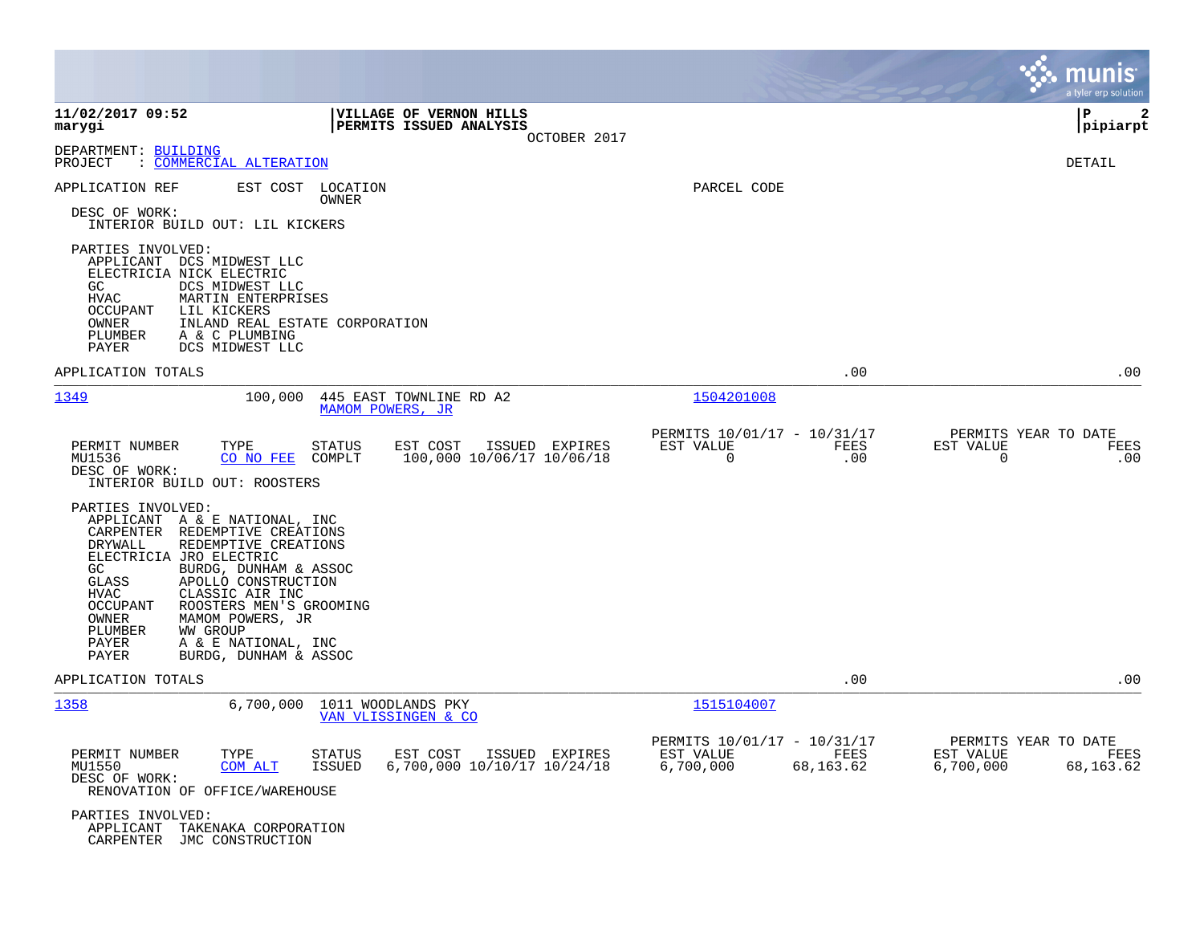**11/02/2017 09:52** | **VILLAGE OF VERNON HILLS** | **P 2**
**marygi** | **PERMITS ISSUED ANALYSIS** | **pipiarpt**

OCTOBER 2017

DEPARTMENT: BUILDING
PROJECT : COMMERCIAL ALTERATION

DETAIL

APPLICATION REF | EST COST | LOCATION / OWNER | PARCEL CODE

DESC OF WORK:
INTERIOR BUILD OUT: LIL KICKERS

PARTIES INVOLVED:
- APPLICANT DCS MIDWEST LLC
- ELECTRICIA NICK ELECTRIC
- GC DCS MIDWEST LLC
- HVAC MARTIN ENTERPRISES
- OCCUPANT LIL KICKERS
- OWNER INLAND REAL ESTATE CORPORATION
- PLUMBER A & C PLUMBING
- PAYER DCS MIDWEST LLC

APPLICATION TOTALS .00 .00

---

**1349** | 100,000 | 445 EAST TOWNLINE RD A2 / MAMOM POWERS, JR | 1504201008

| PERMIT NUMBER | TYPE | STATUS | EST COST | ISSUED | EXPIRES | PERMITS 10/01/17 - 10/31/17 EST VALUE | FEES | PERMITS YEAR TO DATE EST VALUE | FEES |
|---|---|---|---|---|---|---|---|---|---|
| MU1536 | CO NO FEE | COMPLT | 100,000 | 10/06/17 | 10/06/18 | 0 | .00 | 0 | .00 |

DESC OF WORK:
INTERIOR BUILD OUT: ROOSTERS

PARTIES INVOLVED:
- APPLICANT A & E NATIONAL, INC
- CARPENTER REDEMPTIVE CREATIONS
- DRYWALL REDEMPTIVE CREATIONS
- ELECTRICIA JRO ELECTRIC
- GC BURDG, DUNHAM & ASSOC
- GLASS APOLLO CONSTRUCTION
- HVAC CLASSIC AIR INC
- OCCUPANT ROOSTERS MEN'S GROOMING
- OWNER MAMOM POWERS, JR
- PLUMBER WW GROUP
- PAYER A & E NATIONAL, INC
- PAYER BURDG, DUNHAM & ASSOC

APPLICATION TOTALS .00 .00

---

**1358** | 6,700,000 | 1011 WOODLANDS PKY / VAN VLISSINGEN & CO | 1515104007

| PERMIT NUMBER | TYPE | STATUS | EST COST | ISSUED | EXPIRES | PERMITS 10/01/17 - 10/31/17 EST VALUE | FEES | PERMITS YEAR TO DATE EST VALUE | FEES |
|---|---|---|---|---|---|---|---|---|---|
| MU1550 | COM ALT | ISSUED | 6,700,000 | 10/10/17 | 10/24/18 | 6,700,000 | 68,163.62 | 6,700,000 | 68,163.62 |

DESC OF WORK:
RENOVATION OF OFFICE/WAREHOUSE

PARTIES INVOLVED:
- APPLICANT TAKENAKA CORPORATION
- CARPENTER JMC CONSTRUCTION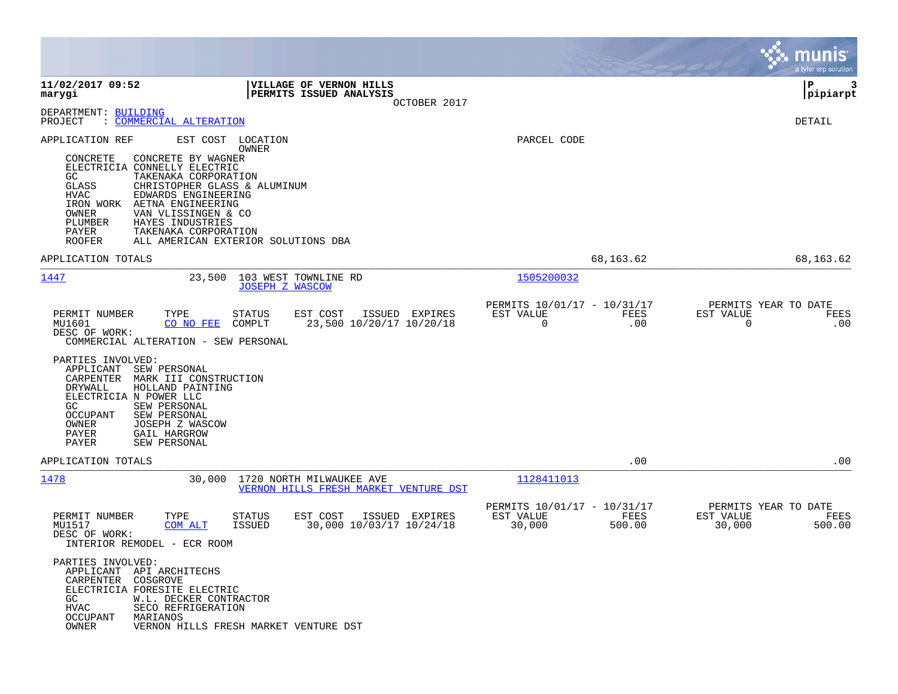11/02/2017 09:52
marygi

**VILLAGE OF VERNON HILLS**
**PERMITS ISSUED ANALYSIS**
OCTOBER 2017

P 3
pipiarpt

DEPARTMENT: BUILDING
PROJECT : COMMERCIAL ALTERATION

DETAIL

APPLICATION REF    EST COST    LOCATION
OWNER    PARCEL CODE

| Role | Party |
|---|---|
| CONCRETE | CONCRETE BY WAGNER |
| ELECTRICIA | CONNELLY ELECTRIC |
| GC | TAKENAKA CORPORATION |
| GLASS | CHRISTOPHER GLASS & ALUMINUM |
| HVAC | EDWARDS ENGINEERING |
| IRON WORK | AETNA ENGINEERING |
| OWNER | VAN VLISSINGEN & CO |
| PLUMBER | HAYES INDUSTRIES |
| PAYER | TAKENAKA CORPORATION |
| ROOFER | ALL AMERICAN EXTERIOR SOLUTIONS DBA |

APPLICATION TOTALS    68,163.62    68,163.62

---

**1447**    23,500    103 WEST TOWNLINE RD
JOSEPH Z WASCOW    1505200032

| PERMIT NUMBER | TYPE | STATUS | EST COST | ISSUED | EXPIRES | PERMITS 10/01/17 - 10/31/17 EST VALUE | FEES | PERMITS YEAR TO DATE EST VALUE | FEES |
|---|---|---|---|---|---|---|---|---|---|
| MU1601 | CO NO FEE | COMPLT | 23,500 | 10/20/17 | 10/20/18 | 0 | .00 | 0 | .00 |

DESC OF WORK:
COMMERCIAL ALTERATION - SEW PERSONAL

PARTIES INVOLVED:

| Role | Party |
|---|---|
| APPLICANT | SEW PERSONAL |
| CARPENTER | MARK III CONSTRUCTION |
| DRYWALL | HOLLAND PAINTING |
| ELECTRICIA | N POWER LLC |
| GC | SEW PERSONAL |
| OCCUPANT | SEW PERSONAL |
| OWNER | JOSEPH Z WASCOW |
| PAYER | GAIL HARGROW |
| PAYER | SEW PERSONAL |

APPLICATION TOTALS    .00    .00

---

**1478**    30,000    1720 NORTH MILWAUKEE AVE
VERNON HILLS FRESH MARKET VENTURE DST    1128411013

| PERMIT NUMBER | TYPE | STATUS | EST COST | ISSUED | EXPIRES | PERMITS 10/01/17 - 10/31/17 EST VALUE | FEES | PERMITS YEAR TO DATE EST VALUE | FEES |
|---|---|---|---|---|---|---|---|---|---|
| MU1517 | COM ALT | ISSUED | 30,000 | 10/03/17 | 10/24/18 | 30,000 | 500.00 | 30,000 | 500.00 |

DESC OF WORK:
INTERIOR REMODEL - ECR ROOM

PARTIES INVOLVED:

| Role | Party |
|---|---|
| APPLICANT | API ARCHITECHS |
| CARPENTER | COSGROVE |
| ELECTRICIA | FORESITE ELECTRIC |
| GC | W.L. DECKER CONTRACTOR |
| HVAC | SECO REFRIGERATION |
| OCCUPANT | MARIANOS |
| OWNER | VERNON HILLS FRESH MARKET VENTURE DST |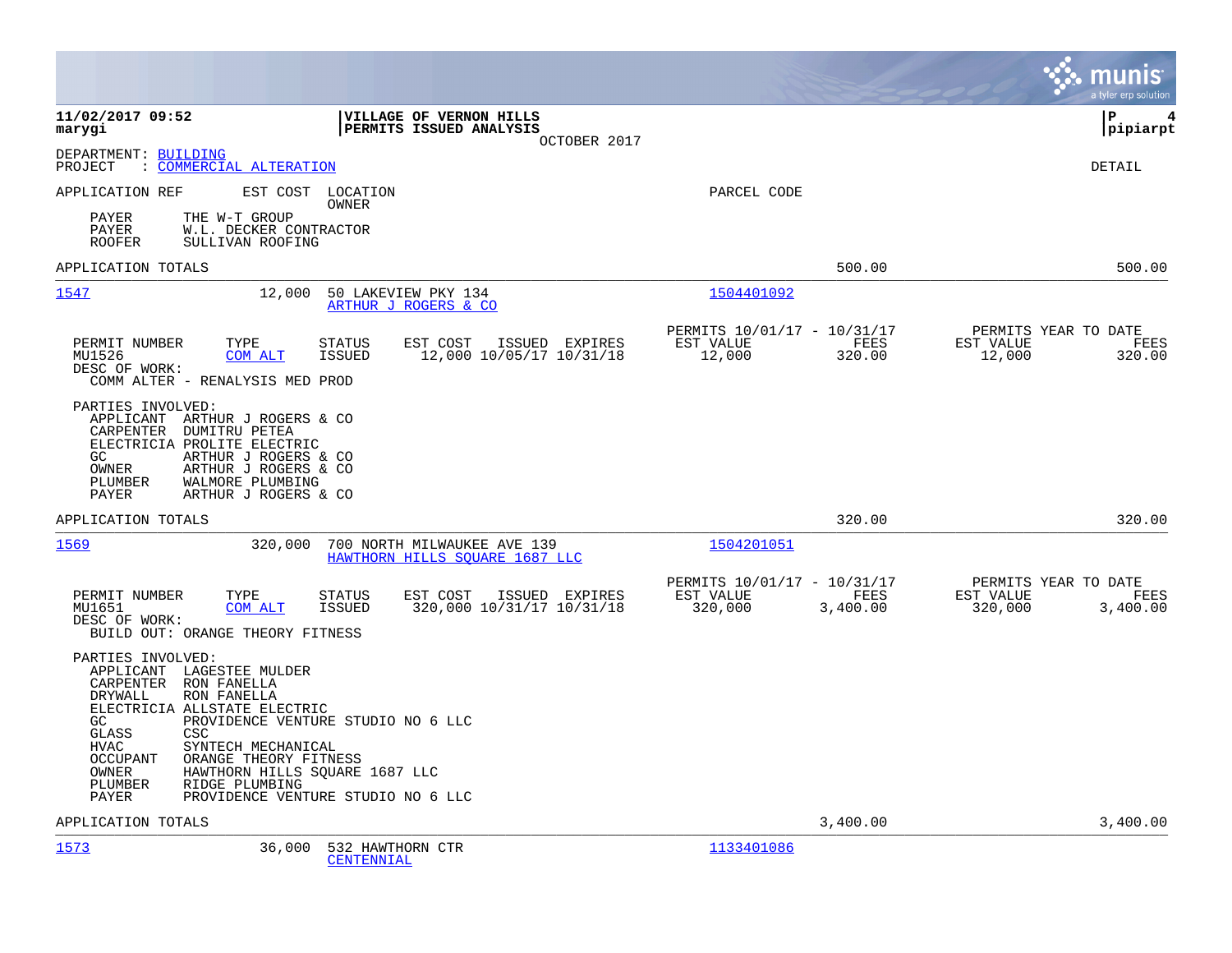**11/02/2017 09:52**
**marygi**

**VILLAGE OF VERNON HILLS**
**PERMITS ISSUED ANALYSIS**
OCTOBER 2017

**P 4**
**pipiarpt**

DEPARTMENT: BUILDING
PROJECT : COMMERCIAL ALTERATION

DETAIL

APPLICATION REF EST COST LOCATION PARCEL CODE
OWNER

PAYER THE W-T GROUP
PAYER W.L. DECKER CONTRACTOR
ROOFER SULLIVAN ROOFING

APPLICATION TOTALS 500.00 500.00

---

**1547** 12,000 50 LAKEVIEW PKY 134 — 1504401092
ARTHUR J ROGERS & CO

| PERMIT NUMBER | TYPE | STATUS | EST COST | ISSUED | EXPIRES | PERMITS 10/01/17 - 10/31/17 EST VALUE | FEES | PERMITS YEAR TO DATE EST VALUE | FEES |
|---|---|---|---|---|---|---|---|---|---|
| MU1526 | COM ALT | ISSUED | 12,000 | 10/05/17 | 10/31/18 | 12,000 | 320.00 | 12,000 | 320.00 |

DESC OF WORK:
COMM ALTER - RENALYSIS MED PROD

PARTIES INVOLVED:
APPLICANT ARTHUR J ROGERS & CO
CARPENTER DUMITRU PETEA
ELECTRICIA PROLITE ELECTRIC
GC ARTHUR J ROGERS & CO
OWNER ARTHUR J ROGERS & CO
PLUMBER WALMORE PLUMBING
PAYER ARTHUR J ROGERS & CO

APPLICATION TOTALS 320.00 320.00

---

**1569** 320,000 700 NORTH MILWAUKEE AVE 139 — 1504201051
HAWTHORN HILLS SQUARE 1687 LLC

| PERMIT NUMBER | TYPE | STATUS | EST COST | ISSUED | EXPIRES | PERMITS 10/01/17 - 10/31/17 EST VALUE | FEES | PERMITS YEAR TO DATE EST VALUE | FEES |
|---|---|---|---|---|---|---|---|---|---|
| MU1651 | COM ALT | ISSUED | 320,000 | 10/31/17 | 10/31/18 | 320,000 | 3,400.00 | 320,000 | 3,400.00 |

DESC OF WORK:
BUILD OUT: ORANGE THEORY FITNESS

PARTIES INVOLVED:
APPLICANT LAGESTEE MULDER
CARPENTER RON FANELLA
DRYWALL RON FANELLA
ELECTRICIA ALLSTATE ELECTRIC
GC PROVIDENCE VENTURE STUDIO NO 6 LLC
GLASS CSC
HVAC SYNTECH MECHANICAL
OCCUPANT ORANGE THEORY FITNESS
OWNER HAWTHORN HILLS SQUARE 1687 LLC
PLUMBER RIDGE PLUMBING
PAYER PROVIDENCE VENTURE STUDIO NO 6 LLC

APPLICATION TOTALS 3,400.00 3,400.00

---

**1573** 36,000 532 HAWTHORN CTR — 1133401086
CENTENNIAL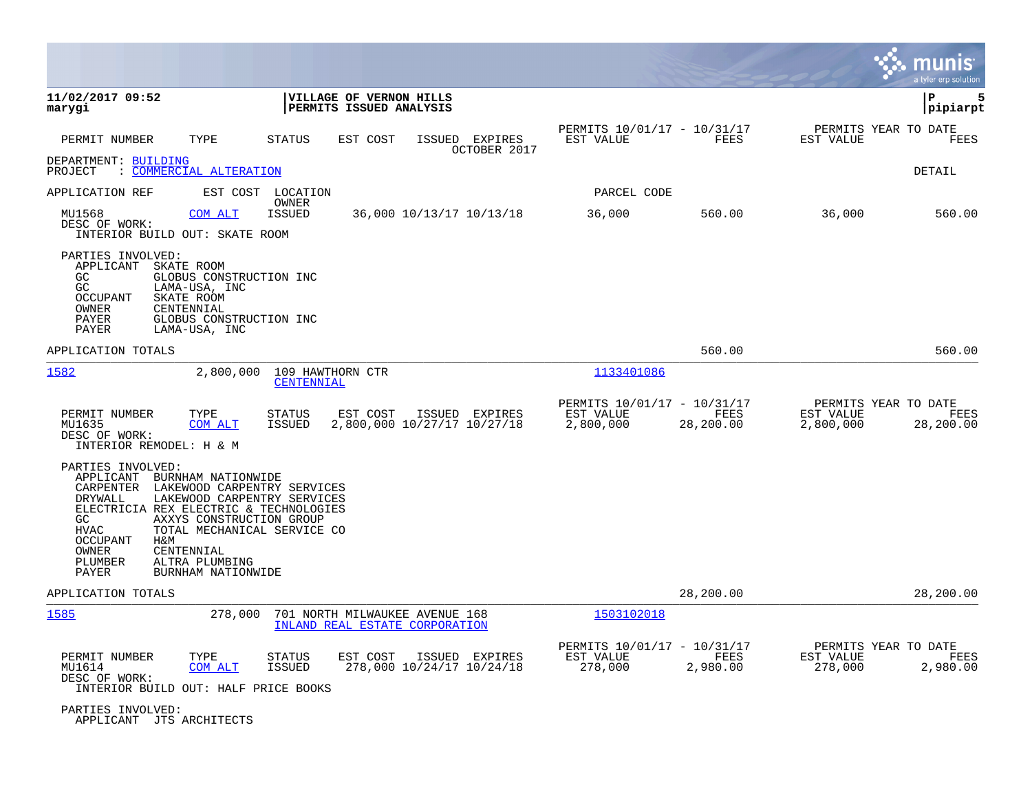**11/02/2017 09:52**
**marygi**

**VILLAGE OF VERNON HILLS**
**PERMITS ISSUED ANALYSIS**

**P 5**
**pipiarpt**

| PERMIT NUMBER | TYPE | STATUS | EST COST | ISSUED | EXPIRES | PERMITS 10/01/17 - 10/31/17 EST VALUE | FEES | PERMITS YEAR TO DATE EST VALUE | FEES |
|---|---|---|---|---|---|---|---|---|---|
| | | | | | OCTOBER 2017 | | | | |

DEPARTMENT: BUILDING
PROJECT : COMMERCIAL ALTERATION

DETAIL

APPLICATION REF    EST COST    LOCATION / OWNER    PARCEL CODE

| PERMIT NUMBER | TYPE | STATUS | EST COST | ISSUED | EXPIRES | EST VALUE | FEES | EST VALUE | FEES |
|---|---|---|---|---|---|---|---|---|---|
| MU1568 | COM ALT | ISSUED | 36,000 | 10/13/17 | 10/13/18 | 36,000 | 560.00 | 36,000 | 560.00 |

DESC OF WORK:
INTERIOR BUILD OUT: SKATE ROOM

PARTIES INVOLVED:
- APPLICANT SKATE ROOM
- GC GLOBUS CONSTRUCTION INC
- GC LAMA-USA, INC
- OCCUPANT SKATE ROOM
- OWNER CENTENNIAL
- PAYER GLOBUS CONSTRUCTION INC
- PAYER LAMA-USA, INC

APPLICATION TOTALS: 560.00 | 560.00

---

**1582** — 2,800,000 — 109 HAWTHORN CTR — CENTENNIAL — Parcel: 1133401086

| PERMIT NUMBER | TYPE | STATUS | EST COST | ISSUED | EXPIRES | PERMITS 10/01/17 - 10/31/17 EST VALUE | FEES | PERMITS YEAR TO DATE EST VALUE | FEES |
|---|---|---|---|---|---|---|---|---|---|
| MU1635 | COM ALT | ISSUED | 2,800,000 | 10/27/17 | 10/27/18 | 2,800,000 | 28,200.00 | 2,800,000 | 28,200.00 |

DESC OF WORK:
INTERIOR REMODEL: H & M

PARTIES INVOLVED:
- APPLICANT BURNHAM NATIONWIDE
- CARPENTER LAKEWOOD CARPENTRY SERVICES
- DRYWALL LAKEWOOD CARPENTRY SERVICES
- ELECTRICIA REX ELECTRIC & TECHNOLOGIES
- GC AXXYS CONSTRUCTION GROUP
- HVAC TOTAL MECHANICAL SERVICE CO
- OCCUPANT H&M
- OWNER CENTENNIAL
- PLUMBER ALTRA PLUMBING
- PAYER BURNHAM NATIONWIDE

APPLICATION TOTALS: 28,200.00 | 28,200.00

---

**1585** — 278,000 — 701 NORTH MILWAUKEE AVENUE 168 — INLAND REAL ESTATE CORPORATION — Parcel: 1503102018

| PERMIT NUMBER | TYPE | STATUS | EST COST | ISSUED | EXPIRES | PERMITS 10/01/17 - 10/31/17 EST VALUE | FEES | PERMITS YEAR TO DATE EST VALUE | FEES |
|---|---|---|---|---|---|---|---|---|---|
| MU1614 | COM ALT | ISSUED | 278,000 | 10/24/17 | 10/24/18 | 278,000 | 2,980.00 | 278,000 | 2,980.00 |

DESC OF WORK:
INTERIOR BUILD OUT: HALF PRICE BOOKS

PARTIES INVOLVED:
- APPLICANT JTS ARCHITECTS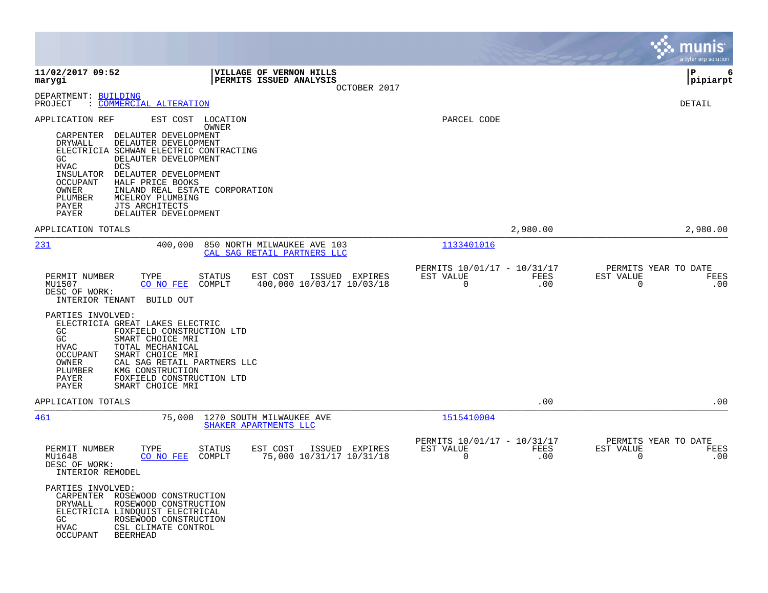11/02/2017 09:52 | VILLAGE OF VERNON HILLS | P 6
marygi | PERMITS ISSUED ANALYSIS | pipiarpt

OCTOBER 2017

DEPARTMENT: BUILDING
PROJECT : COMMERCIAL ALTERATION

DETAIL

APPLICATION REF EST COST LOCATION PARCEL CODE
OWNER

CARPENTER DELAUTER DEVELOPMENT
DRYWALL DELAUTER DEVELOPMENT
ELECTRICIA SCHWAN ELECTRIC CONTRACTING
GC DELAUTER DEVELOPMENT
HVAC DCS
INSULATOR DELAUTER DEVELOPMENT
OCCUPANT HALF PRICE BOOKS
OWNER INLAND REAL ESTATE CORPORATION
PLUMBER MCELROY PLUMBING
PAYER JTS ARCHITECTS
PAYER DELAUTER DEVELOPMENT

APPLICATION TOTALS 2,980.00 2,980.00

---

231 400,000 850 NORTH MILWAUKEE AVE 103 1133401016
CAL SAG RETAIL PARTNERS LLC

| PERMIT NUMBER | TYPE | STATUS | EST COST | ISSUED | EXPIRES | PERMITS 10/01/17 - 10/31/17 EST VALUE | FEES | PERMITS YEAR TO DATE EST VALUE | FEES |
|---|---|---|---|---|---|---|---|---|---|
| MU1507 | CO NO FEE | COMPLT | 400,000 | 10/03/17 | 10/03/18 | 0 | .00 | 0 | .00 |

DESC OF WORK:
INTERIOR TENANT BUILD OUT

PARTIES INVOLVED:
ELECTRICIA GREAT LAKES ELECTRIC
GC FOXFIELD CONSTRUCTION LTD
GC SMART CHOICE MRI
HVAC TOTAL MECHANICAL
OCCUPANT SMART CHOICE MRI
OWNER CAL SAG RETAIL PARTNERS LLC
PLUMBER KMG CONSTRUCTION
PAYER FOXFIELD CONSTRUCTION LTD
PAYER SMART CHOICE MRI

APPLICATION TOTALS .00 .00

---

461 75,000 1270 SOUTH MILWAUKEE AVE 1515410004
SHAKER APARTMENTS LLC

| PERMIT NUMBER | TYPE | STATUS | EST COST | ISSUED | EXPIRES | PERMITS 10/01/17 - 10/31/17 EST VALUE | FEES | PERMITS YEAR TO DATE EST VALUE | FEES |
|---|---|---|---|---|---|---|---|---|---|
| MU1648 | CO NO FEE | COMPLT | 75,000 | 10/31/17 | 10/31/18 | 0 | .00 | 0 | .00 |

DESC OF WORK:
INTERIOR REMODEL

PARTIES INVOLVED:
CARPENTER ROSEWOOD CONSTRUCTION
DRYWALL ROSEWOOD CONSTRUCTION
ELECTRICIA LINDQUIST ELECTRICAL
GC ROSEWOOD CONSTRUCTION
HVAC CSL CLIMATE CONTROL
OCCUPANT BEERHEAD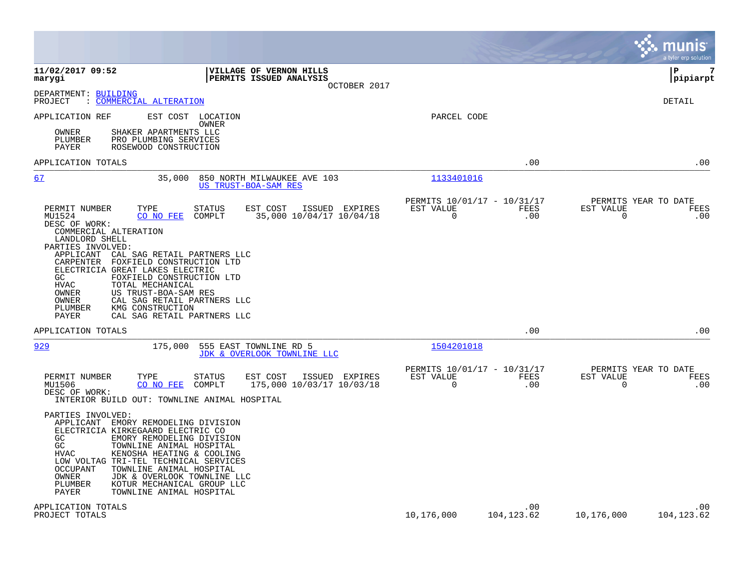11/02/2017 09:52
marygi

**VILLAGE OF VERNON HILLS**
**PERMITS ISSUED ANALYSIS**
OCTOBER 2017

pipiarpt

DEPARTMENT: BUILDING
PROJECT : COMMERCIAL ALTERATION

DETAIL

APPLICATION REF | EST COST | LOCATION / OWNER | PARCEL CODE

OWNER SHAKER APARTMENTS LLC
PLUMBER PRO PLUMBING SERVICES
PAYER ROSEWOOD CONSTRUCTION

APPLICATION TOTALS .00 .00

---

**67** 35,000 850 NORTH MILWAUKEE AVE 103 — US TRUST-BOA-SAM RES — Parcel 1133401016

| PERMIT NUMBER | TYPE | STATUS | EST COST | ISSUED | EXPIRES | PERMITS 10/01/17 - 10/31/17 EST VALUE | FEES | PERMITS YEAR TO DATE EST VALUE | FEES |
|---|---|---|---|---|---|---|---|---|---|
| MU1524 | CO NO FEE | COMPLT | 35,000 | 10/04/17 | 10/04/18 | 0 | .00 | 0 | .00 |

DESC OF WORK:
COMMERCIAL ALTERATION
LANDLORD SHELL

PARTIES INVOLVED:
APPLICANT CAL SAG RETAIL PARTNERS LLC
CARPENTER FOXFIELD CONSTRUCTION LTD
ELECTRICIA GREAT LAKES ELECTRIC
GC FOXFIELD CONSTRUCTION LTD
HVAC TOTAL MECHANICAL
OWNER US TRUST-BOA-SAM RES
OWNER CAL SAG RETAIL PARTNERS LLC
PLUMBER KMG CONSTRUCTION
PAYER CAL SAG RETAIL PARTNERS LLC

APPLICATION TOTALS .00 .00

---

**929** 175,000 555 EAST TOWNLINE RD 5 — JDK & OVERLOOK TOWNLINE LLC — Parcel 1504201018

| PERMIT NUMBER | TYPE | STATUS | EST COST | ISSUED | EXPIRES | PERMITS 10/01/17 - 10/31/17 EST VALUE | FEES | PERMITS YEAR TO DATE EST VALUE | FEES |
|---|---|---|---|---|---|---|---|---|---|
| MU1506 | CO NO FEE | COMPLT | 175,000 | 10/03/17 | 10/03/18 | 0 | .00 | 0 | .00 |

DESC OF WORK:
INTERIOR BUILD OUT: TOWNLINE ANIMAL HOSPITAL

PARTIES INVOLVED:
APPLICANT EMORY REMODELING DIVISION
ELECTRICIA KIRKEGAARD ELECTRIC CO
GC EMORY REMODELING DIVISION
GC TOWNLINE ANIMAL HOSPITAL
HVAC KENOSHA HEATING & COOLING
LOW VOLTAG TRI-TEL TECHNICAL SERVICES
OCCUPANT TOWNLINE ANIMAL HOSPITAL
OWNER JDK & OVERLOOK TOWNLINE LLC
PLUMBER KOTUR MECHANICAL GROUP LLC
PAYER TOWNLINE ANIMAL HOSPITAL

| | EST VALUE | FEES | YTD EST VALUE | YTD FEES |
|---|---|---|---|---|
| APPLICATION TOTALS | | .00 | | .00 |
| PROJECT TOTALS | 10,176,000 | 104,123.62 | 10,176,000 | 104,123.62 |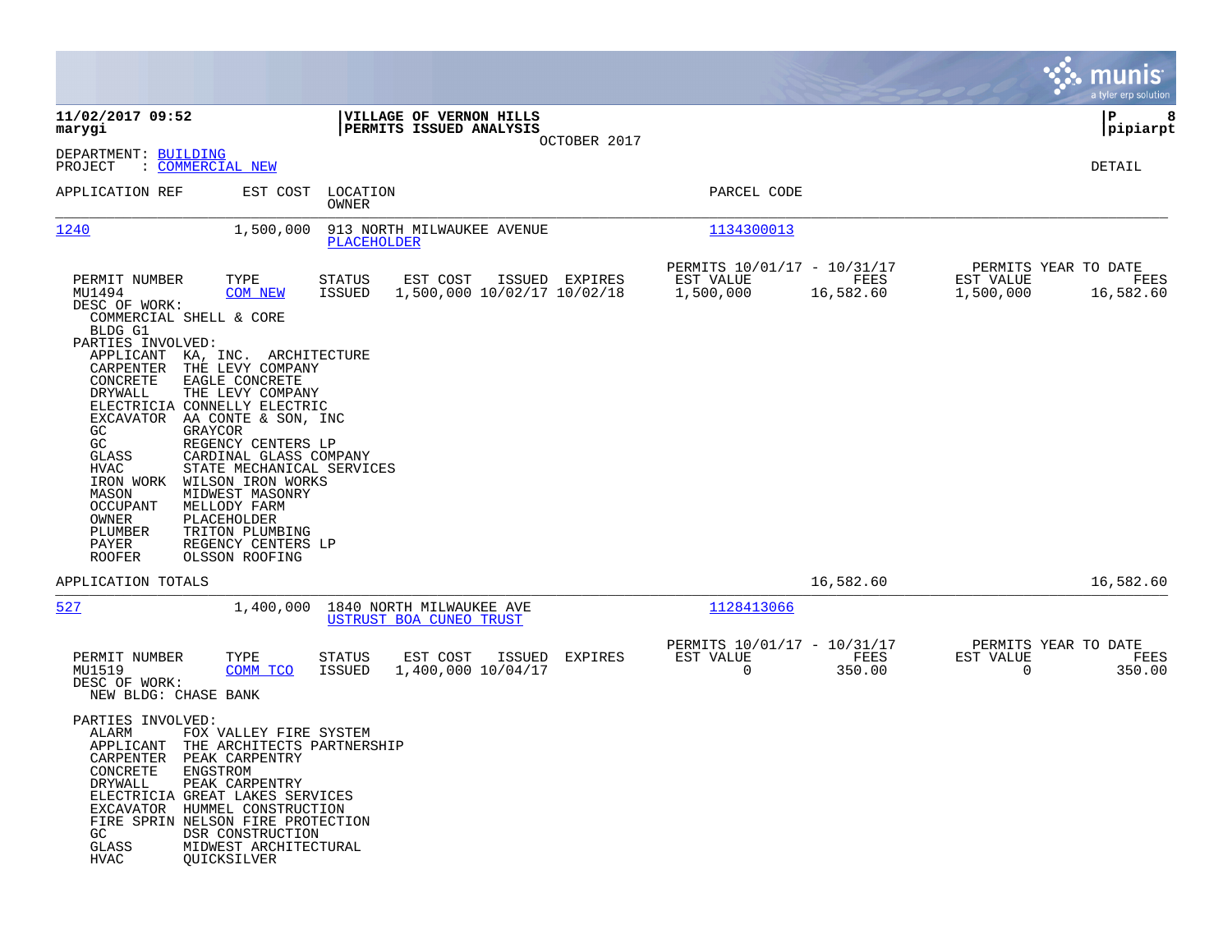11/02/2017 09:52 marygi

VILLAGE OF VERNON HILLS
PERMITS ISSUED ANALYSIS
OCTOBER 2017

P 8
pipiarpt

DEPARTMENT: BUILDING
PROJECT : COMMERCIAL NEW

DETAIL

| APPLICATION REF | EST COST | LOCATION / OWNER | PARCEL CODE |
|---|---|---|---|
| 1240 | 1,500,000 | 913 NORTH MILWAUKEE AVENUE / PLACEHOLDER | 1134300013 |

| PERMIT NUMBER | TYPE | STATUS | EST COST | ISSUED | EXPIRES | PERMITS 10/01/17 - 10/31/17 EST VALUE | FEES | PERMITS YEAR TO DATE EST VALUE | FEES |
|---|---|---|---|---|---|---|---|---|---|
| MU1494 | COM NEW | ISSUED | 1,500,000 | 10/02/17 | 10/02/18 | 1,500,000 | 16,582.60 | 1,500,000 | 16,582.60 |

DESC OF WORK:
COMMERCIAL SHELL & CORE
BLDG G1

PARTIES INVOLVED:

| | |
|---|---|
| APPLICANT | KA, INC. ARCHITECTURE |
| CARPENTER | THE LEVY COMPANY |
| CONCRETE | EAGLE CONCRETE |
| DRYWALL | THE LEVY COMPANY |
| ELECTRICIA | CONNELLY ELECTRIC |
| EXCAVATOR | AA CONTE & SON, INC |
| GC | GRAYCOR |
| GC | REGENCY CENTERS LP |
| GLASS | CARDINAL GLASS COMPANY |
| HVAC | STATE MECHANICAL SERVICES |
| IRON WORK | WILSON IRON WORKS |
| MASON | MIDWEST MASONRY |
| OCCUPANT | MELLODY FARM |
| OWNER | PLACEHOLDER |
| PLUMBER | TRITON PLUMBING |
| PAYER | REGENCY CENTERS LP |
| ROOFER | OLSSON ROOFING |

APPLICATION TOTALS — 16,582.60 — 16,582.60

| APPLICATION REF | EST COST | LOCATION / OWNER | PARCEL CODE |
|---|---|---|---|
| 527 | 1,400,000 | 1840 NORTH MILWAUKEE AVE / USTRUST BOA CUNEO TRUST | 1128413066 |

| PERMIT NUMBER | TYPE | STATUS | EST COST | ISSUED | EXPIRES | PERMITS 10/01/17 - 10/31/17 EST VALUE | FEES | PERMITS YEAR TO DATE EST VALUE | FEES |
|---|---|---|---|---|---|---|---|---|---|
| MU1519 | COMM TCO | ISSUED | 1,400,000 | 10/04/17 | | 0 | 350.00 | 0 | 350.00 |

DESC OF WORK:
NEW BLDG: CHASE BANK

PARTIES INVOLVED:

| | |
|---|---|
| ALARM | FOX VALLEY FIRE SYSTEM |
| APPLICANT | THE ARCHITECTS PARTNERSHIP |
| CARPENTER | PEAK CARPENTRY |
| CONCRETE | ENGSTROM |
| DRYWALL | PEAK CARPENTRY |
| ELECTRICIA | GREAT LAKES SERVICES |
| EXCAVATOR | HUMMEL CONSTRUCTION |
| FIRE SPRIN | NELSON FIRE PROTECTION |
| GC | DSR CONSTRUCTION |
| GLASS | MIDWEST ARCHITECTURAL |
| HVAC | QUICKSILVER |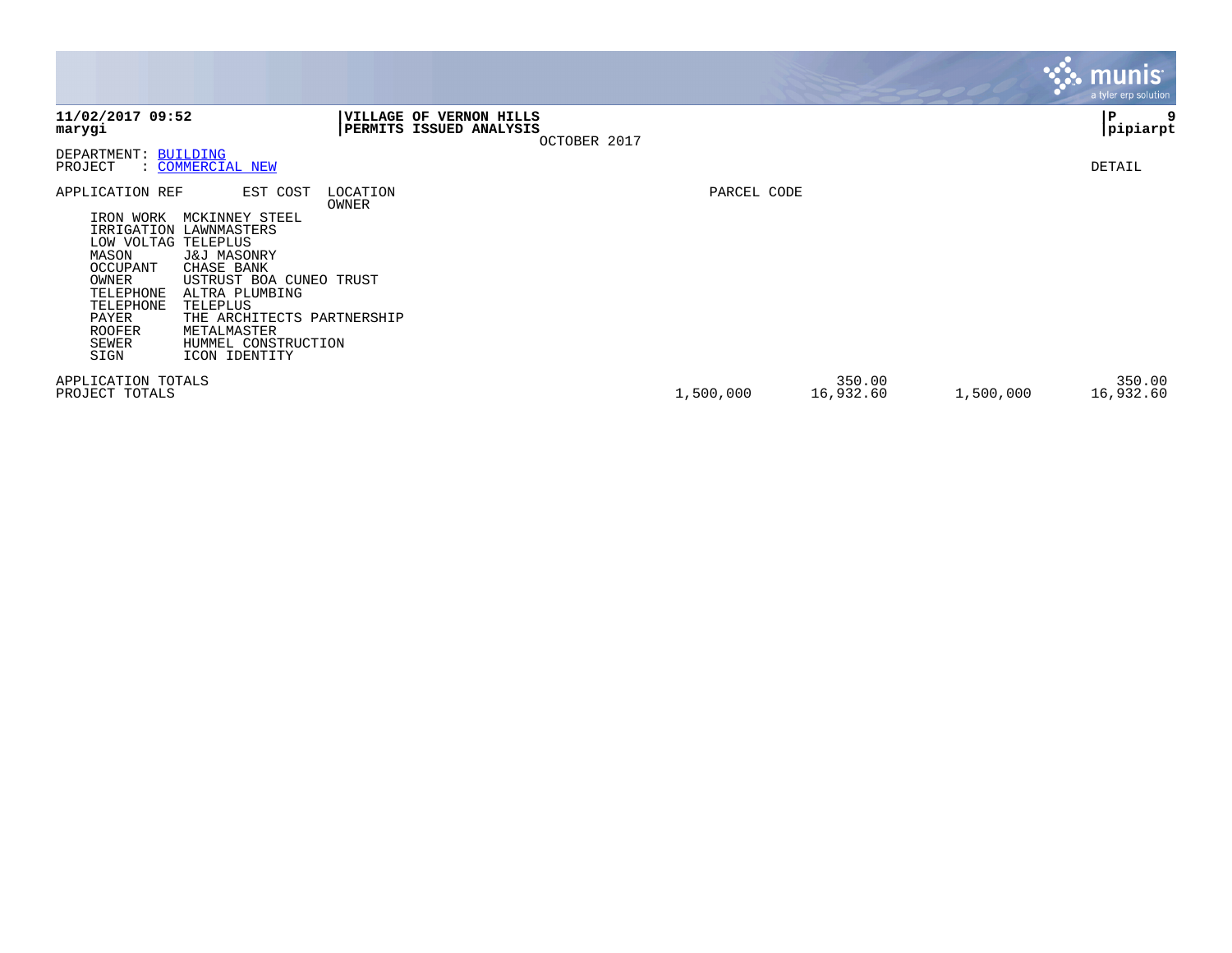**11/02/2017 09:52**
**marygi**

**VILLAGE OF VERNON HILLS**
**PERMITS ISSUED ANALYSIS**
OCTOBER 2017

**P 9**
**pipiarpt**

DEPARTMENT: BUILDING
PROJECT : COMMERCIAL NEW

DETAIL

| APPLICATION REF | EST COST | LOCATION / OWNER | PARCEL CODE | | | |
|---|---|---|---|---|---|---|
| IRON WORK | MCKINNEY STEEL | | | | | |
| IRRIGATION | LAWNMASTERS | | | | | |
| LOW VOLTAG | TELEPLUS | | | | | |
| MASON | J&J MASONRY | | | | | |
| OCCUPANT | CHASE BANK | | | | | |
| OWNER | USTRUST BOA CUNEO TRUST | | | | | |
| TELEPHONE | ALTRA PLUMBING | | | | | |
| TELEPHONE | TELEPLUS | | | | | |
| PAYER | THE ARCHITECTS PARTNERSHIP | | | | | |
| ROOFER | METALMASTER | | | | | |
| SEWER | HUMMEL CONSTRUCTION | | | | | |
| SIGN | ICON IDENTITY | | | | | |
| APPLICATION TOTALS | | | | 350.00 | | 350.00 |
| PROJECT TOTALS | | | 1,500,000 | 16,932.60 | 1,500,000 | 16,932.60 |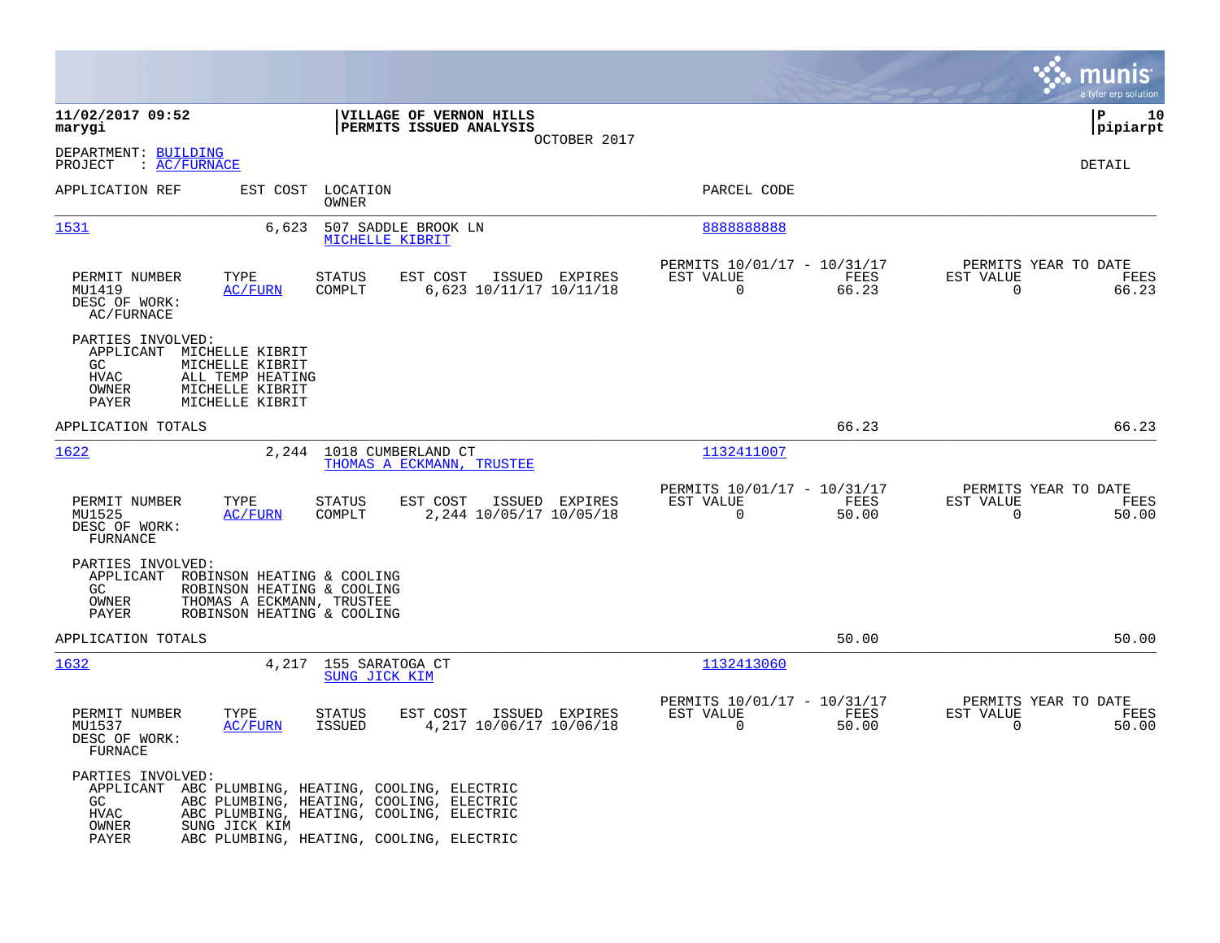**11/02/2017 09:52**
**marygi**

**VILLAGE OF VERNON HILLS**
**PERMITS ISSUED ANALYSIS**
OCTOBER 2017

**P 10**
**pipiarpt**

DEPARTMENT: BUILDING
PROJECT : AC/FURNACE

DETAIL

| APPLICATION REF | EST COST | LOCATION / OWNER | PARCEL CODE |
|---|---|---|---|
| 1531 | 6,623 | 507 SADDLE BROOK LN / MICHELLE KIBRIT | 8888888888 |

| PERMIT NUMBER | TYPE | STATUS | EST COST | ISSUED | EXPIRES | PERMITS 10/01/17 - 10/31/17 EST VALUE | FEES | PERMITS YEAR TO DATE EST VALUE | FEES |
|---|---|---|---|---|---|---|---|---|---|
| MU1419 | AC/FURN | COMPLT | 6,623 | 10/11/17 | 10/11/18 | 0 | 66.23 | 0 | 66.23 |

DESC OF WORK:
AC/FURNACE

PARTIES INVOLVED:

| | |
|---|---|
| APPLICANT | MICHELLE KIBRIT |
| GC | MICHELLE KIBRIT |
| HVAC | ALL TEMP HEATING |
| OWNER | MICHELLE KIBRIT |
| PAYER | MICHELLE KIBRIT |

APPLICATION TOTALS: 66.23 | 66.23

| APPLICATION REF | EST COST | LOCATION / OWNER | PARCEL CODE |
|---|---|---|---|
| 1622 | 2,244 | 1018 CUMBERLAND CT / THOMAS A ECKMANN, TRUSTEE | 1132411007 |

| PERMIT NUMBER | TYPE | STATUS | EST COST | ISSUED | EXPIRES | PERMITS 10/01/17 - 10/31/17 EST VALUE | FEES | PERMITS YEAR TO DATE EST VALUE | FEES |
|---|---|---|---|---|---|---|---|---|---|
| MU1525 | AC/FURN | COMPLT | 2,244 | 10/05/17 | 10/05/18 | 0 | 50.00 | 0 | 50.00 |

DESC OF WORK:
FURNACE

PARTIES INVOLVED:

| | |
|---|---|
| APPLICANT | ROBINSON HEATING & COOLING |
| GC | ROBINSON HEATING & COOLING |
| OWNER | THOMAS A ECKMANN, TRUSTEE |
| PAYER | ROBINSON HEATING & COOLING |

APPLICATION TOTALS: 50.00 | 50.00

| APPLICATION REF | EST COST | LOCATION / OWNER | PARCEL CODE |
|---|---|---|---|
| 1632 | 4,217 | 155 SARATOGA CT / SUNG JICK KIM | 1132413060 |

| PERMIT NUMBER | TYPE | STATUS | EST COST | ISSUED | EXPIRES | PERMITS 10/01/17 - 10/31/17 EST VALUE | FEES | PERMITS YEAR TO DATE EST VALUE | FEES |
|---|---|---|---|---|---|---|---|---|---|
| MU1537 | AC/FURN | ISSUED | 4,217 | 10/06/17 | 10/06/18 | 0 | 50.00 | 0 | 50.00 |

DESC OF WORK:
FURNACE

PARTIES INVOLVED:

| | |
|---|---|
| APPLICANT | ABC PLUMBING, HEATING, COOLING, ELECTRIC |
| GC | ABC PLUMBING, HEATING, COOLING, ELECTRIC |
| HVAC | ABC PLUMBING, HEATING, COOLING, ELECTRIC |
| OWNER | SUNG JICK KIM |
| PAYER | ABC PLUMBING, HEATING, COOLING, ELECTRIC |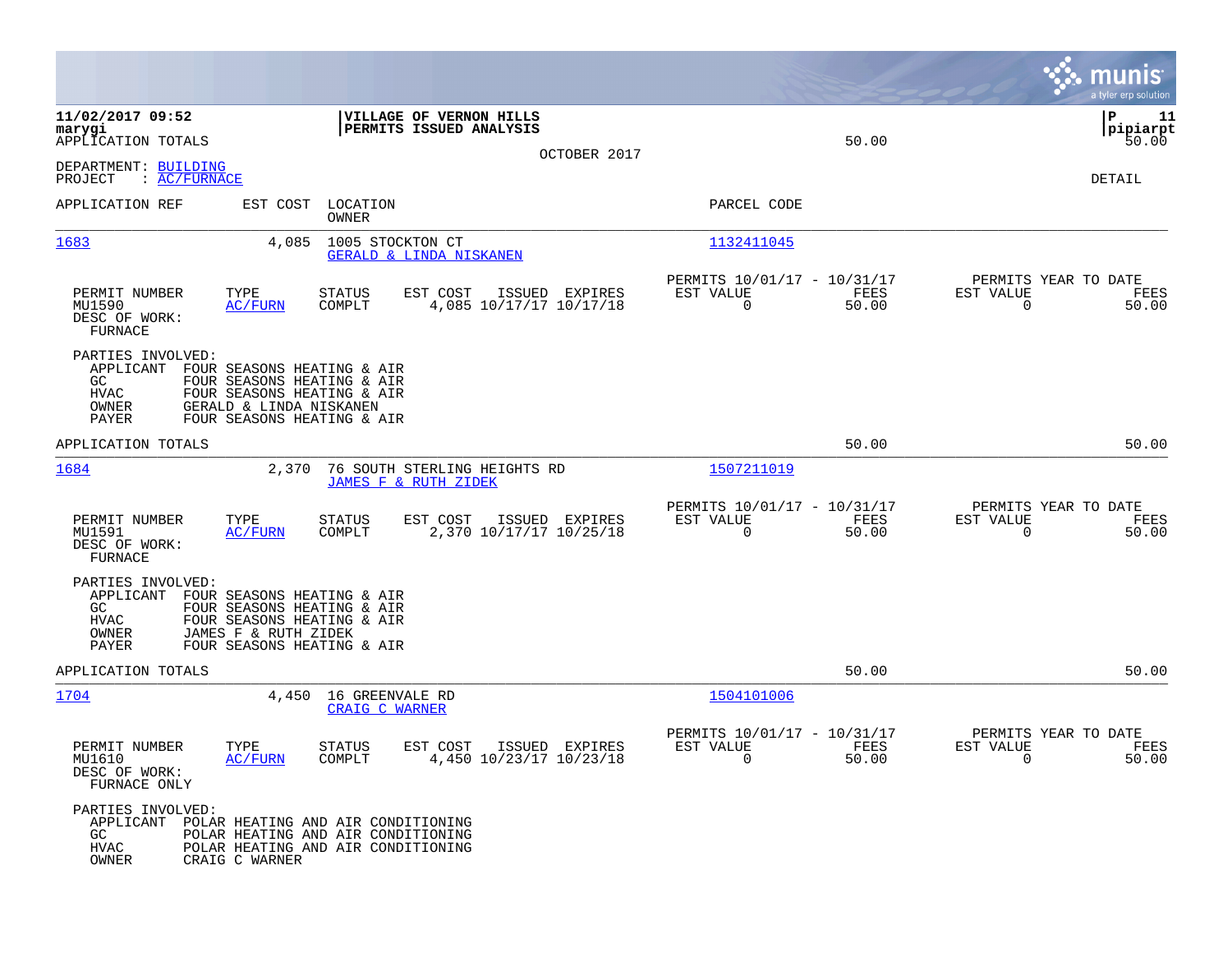**11/02/2017 09:52**
**marygi**
APPLICATION TOTALS 50.00

**VILLAGE OF VERNON HILLS**
**PERMITS ISSUED ANALYSIS**

OCTOBER 2017

**P 11**
**pipiarpt**
50.00

DEPARTMENT: BUILDING
PROJECT : AC/FURNACE

DETAIL

| APPLICATION REF | EST COST | LOCATION / OWNER | PARCEL CODE |
|---|---|---|---|
| 1683 | 4,085 | 1005 STOCKTON CT / GERALD & LINDA NISKANEN | 1132411045 |

| PERMIT NUMBER | TYPE | STATUS | EST COST | ISSUED | EXPIRES | PERMITS 10/01/17 - 10/31/17 EST VALUE | FEES | PERMITS YEAR TO DATE EST VALUE | FEES |
|---|---|---|---|---|---|---|---|---|---|
| MU1590 | AC/FURN | COMPLT | 4,085 | 10/17/17 | 10/17/18 | 0 | 50.00 | 0 | 50.00 |

DESC OF WORK:
FURNACE

PARTIES INVOLVED:
- APPLICANT FOUR SEASONS HEATING & AIR
- GC FOUR SEASONS HEATING & AIR
- HVAC FOUR SEASONS HEATING & AIR
- OWNER GERALD & LINDA NISKANEN
- PAYER FOUR SEASONS HEATING & AIR

APPLICATION TOTALS 50.00 50.00

| APPLICATION REF | EST COST | LOCATION / OWNER | PARCEL CODE |
|---|---|---|---|
| 1684 | 2,370 | 76 SOUTH STERLING HEIGHTS RD / JAMES F & RUTH ZIDEK | 1507211019 |

| PERMIT NUMBER | TYPE | STATUS | EST COST | ISSUED | EXPIRES | PERMITS 10/01/17 - 10/31/17 EST VALUE | FEES | PERMITS YEAR TO DATE EST VALUE | FEES |
|---|---|---|---|---|---|---|---|---|---|
| MU1591 | AC/FURN | COMPLT | 2,370 | 10/17/17 | 10/25/18 | 0 | 50.00 | 0 | 50.00 |

DESC OF WORK:
FURNACE

PARTIES INVOLVED:
- APPLICANT FOUR SEASONS HEATING & AIR
- GC FOUR SEASONS HEATING & AIR
- HVAC FOUR SEASONS HEATING & AIR
- OWNER JAMES F & RUTH ZIDEK
- PAYER FOUR SEASONS HEATING & AIR

APPLICATION TOTALS 50.00 50.00

| APPLICATION REF | EST COST | LOCATION / OWNER | PARCEL CODE |
|---|---|---|---|
| 1704 | 4,450 | 16 GREENVALE RD / CRAIG C WARNER | 1504101006 |

| PERMIT NUMBER | TYPE | STATUS | EST COST | ISSUED | EXPIRES | PERMITS 10/01/17 - 10/31/17 EST VALUE | FEES | PERMITS YEAR TO DATE EST VALUE | FEES |
|---|---|---|---|---|---|---|---|---|---|
| MU1610 | AC/FURN | COMPLT | 4,450 | 10/23/17 | 10/23/18 | 0 | 50.00 | 0 | 50.00 |

DESC OF WORK:
FURNACE ONLY

PARTIES INVOLVED:
- APPLICANT POLAR HEATING AND AIR CONDITIONING
- GC POLAR HEATING AND AIR CONDITIONING
- HVAC POLAR HEATING AND AIR CONDITIONING
- OWNER CRAIG C WARNER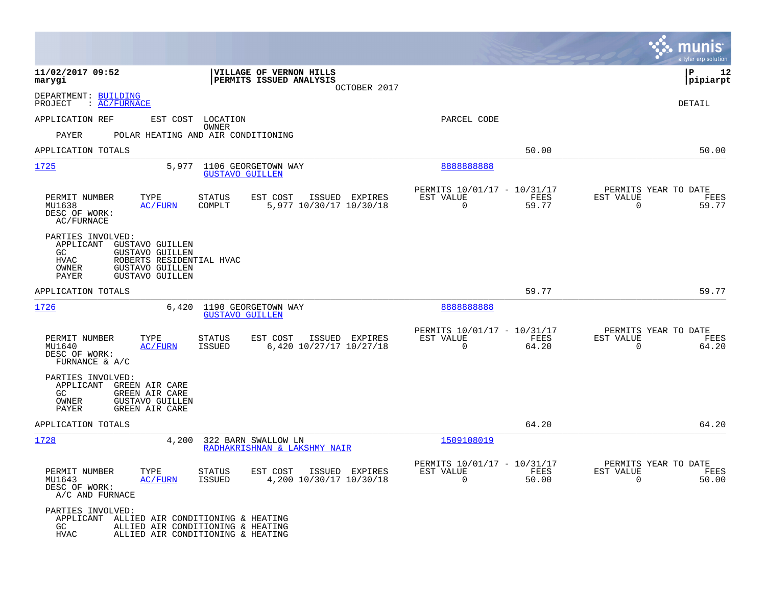**VILLAGE OF VERNON HILLS**
**PERMITS ISSUED ANALYSIS**
OCTOBER 2017

11/02/2017 09:52 marygi — P 12 pipiarpt

DEPARTMENT: BUILDING
PROJECT : AC/FURNACE

DETAIL

APPLICATION REF | EST COST | LOCATION / OWNER | PARCEL CODE

PAYER POLAR HEATING AND AIR CONDITIONING

APPLICATION TOTALS 50.00 50.00

---

**1725** 5,977 1106 GEORGETOWN WAY — GUSTAVO GUILLEN — 8888888888

| PERMIT NUMBER | TYPE | STATUS | EST COST | ISSUED | EXPIRES | PERMITS 10/01/17 - 10/31/17 EST VALUE | FEES | PERMITS YEAR TO DATE EST VALUE | FEES |
|---|---|---|---|---|---|---|---|---|---|
| MU1638 | AC/FURN | COMPLT | 5,977 | 10/30/17 | 10/30/18 | 0 | 59.77 | 0 | 59.77 |

DESC OF WORK:
AC/FURNACE

PARTIES INVOLVED:
APPLICANT GUSTAVO GUILLEN
GC GUSTAVO GUILLEN
HVAC ROBERTS RESIDENTIAL HVAC
OWNER GUSTAVO GUILLEN
PAYER GUSTAVO GUILLEN

APPLICATION TOTALS 59.77 59.77

---

**1726** 6,420 1190 GEORGETOWN WAY — GUSTAVO GUILLEN — 8888888888

| PERMIT NUMBER | TYPE | STATUS | EST COST | ISSUED | EXPIRES | PERMITS 10/01/17 - 10/31/17 EST VALUE | FEES | PERMITS YEAR TO DATE EST VALUE | FEES |
|---|---|---|---|---|---|---|---|---|---|
| MU1640 | AC/FURN | ISSUED | 6,420 | 10/27/17 | 10/27/18 | 0 | 64.20 | 0 | 64.20 |

DESC OF WORK:
FURNANCE & A/C

PARTIES INVOLVED:
APPLICANT GREEN AIR CARE
GC GREEN AIR CARE
OWNER GUSTAVO GUILLEN
PAYER GREEN AIR CARE

APPLICATION TOTALS 64.20 64.20

---

**1728** 4,200 322 BARN SWALLOW LN — RADHAKRISHNAN & LAKSHMY NAIR — 1509108019

| PERMIT NUMBER | TYPE | STATUS | EST COST | ISSUED | EXPIRES | PERMITS 10/01/17 - 10/31/17 EST VALUE | FEES | PERMITS YEAR TO DATE EST VALUE | FEES |
|---|---|---|---|---|---|---|---|---|---|
| MU1643 | AC/FURN | ISSUED | 4,200 | 10/30/17 | 10/30/18 | 0 | 50.00 | 0 | 50.00 |

DESC OF WORK:
A/C AND FURNACE

PARTIES INVOLVED:
APPLICANT ALLIED AIR CONDITIONING & HEATING
GC ALLIED AIR CONDITIONING & HEATING
HVAC ALLIED AIR CONDITIONING & HEATING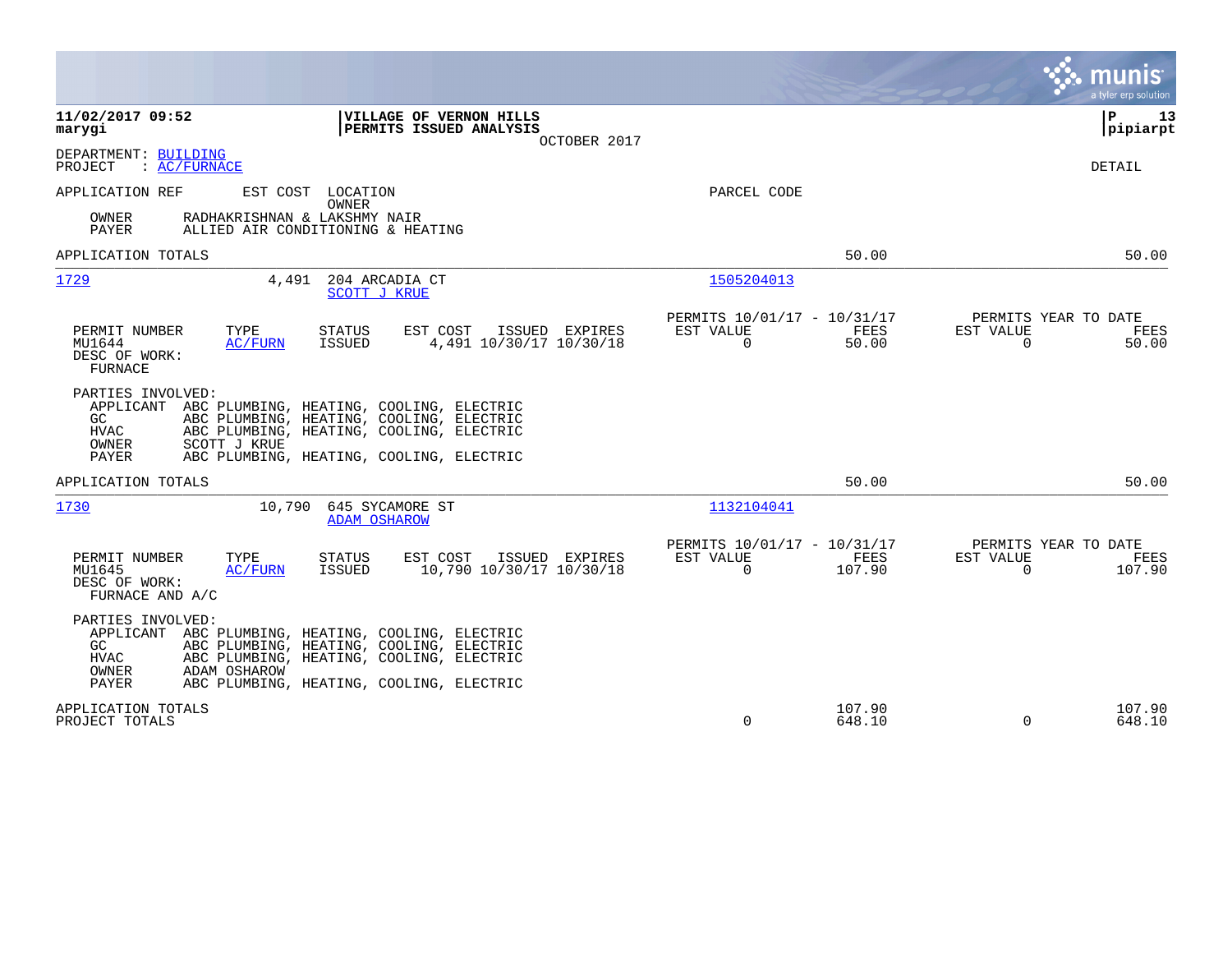**11/02/2017 09:52**
**marygi**

**VILLAGE OF VERNON HILLS**
**PERMITS ISSUED ANALYSIS**
OCTOBER 2017

**P 13**
**pipiarpt**

DEPARTMENT: BUILDING
PROJECT : AC/FURNACE

DETAIL

APPLICATION REF | EST COST | LOCATION / OWNER | PARCEL CODE

OWNER RADHAKRISHNAN & LAKSHMY NAIR
PAYER ALLIED AIR CONDITIONING & HEATING

APPLICATION TOTALS 50.00 50.00

---

**1729** | 4,491 | 204 ARCADIA CT / SCOTT J KRUE | 1505204013

| PERMIT NUMBER | TYPE | STATUS | EST COST | ISSUED | EXPIRES | PERMITS 10/01/17 - 10/31/17 EST VALUE | FEES | PERMITS YEAR TO DATE EST VALUE | FEES |
|---|---|---|---|---|---|---|---|---|---|
| MU1644 | AC/FURN | ISSUED | 4,491 | 10/30/17 | 10/30/18 | 0 | 50.00 | 0 | 50.00 |

DESC OF WORK:
FURNACE

PARTIES INVOLVED:
- APPLICANT ABC PLUMBING, HEATING, COOLING, ELECTRIC
- GC ABC PLUMBING, HEATING, COOLING, ELECTRIC
- HVAC ABC PLUMBING, HEATING, COOLING, ELECTRIC
- OWNER SCOTT J KRUE
- PAYER ABC PLUMBING, HEATING, COOLING, ELECTRIC

APPLICATION TOTALS 50.00 50.00

---

**1730** | 10,790 | 645 SYCAMORE ST / ADAM OSHAROW | 1132104041

| PERMIT NUMBER | TYPE | STATUS | EST COST | ISSUED | EXPIRES | PERMITS 10/01/17 - 10/31/17 EST VALUE | FEES | PERMITS YEAR TO DATE EST VALUE | FEES |
|---|---|---|---|---|---|---|---|---|---|
| MU1645 | AC/FURN | ISSUED | 10,790 | 10/30/17 | 10/30/18 | 0 | 107.90 | 0 | 107.90 |

DESC OF WORK:
FURNACE AND A/C

PARTIES INVOLVED:
- APPLICANT ABC PLUMBING, HEATING, COOLING, ELECTRIC
- GC ABC PLUMBING, HEATING, COOLING, ELECTRIC
- HVAC ABC PLUMBING, HEATING, COOLING, ELECTRIC
- OWNER ADAM OSHAROW
- PAYER ABC PLUMBING, HEATING, COOLING, ELECTRIC

| | EST VALUE | FEES | EST VALUE | FEES |
|---|---|---|---|---|
| APPLICATION TOTALS | | 107.90 | | 107.90 |
| PROJECT TOTALS | 0 | 648.10 | 0 | 648.10 |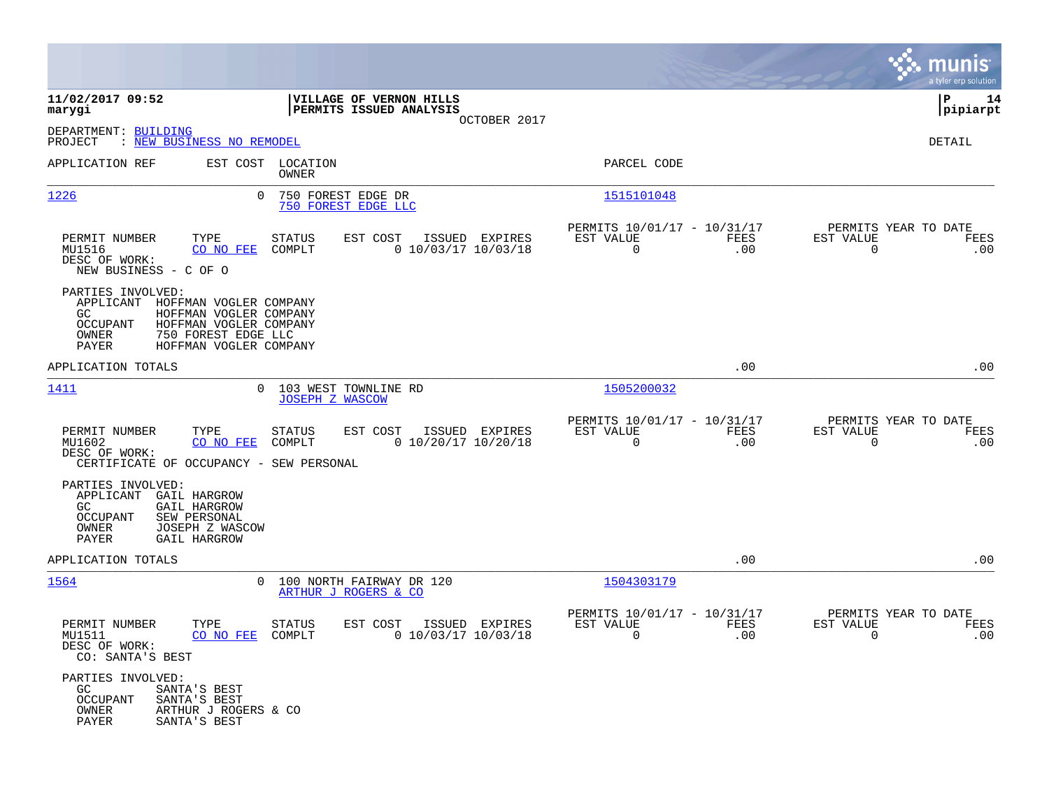**11/02/2017 09:52** | **VILLAGE OF VERNON HILLS** | **P 14**
**marygi** | **PERMITS ISSUED ANALYSIS** | **pipiarpt**

OCTOBER 2017

DEPARTMENT: BUILDING
PROJECT : NEW BUSINESS NO REMODEL

DETAIL

| APPLICATION REF | EST COST | LOCATION / OWNER | PARCEL CODE |
|---|---|---|---|
| 1226 | 0 | 750 FOREST EDGE DR / 750 FOREST EDGE LLC | 1515101048 |

| PERMIT NUMBER | TYPE | STATUS | EST COST | ISSUED | EXPIRES | PERMITS 10/01/17 - 10/31/17 EST VALUE | FEES | PERMITS YEAR TO DATE EST VALUE | FEES |
|---|---|---|---|---|---|---|---|---|---|
| MU1516 | CO NO FEE | COMPLT | 0 | 10/03/17 | 10/03/18 | 0 | .00 | 0 | .00 |

DESC OF WORK:
NEW BUSINESS - C OF O

PARTIES INVOLVED:
- APPLICANT HOFFMAN VOGLER COMPANY
- GC HOFFMAN VOGLER COMPANY
- OCCUPANT HOFFMAN VOGLER COMPANY
- OWNER 750 FOREST EDGE LLC
- PAYER HOFFMAN VOGLER COMPANY

APPLICATION TOTALS .00 .00

| APPLICATION REF | EST COST | LOCATION / OWNER | PARCEL CODE |
|---|---|---|---|
| 1411 | 0 | 103 WEST TOWNLINE RD / JOSEPH Z WASCOW | 1505200032 |

| PERMIT NUMBER | TYPE | STATUS | EST COST | ISSUED | EXPIRES | PERMITS 10/01/17 - 10/31/17 EST VALUE | FEES | PERMITS YEAR TO DATE EST VALUE | FEES |
|---|---|---|---|---|---|---|---|---|---|
| MU1602 | CO NO FEE | COMPLT | 0 | 10/20/17 | 10/20/18 | 0 | .00 | 0 | .00 |

DESC OF WORK:
CERTIFICATE OF OCCUPANCY - SEW PERSONAL

PARTIES INVOLVED:
- APPLICANT GAIL HARGROW
- GC GAIL HARGROW
- OCCUPANT SEW PERSONAL
- OWNER JOSEPH Z WASCOW
- PAYER GAIL HARGROW

APPLICATION TOTALS .00 .00

| APPLICATION REF | EST COST | LOCATION / OWNER | PARCEL CODE |
|---|---|---|---|
| 1564 | 0 | 100 NORTH FAIRWAY DR 120 / ARTHUR J ROGERS & CO | 1504303179 |

| PERMIT NUMBER | TYPE | STATUS | EST COST | ISSUED | EXPIRES | PERMITS 10/01/17 - 10/31/17 EST VALUE | FEES | PERMITS YEAR TO DATE EST VALUE | FEES |
|---|---|---|---|---|---|---|---|---|---|
| MU1511 | CO NO FEE | COMPLT | 0 | 10/03/17 | 10/03/18 | 0 | .00 | 0 | .00 |

DESC OF WORK:
CO: SANTA'S BEST

PARTIES INVOLVED:
- GC SANTA'S BEST
- OCCUPANT SANTA'S BEST
- OWNER ARTHUR J ROGERS & CO
- PAYER SANTA'S BEST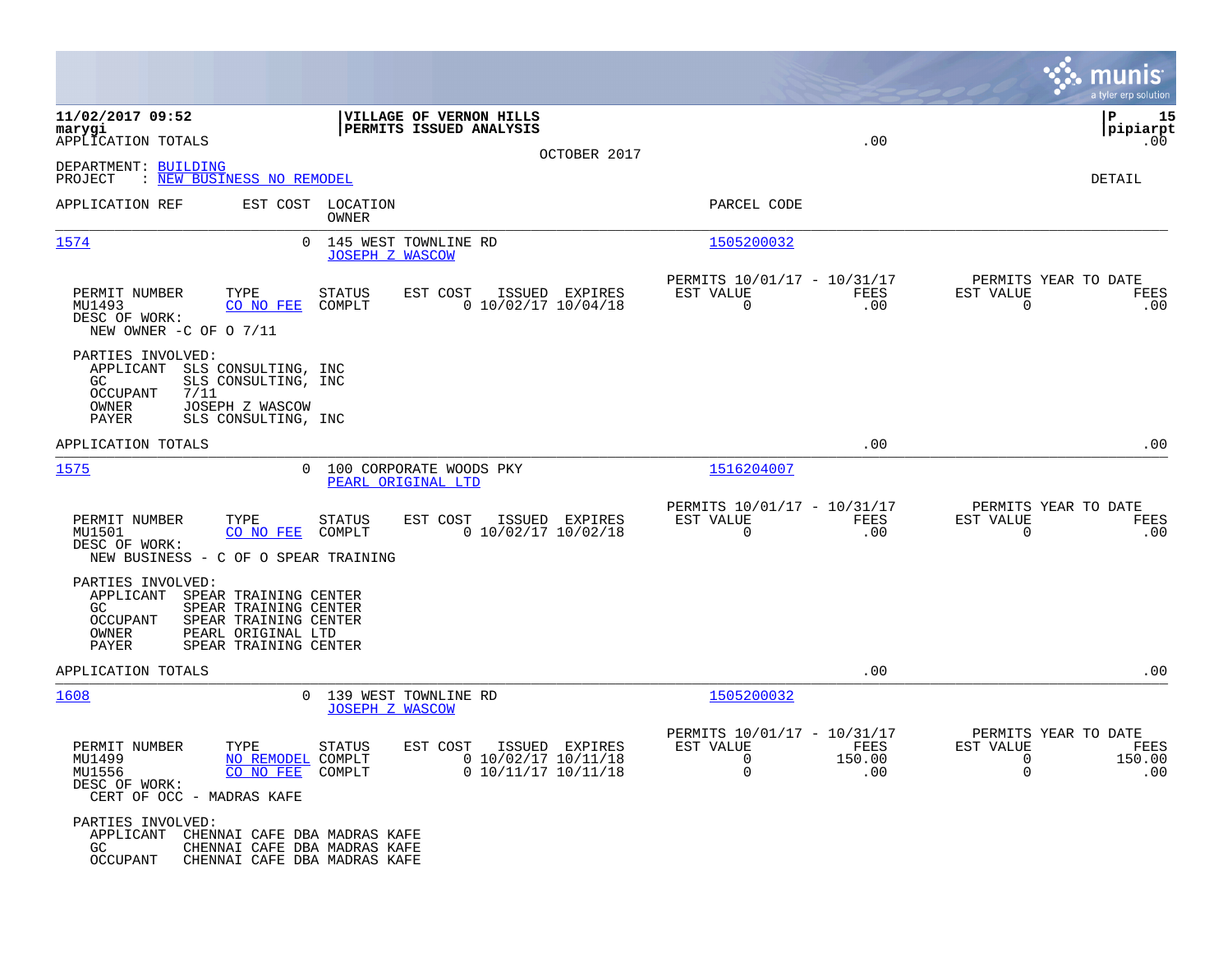**VILLAGE OF VERNON HILLS**
**PERMITS ISSUED ANALYSIS**

11/02/2017 09:52
marygi
APPLICATION TOTALS .00 .00

OCTOBER 2017

pipiarpt

DEPARTMENT: BUILDING
PROJECT : NEW BUSINESS NO REMODEL

DETAIL

| APPLICATION REF | EST COST | LOCATION / OWNER | PARCEL CODE |
|---|---|---|---|
| 1574 | 0 | 145 WEST TOWNLINE RD / JOSEPH Z WASCOW | 1505200032 |

| PERMIT NUMBER | TYPE | STATUS | EST COST | ISSUED | EXPIRES | PERMITS 10/01/17 - 10/31/17 EST VALUE | FEES | PERMITS YEAR TO DATE EST VALUE | FEES |
|---|---|---|---|---|---|---|---|---|---|
| MU1493 | CO NO FEE | COMPLT | 0 | 10/02/17 | 10/04/18 | 0 | .00 | 0 | .00 |

DESC OF WORK:
NEW OWNER -C OF O 7/11

PARTIES INVOLVED:
- APPLICANT SLS CONSULTING, INC
- GC SLS CONSULTING, INC
- OCCUPANT 7/11
- OWNER JOSEPH Z WASCOW
- PAYER SLS CONSULTING, INC

APPLICATION TOTALS .00 .00

| APPLICATION REF | EST COST | LOCATION / OWNER | PARCEL CODE |
|---|---|---|---|
| 1575 | 0 | 100 CORPORATE WOODS PKY / PEARL ORIGINAL LTD | 1516204007 |

| PERMIT NUMBER | TYPE | STATUS | EST COST | ISSUED | EXPIRES | PERMITS 10/01/17 - 10/31/17 EST VALUE | FEES | PERMITS YEAR TO DATE EST VALUE | FEES |
|---|---|---|---|---|---|---|---|---|---|
| MU1501 | CO NO FEE | COMPLT | 0 | 10/02/17 | 10/02/18 | 0 | .00 | 0 | .00 |

DESC OF WORK:
NEW BUSINESS - C OF O SPEAR TRAINING

PARTIES INVOLVED:
- APPLICANT SPEAR TRAINING CENTER
- GC SPEAR TRAINING CENTER
- OCCUPANT SPEAR TRAINING CENTER
- OWNER PEARL ORIGINAL LTD
- PAYER SPEAR TRAINING CENTER

APPLICATION TOTALS .00 .00

| APPLICATION REF | EST COST | LOCATION / OWNER | PARCEL CODE |
|---|---|---|---|
| 1608 | 0 | 139 WEST TOWNLINE RD / JOSEPH Z WASCOW | 1505200032 |

| PERMIT NUMBER | TYPE | STATUS | EST COST | ISSUED | EXPIRES | PERMITS 10/01/17 - 10/31/17 EST VALUE | FEES | PERMITS YEAR TO DATE EST VALUE | FEES |
|---|---|---|---|---|---|---|---|---|---|
| MU1499 | NO REMODEL | COMPLT | 0 | 10/02/17 | 10/11/18 | 0 | 150.00 | 0 | 150.00 |
| MU1556 | CO NO FEE | COMPLT | 0 | 10/11/17 | 10/11/18 | 0 | .00 | 0 | .00 |

DESC OF WORK:
CERT OF OCC - MADRAS KAFE

PARTIES INVOLVED:
- APPLICANT CHENNAI CAFE DBA MADRAS KAFE
- GC CHENNAI CAFE DBA MADRAS KAFE
- OCCUPANT CHENNAI CAFE DBA MADRAS KAFE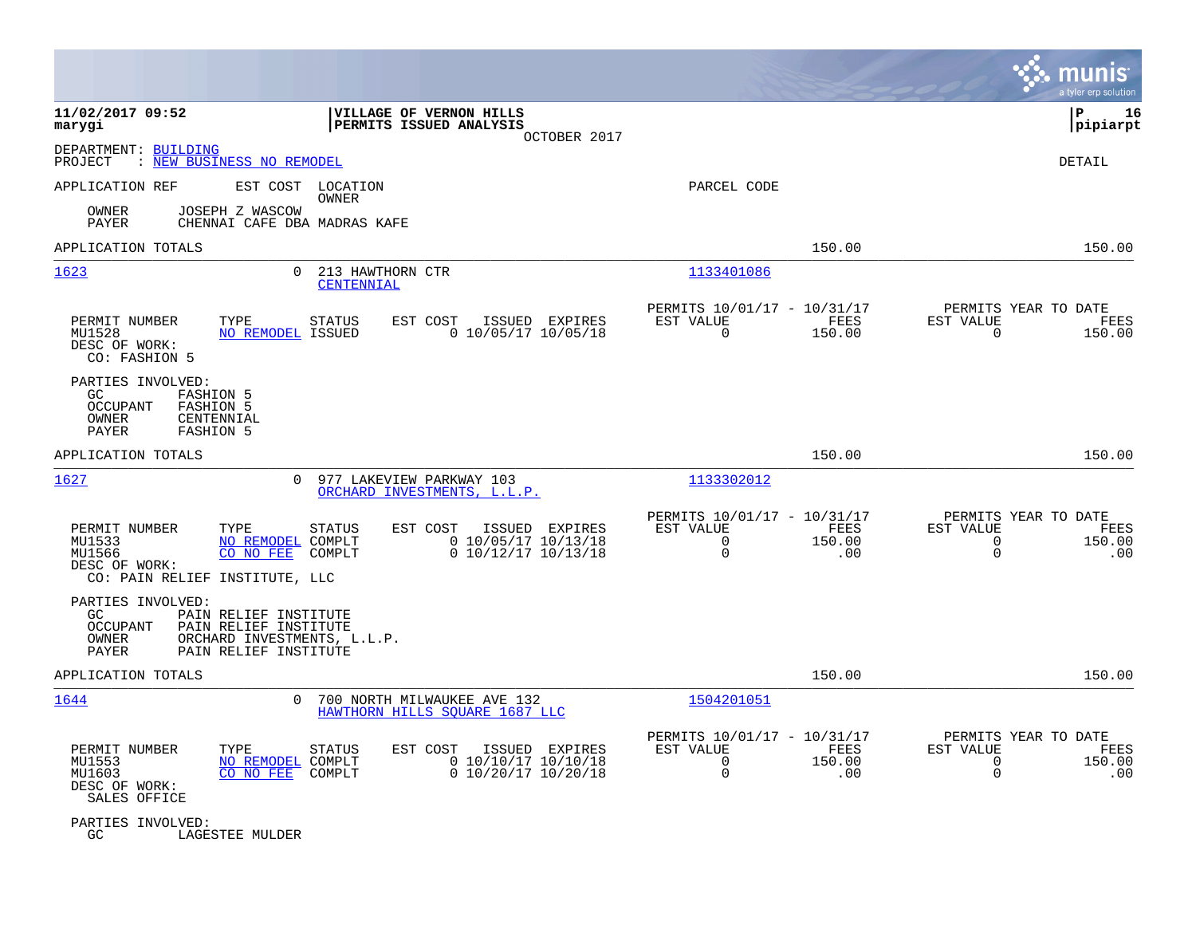DEPARTMENT: BUILDING
PROJECT : NEW BUSINESS NO REMODEL

DETAIL

| APPLICATION REF | EST COST | LOCATION / OWNER | PARCEL CODE |
|---|---|---|---|

OWNER JOSEPH Z WASCOW
PAYER CHENNAI CAFE DBA MADRAS KAFE

APPLICATION TOTALS — 150.00 — 150.00

---

**1623** — 0 — 213 HAWTHORN CTR / CENTENNIAL — 1133401086

| PERMIT NUMBER | TYPE | STATUS | EST COST | ISSUED | EXPIRES | PERMITS 10/01/17 - 10/31/17 EST VALUE | FEES | PERMITS YEAR TO DATE EST VALUE | FEES |
|---|---|---|---|---|---|---|---|---|---|
| MU1528 | NO REMODEL | ISSUED | 0 | 10/05/17 | 10/05/18 | 0 | 150.00 | 0 | 150.00 |

DESC OF WORK:
CO: FASHION 5

PARTIES INVOLVED:
GC FASHION 5
OCCUPANT FASHION 5
OWNER CENTENNIAL
PAYER FASHION 5

APPLICATION TOTALS — 150.00 — 150.00

---

**1627** — 0 — 977 LAKEVIEW PARKWAY 103 / ORCHARD INVESTMENTS, L.L.P. — 1133302012

| PERMIT NUMBER | TYPE | STATUS | EST COST | ISSUED | EXPIRES | PERMITS 10/01/17 - 10/31/17 EST VALUE | FEES | PERMITS YEAR TO DATE EST VALUE | FEES |
|---|---|---|---|---|---|---|---|---|---|
| MU1533 | NO REMODEL | COMPLT | 0 | 10/05/17 | 10/13/18 | 0 | 150.00 | 0 | 150.00 |
| MU1566 | CO NO FEE | COMPLT | 0 | 10/12/17 | 10/13/18 | 0 | .00 | 0 | .00 |

DESC OF WORK:
CO: PAIN RELIEF INSTITUTE, LLC

PARTIES INVOLVED:
GC PAIN RELIEF INSTITUTE
OCCUPANT PAIN RELIEF INSTITUTE
OWNER ORCHARD INVESTMENTS, L.L.P.
PAYER PAIN RELIEF INSTITUTE

APPLICATION TOTALS — 150.00 — 150.00

---

**1644** — 0 — 700 NORTH MILWAUKEE AVE 132 / HAWTHORN HILLS SQUARE 1687 LLC — 1504201051

| PERMIT NUMBER | TYPE | STATUS | EST COST | ISSUED | EXPIRES | PERMITS 10/01/17 - 10/31/17 EST VALUE | FEES | PERMITS YEAR TO DATE EST VALUE | FEES |
|---|---|---|---|---|---|---|---|---|---|
| MU1553 | NO REMODEL | COMPLT | 0 | 10/10/17 | 10/10/18 | 0 | 150.00 | 0 | 150.00 |
| MU1603 | CO NO FEE | COMPLT | 0 | 10/20/17 | 10/20/18 | 0 | .00 | 0 | .00 |

DESC OF WORK:
SALES OFFICE

PARTIES INVOLVED:
GC LAGESTEE MULDER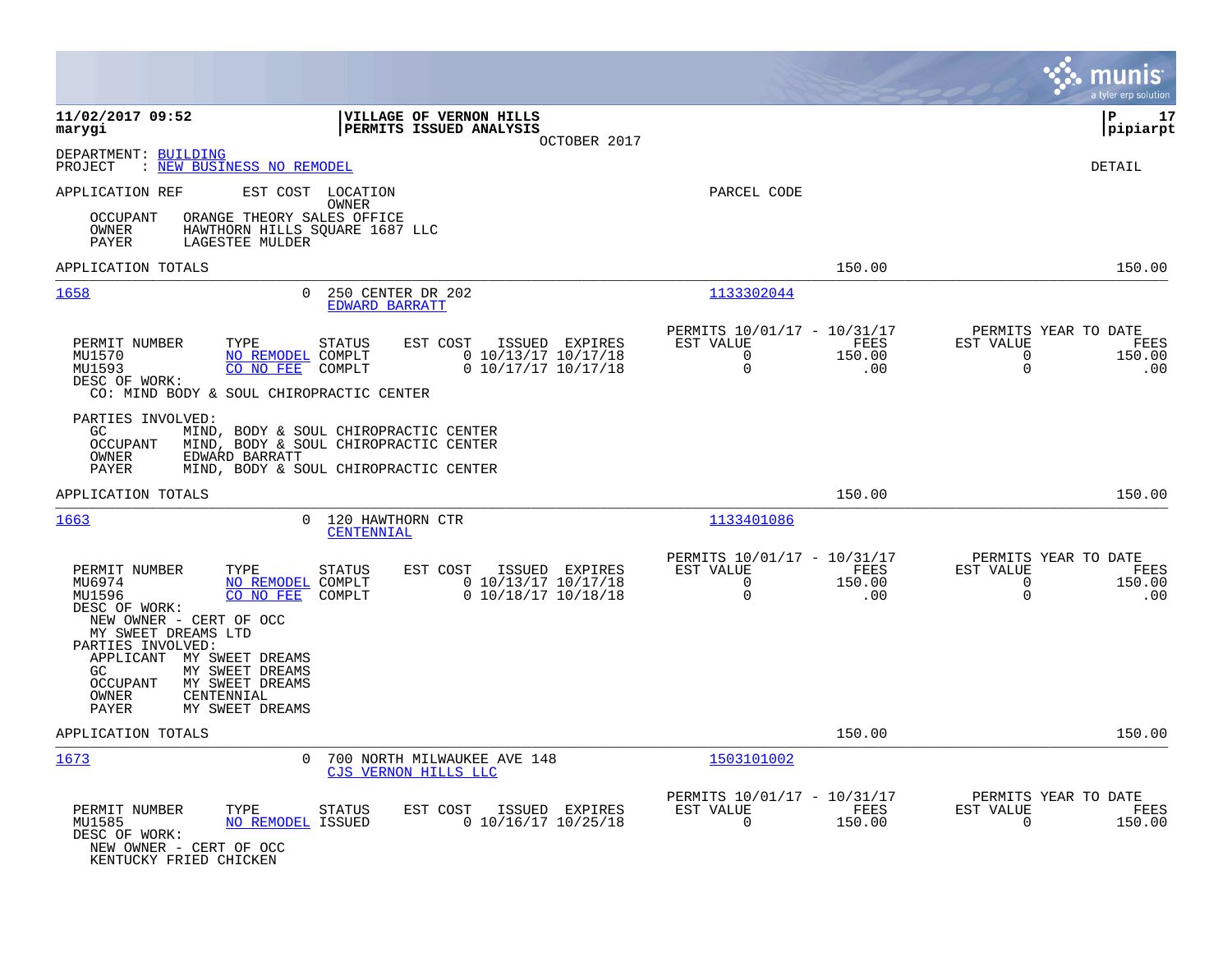**11/02/2017 09:52**
**marygi**

**VILLAGE OF VERNON HILLS**
**PERMITS ISSUED ANALYSIS**
OCTOBER 2017

**P 17**
**pipiarpt**

DEPARTMENT: BUILDING
PROJECT : NEW BUSINESS NO REMODEL

DETAIL

APPLICATION REF EST COST LOCATION OWNER PARCEL CODE

OCCUPANT ORANGE THEORY SALES OFFICE
OWNER HAWTHORN HILLS SQUARE 1687 LLC
PAYER LAGESTEE MULDER

APPLICATION TOTALS 150.00 150.00

---

**1658** 0 250 CENTER DR 202 — EDWARD BARRATT — Parcel 1133302044

| PERMIT NUMBER | TYPE | STATUS | EST COST | ISSUED | EXPIRES | PERMITS 10/01/17 - 10/31/17 EST VALUE | FEES | PERMITS YEAR TO DATE EST VALUE | FEES |
|---|---|---|---|---|---|---|---|---|---|
| MU1570 | NO REMODEL | COMPLT | 0 | 10/13/17 | 10/17/18 | 0 | 150.00 | 0 | 150.00 |
| MU1593 | CO NO FEE | COMPLT | 0 | 10/17/17 | 10/17/18 | 0 | .00 | 0 | .00 |

DESC OF WORK:
CO: MIND BODY & SOUL CHIROPRACTIC CENTER

PARTIES INVOLVED:
GC MIND, BODY & SOUL CHIROPRACTIC CENTER
OCCUPANT MIND, BODY & SOUL CHIROPRACTIC CENTER
OWNER EDWARD BARRATT
PAYER MIND, BODY & SOUL CHIROPRACTIC CENTER

APPLICATION TOTALS 150.00 150.00

---

**1663** 0 120 HAWTHORN CTR — CENTENNIAL — Parcel 1133401086

| PERMIT NUMBER | TYPE | STATUS | EST COST | ISSUED | EXPIRES | PERMITS 10/01/17 - 10/31/17 EST VALUE | FEES | PERMITS YEAR TO DATE EST VALUE | FEES |
|---|---|---|---|---|---|---|---|---|---|
| MU6974 | NO REMODEL | COMPLT | 0 | 10/13/17 | 10/17/18 | 0 | 150.00 | 0 | 150.00 |
| MU1596 | CO NO FEE | COMPLT | 0 | 10/18/17 | 10/18/18 | 0 | .00 | 0 | .00 |

DESC OF WORK:
NEW OWNER - CERT OF OCC
MY SWEET DREAMS LTD

PARTIES INVOLVED:
APPLICANT MY SWEET DREAMS
GC MY SWEET DREAMS
OCCUPANT MY SWEET DREAMS
OWNER CENTENNIAL
PAYER MY SWEET DREAMS

APPLICATION TOTALS 150.00 150.00

---

**1673** 0 700 NORTH MILWAUKEE AVE 148 — CJS VERNON HILLS LLC — Parcel 1503101002

| PERMIT NUMBER | TYPE | STATUS | EST COST | ISSUED | EXPIRES | PERMITS 10/01/17 - 10/31/17 EST VALUE | FEES | PERMITS YEAR TO DATE EST VALUE | FEES |
|---|---|---|---|---|---|---|---|---|---|
| MU1585 | NO REMODEL | ISSUED | 0 | 10/16/17 | 10/25/18 | 0 | 150.00 | 0 | 150.00 |

DESC OF WORK:
NEW OWNER - CERT OF OCC
KENTUCKY FRIED CHICKEN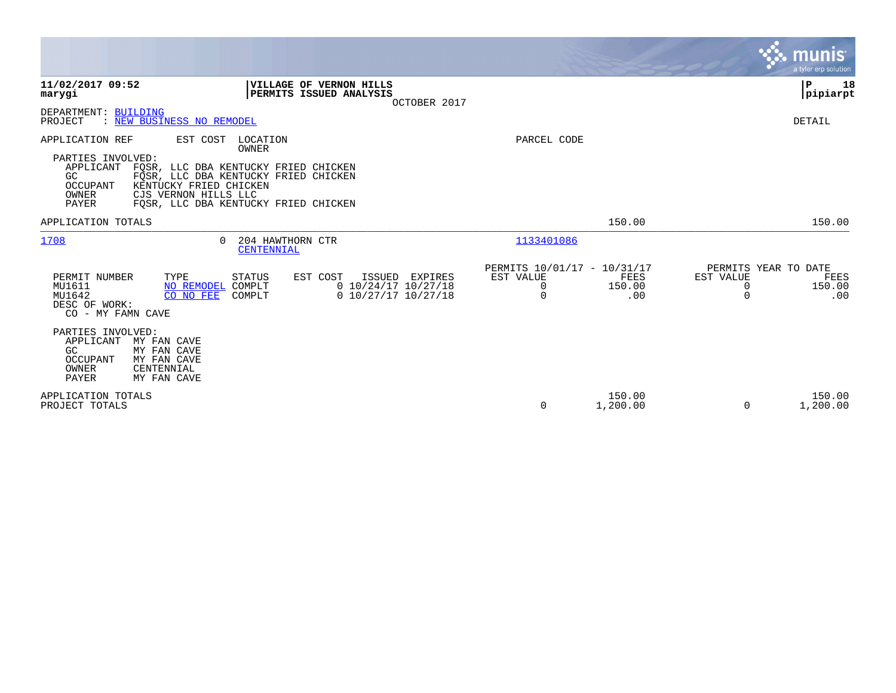**11/02/2017 09:52**
**marygi**

**VILLAGE OF VERNON HILLS**
**PERMITS ISSUED ANALYSIS**
OCTOBER 2017

**P 18**
**pipiarpt**

DEPARTMENT: BUILDING
PROJECT : NEW BUSINESS NO REMODEL

DETAIL

APPLICATION REF | EST COST | LOCATION / OWNER | PARCEL CODE

PARTIES INVOLVED:
- APPLICANT FQSR, LLC DBA KENTUCKY FRIED CHICKEN
- GC FQSR, LLC DBA KENTUCKY FRIED CHICKEN
- OCCUPANT KENTUCKY FRIED CHICKEN
- OWNER CJS VERNON HILLS LLC
- PAYER FQSR, LLC DBA KENTUCKY FRIED CHICKEN

APPLICATION TOTALS 150.00 150.00

---

1708 | 0 | 204 HAWTHORN CTR / CENTENNIAL | 1133401086

| PERMIT NUMBER | TYPE | STATUS | EST COST | ISSUED | EXPIRES | PERMITS 10/01/17 - 10/31/17 EST VALUE | FEES | PERMITS YEAR TO DATE EST VALUE | FEES |
|---|---|---|---|---|---|---|---|---|---|
| MU1611 | NO REMODEL | COMPLT | 0 | 10/24/17 | 10/27/18 | 0 | 150.00 | 0 | 150.00 |
| MU1642 | CO NO FEE | COMPLT | 0 | 10/27/17 | 10/27/18 | 0 | .00 | 0 | .00 |

DESC OF WORK:
CO - MY FAMN CAVE

PARTIES INVOLVED:
- APPLICANT MY FAN CAVE
- GC MY FAN CAVE
- OCCUPANT MY FAN CAVE
- OWNER CENTENNIAL
- PAYER MY FAN CAVE

| | EST VALUE | FEES | EST VALUE | FEES |
|---|---|---|---|---|
| APPLICATION TOTALS | | 150.00 | | 150.00 |
| PROJECT TOTALS | 0 | 1,200.00 | 0 | 1,200.00 |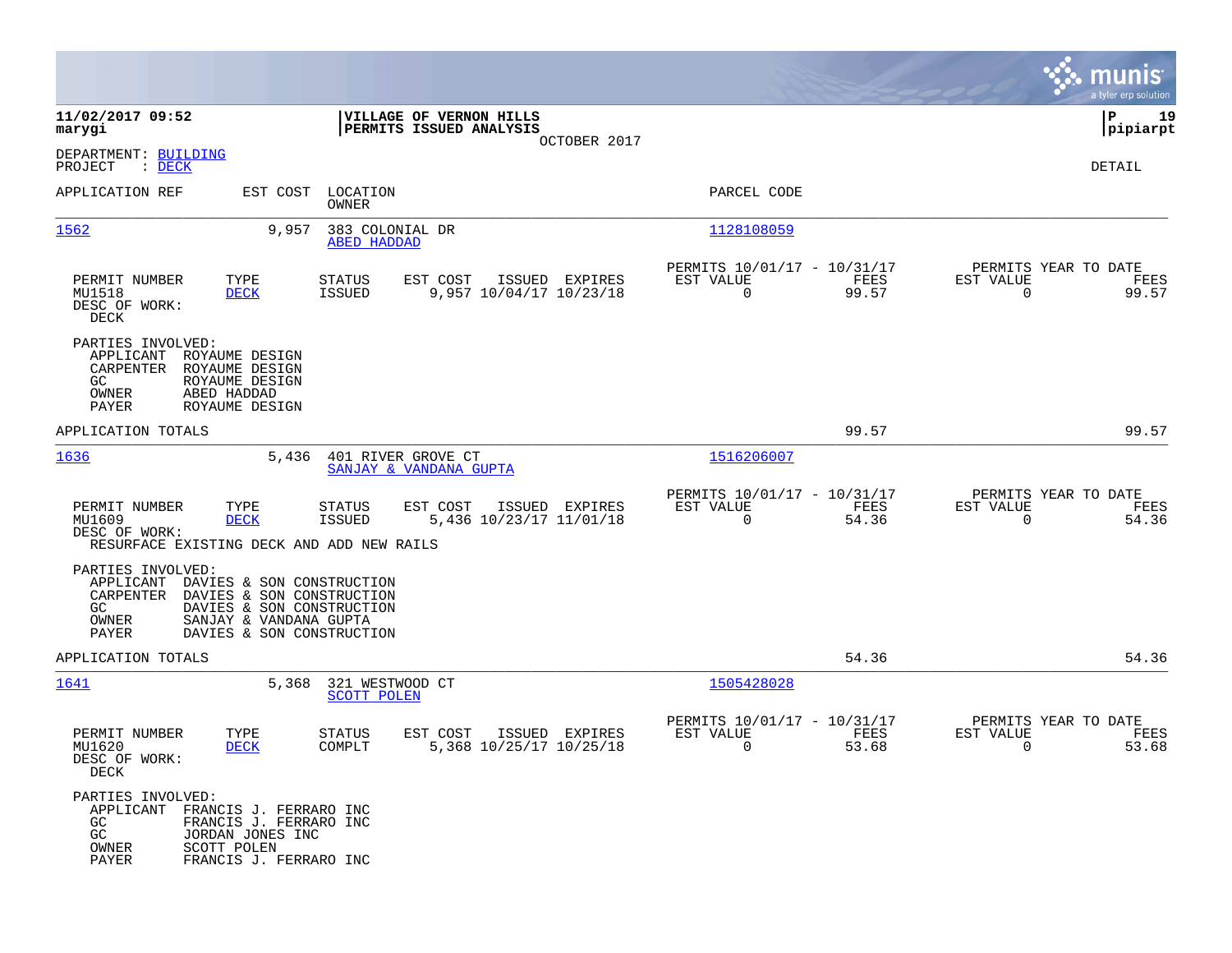**11/02/2017 09:52**
**marygi**

**VILLAGE OF VERNON HILLS**
**PERMITS ISSUED ANALYSIS**
OCTOBER 2017

**P 19**
**pipiarpt**

DEPARTMENT: BUILDING
PROJECT : DECK

DETAIL

| APPLICATION REF | EST COST | LOCATION / OWNER | PARCEL CODE |
|---|---|---|---|
| 1562 | 9,957 | 383 COLONIAL DR / ABED HADDAD | 1128108059 |

| PERMIT NUMBER | TYPE | STATUS | EST COST | ISSUED | EXPIRES | PERMITS 10/01/17 - 10/31/17 EST VALUE | FEES | PERMITS YEAR TO DATE EST VALUE | FEES |
|---|---|---|---|---|---|---|---|---|---|
| MU1518 | DECK | ISSUED | 9,957 | 10/04/17 | 10/23/18 | 0 | 99.57 | 0 | 99.57 |

DESC OF WORK:
DECK

PARTIES INVOLVED:
- APPLICANT ROYAUME DESIGN
- CARPENTER ROYAUME DESIGN
- GC ROYAUME DESIGN
- OWNER ABED HADDAD
- PAYER ROYAUME DESIGN

APPLICATION TOTALS 99.57 99.57

| APPLICATION REF | EST COST | LOCATION / OWNER | PARCEL CODE |
|---|---|---|---|
| 1636 | 5,436 | 401 RIVER GROVE CT / SANJAY & VANDANA GUPTA | 1516206007 |

| PERMIT NUMBER | TYPE | STATUS | EST COST | ISSUED | EXPIRES | PERMITS 10/01/17 - 10/31/17 EST VALUE | FEES | PERMITS YEAR TO DATE EST VALUE | FEES |
|---|---|---|---|---|---|---|---|---|---|
| MU1609 | DECK | ISSUED | 5,436 | 10/23/17 | 11/01/18 | 0 | 54.36 | 0 | 54.36 |

DESC OF WORK:
RESURFACE EXISTING DECK AND ADD NEW RAILS

PARTIES INVOLVED:
- APPLICANT DAVIES & SON CONSTRUCTION
- CARPENTER DAVIES & SON CONSTRUCTION
- GC DAVIES & SON CONSTRUCTION
- OWNER SANJAY & VANDANA GUPTA
- PAYER DAVIES & SON CONSTRUCTION

APPLICATION TOTALS 54.36 54.36

| APPLICATION REF | EST COST | LOCATION / OWNER | PARCEL CODE |
|---|---|---|---|
| 1641 | 5,368 | 321 WESTWOOD CT / SCOTT POLEN | 1505428028 |

| PERMIT NUMBER | TYPE | STATUS | EST COST | ISSUED | EXPIRES | PERMITS 10/01/17 - 10/31/17 EST VALUE | FEES | PERMITS YEAR TO DATE EST VALUE | FEES |
|---|---|---|---|---|---|---|---|---|---|
| MU1620 | DECK | COMPLT | 5,368 | 10/25/17 | 10/25/18 | 0 | 53.68 | 0 | 53.68 |

DESC OF WORK:
DECK

PARTIES INVOLVED:
- APPLICANT FRANCIS J. FERRARO INC
- GC FRANCIS J. FERRARO INC
- GC JORDAN JONES INC
- OWNER SCOTT POLEN
- PAYER FRANCIS J. FERRARO INC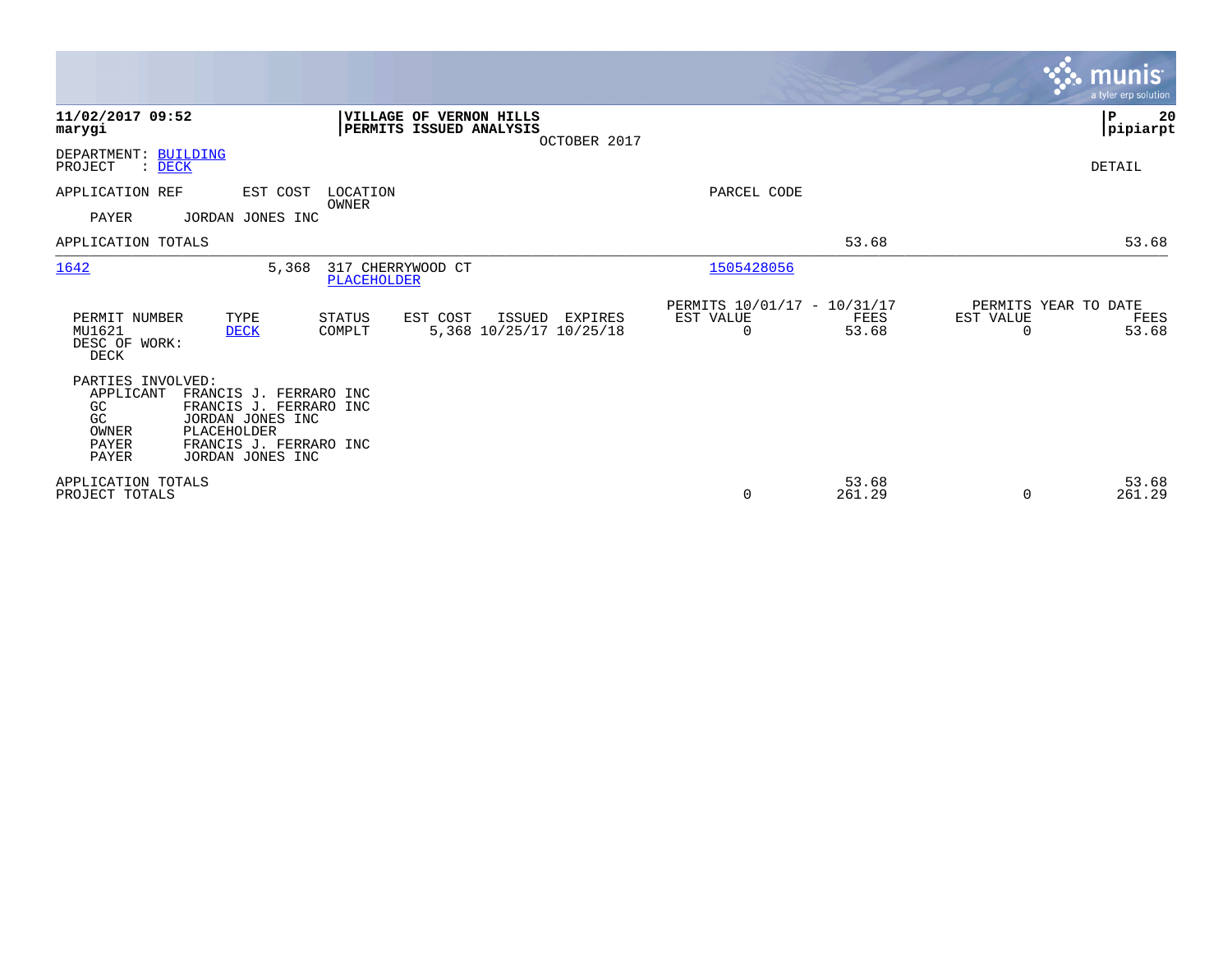**11/02/2017 09:52**
**marygi**

**VILLAGE OF VERNON HILLS**
**PERMITS ISSUED ANALYSIS**
OCTOBER 2017

**P 20**
**pipiarpt**

DEPARTMENT: BUILDING
PROJECT : DECK

DETAIL

| APPLICATION REF | EST COST | LOCATION / OWNER | PARCEL CODE | | |
|---|---|---|---|---|---|
| PAYER | JORDAN JONES INC | | | | |
| APPLICATION TOTALS | | | | 53.68 | 53.68 |
| 1642 | 5,368 | 317 CHERRYWOOD CT / PLACEHOLDER | 1505428056 | | |

| PERMIT NUMBER | TYPE | STATUS | EST COST | ISSUED | EXPIRES | PERMITS 10/01/17 - 10/31/17 EST VALUE | FEES | PERMITS YEAR TO DATE EST VALUE | FEES |
|---|---|---|---|---|---|---|---|---|---|
| MU1621 | DECK | COMPLT | 5,368 | 10/25/17 | 10/25/18 | 0 | 53.68 | 0 | 53.68 |

DESC OF WORK:
DECK

PARTIES INVOLVED:

| Role | Name |
|---|---|
| APPLICANT | FRANCIS J. FERRARO INC |
| GC | FRANCIS J. FERRARO INC |
| GC | JORDAN JONES INC |
| OWNER | PLACEHOLDER |
| PAYER | FRANCIS J. FERRARO INC |
| PAYER | JORDAN JONES INC |

| | EST VALUE | FEES | EST VALUE | FEES |
|---|---|---|---|---|
| APPLICATION TOTALS | | 53.68 | | 53.68 |
| PROJECT TOTALS | 0 | 261.29 | 0 | 261.29 |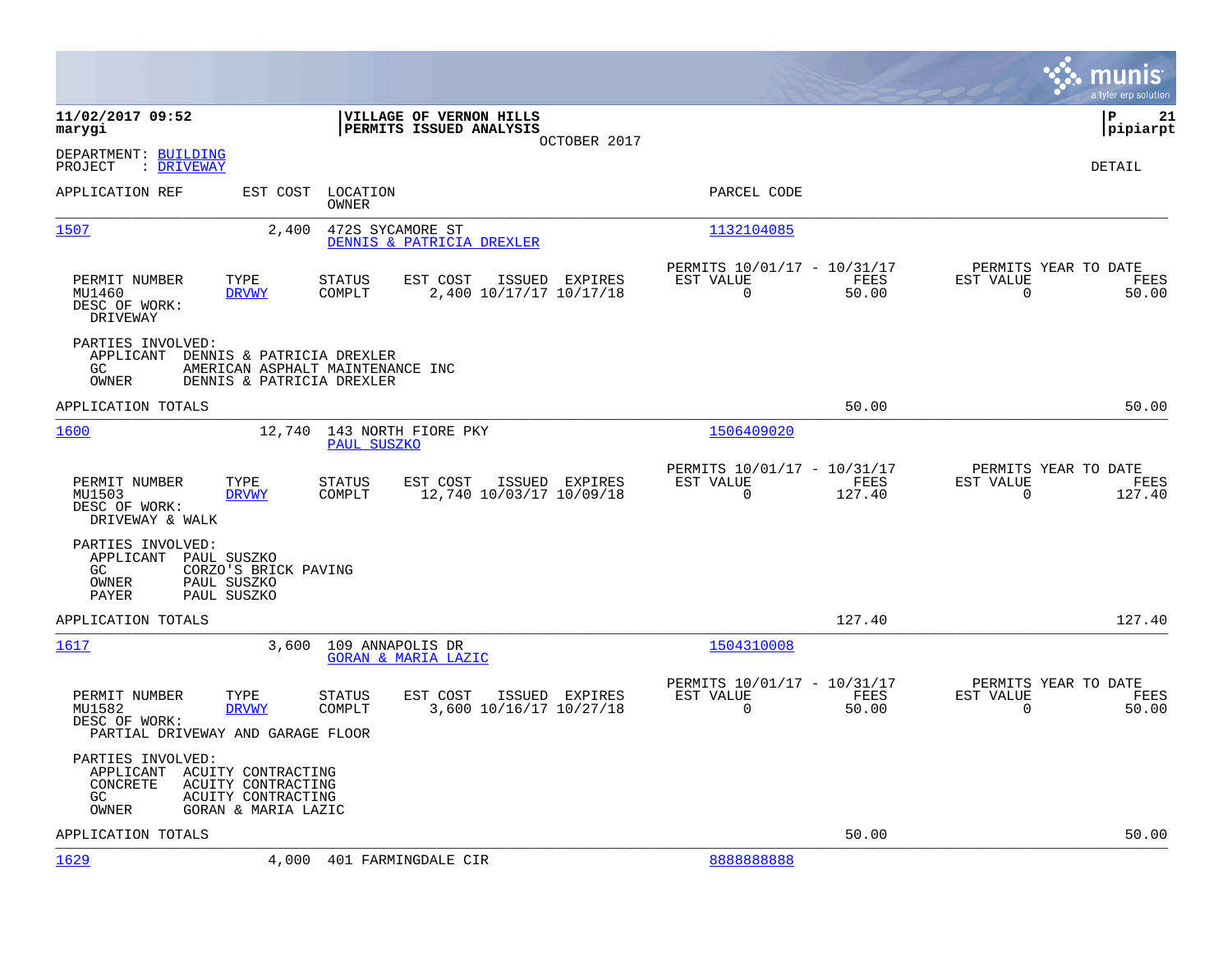**11/02/2017 09:52**
**marygi**

**VILLAGE OF VERNON HILLS**
**PERMITS ISSUED ANALYSIS**
OCTOBER 2017

**P 21**
**pipiarpt**

DEPARTMENT: BUILDING
PROJECT : DRIVEWAY

DETAIL

| APPLICATION REF | EST COST | LOCATION / OWNER | PARCEL CODE |
|---|---|---|---|
| 1507 | 2,400 | 472S SYCAMORE ST / DENNIS & PATRICIA DREXLER | 1132104085 |

| PERMIT NUMBER | TYPE | STATUS | EST COST | ISSUED | EXPIRES | PERMITS 10/01/17 - 10/31/17 EST VALUE | FEES | PERMITS YEAR TO DATE EST VALUE | FEES |
|---|---|---|---|---|---|---|---|---|---|
| MU1460 | DRVWY | COMPLT | 2,400 | 10/17/17 | 10/17/18 | 0 | 50.00 | 0 | 50.00 |

DESC OF WORK:
DRIVEWAY

PARTIES INVOLVED:
APPLICANT DENNIS & PATRICIA DREXLER
GC AMERICAN ASPHALT MAINTENANCE INC
OWNER DENNIS & PATRICIA DREXLER

APPLICATION TOTALS 50.00 50.00

| APPLICATION REF | EST COST | LOCATION / OWNER | PARCEL CODE |
|---|---|---|---|
| 1600 | 12,740 | 143 NORTH FIORE PKY / PAUL SUSZKO | 1506409020 |

| PERMIT NUMBER | TYPE | STATUS | EST COST | ISSUED | EXPIRES | PERMITS 10/01/17 - 10/31/17 EST VALUE | FEES | PERMITS YEAR TO DATE EST VALUE | FEES |
|---|---|---|---|---|---|---|---|---|---|
| MU1503 | DRVWY | COMPLT | 12,740 | 10/03/17 | 10/09/18 | 0 | 127.40 | 0 | 127.40 |

DESC OF WORK:
DRIVEWAY & WALK

PARTIES INVOLVED:
APPLICANT PAUL SUSZKO
GC CORZO'S BRICK PAVING
OWNER PAUL SUSZKO
PAYER PAUL SUSZKO

APPLICATION TOTALS 127.40 127.40

| APPLICATION REF | EST COST | LOCATION / OWNER | PARCEL CODE |
|---|---|---|---|
| 1617 | 3,600 | 109 ANNAPOLIS DR / GORAN & MARIA LAZIC | 1504310008 |

| PERMIT NUMBER | TYPE | STATUS | EST COST | ISSUED | EXPIRES | PERMITS 10/01/17 - 10/31/17 EST VALUE | FEES | PERMITS YEAR TO DATE EST VALUE | FEES |
|---|---|---|---|---|---|---|---|---|---|
| MU1582 | DRVWY | COMPLT | 3,600 | 10/16/17 | 10/27/18 | 0 | 50.00 | 0 | 50.00 |

DESC OF WORK:
PARTIAL DRIVEWAY AND GARAGE FLOOR

PARTIES INVOLVED:
APPLICANT ACUITY CONTRACTING
CONCRETE ACUITY CONTRACTING
GC ACUITY CONTRACTING
OWNER GORAN & MARIA LAZIC

APPLICATION TOTALS 50.00 50.00

| APPLICATION REF | EST COST | LOCATION / OWNER | PARCEL CODE |
|---|---|---|---|
| 1629 | 4,000 | 401 FARMINGDALE CIR | 8888888888 |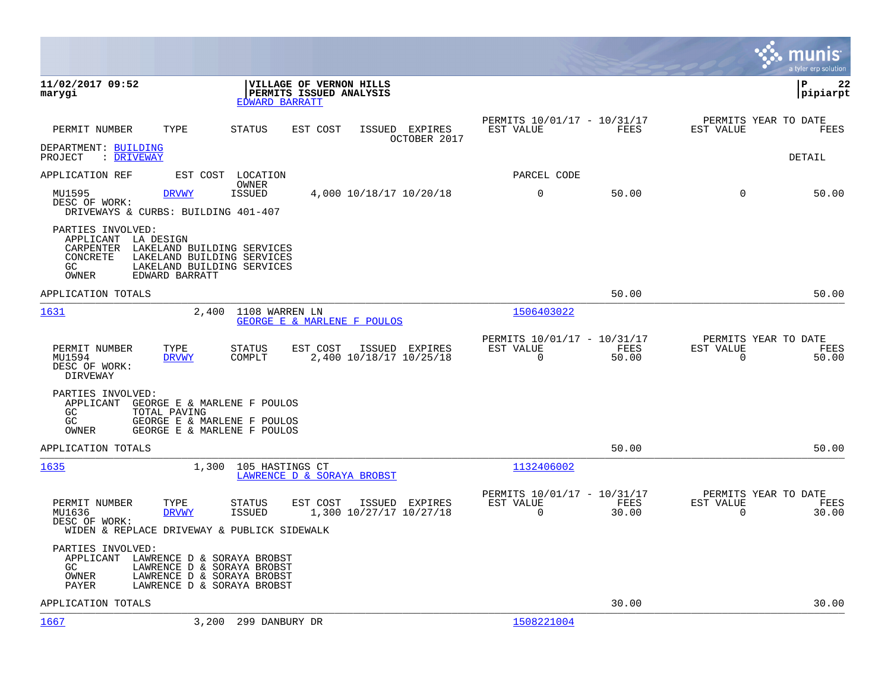**11/02/2017 09:52**
**marygi**

**VILLAGE OF VERNON HILLS**
**PERMITS ISSUED ANALYSIS**
EDWARD BARRATT

| PERMIT NUMBER | TYPE | STATUS | EST COST | ISSUED | EXPIRES | PERMITS 10/01/17 - 10/31/17 EST VALUE | FEES | PERMITS YEAR TO DATE EST VALUE | FEES |
|---|---|---|---|---|---|---|---|---|---|
| | | | | | OCTOBER 2017 | | | | |

DEPARTMENT: BUILDING
PROJECT : DRIVEWAY

DETAIL

| APPLICATION REF | EST COST | LOCATION / OWNER | | | | PARCEL CODE | | | |
|---|---|---|---|---|---|---|---|---|---|
| MU1595 | DRVWY | ISSUED | 4,000 | 10/18/17 | 10/20/18 | 0 | 50.00 | 0 | 50.00 |

DESC OF WORK:
DRIVEWAYS & CURBS: BUILDING 401-407

PARTIES INVOLVED:
- APPLICANT LA DESIGN
- CARPENTER LAKELAND BUILDING SERVICES
- CONCRETE LAKELAND BUILDING SERVICES
- GC LAKELAND BUILDING SERVICES
- OWNER EDWARD BARRATT

APPLICATION TOTALS — 50.00 — 50.00

---

1631 — 2,400 — 1108 WARREN LN — GEORGE E & MARLENE F POULOS — 1506403022

| PERMIT NUMBER | TYPE | STATUS | EST COST | ISSUED | EXPIRES | PERMITS 10/01/17 - 10/31/17 EST VALUE | FEES | PERMITS YEAR TO DATE EST VALUE | FEES |
|---|---|---|---|---|---|---|---|---|---|
| MU1594 | DRVWY | COMPLT | 2,400 | 10/18/17 | 10/25/18 | 0 | 50.00 | 0 | 50.00 |

DESC OF WORK:
DIRVEWAY

PARTIES INVOLVED:
- APPLICANT GEORGE E & MARLENE F POULOS
- GC TOTAL PAVING
- GC GEORGE E & MARLENE F POULOS
- OWNER GEORGE E & MARLENE F POULOS

APPLICATION TOTALS — 50.00 — 50.00

---

1635 — 1,300 — 105 HASTINGS CT — LAWRENCE D & SORAYA BROBST — 1132406002

| PERMIT NUMBER | TYPE | STATUS | EST COST | ISSUED | EXPIRES | PERMITS 10/01/17 - 10/31/17 EST VALUE | FEES | PERMITS YEAR TO DATE EST VALUE | FEES |
|---|---|---|---|---|---|---|---|---|---|
| MU1636 | DRVWY | ISSUED | 1,300 | 10/27/17 | 10/27/18 | 0 | 30.00 | 0 | 30.00 |

DESC OF WORK:
WIDEN & REPLACE DRIVEWAY & PUBLICK SIDEWALK

PARTIES INVOLVED:
- APPLICANT LAWRENCE D & SORAYA BROBST
- GC LAWRENCE D & SORAYA BROBST
- OWNER LAWRENCE D & SORAYA BROBST
- PAYER LAWRENCE D & SORAYA BROBST

APPLICATION TOTALS — 30.00 — 30.00

---

1667 — 3,200 — 299 DANBURY DR — 1508221004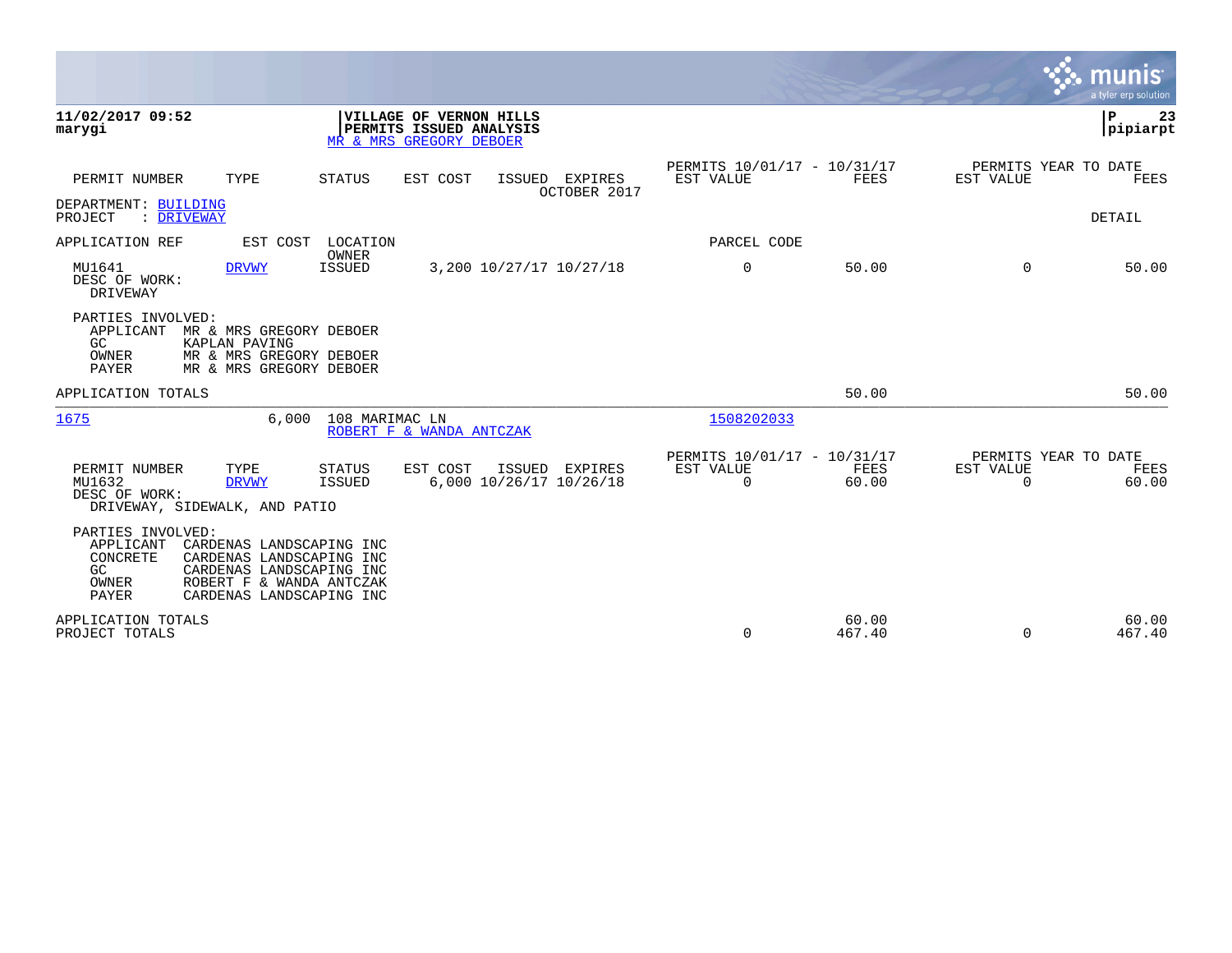**11/02/2017 09:52**
**marygi**

**VILLAGE OF VERNON HILLS**
**PERMITS ISSUED ANALYSIS**
MR & MRS GREGORY DEBOER

| PERMIT NUMBER | TYPE | STATUS | EST COST | ISSUED | EXPIRES | PERMITS 10/01/17 - 10/31/17 EST VALUE | FEES | PERMITS YEAR TO DATE EST VALUE | FEES |
|---|---|---|---|---|---|---|---|---|---|
| | | | | OCTOBER 2017 | | | | | |

DEPARTMENT: BUILDING
PROJECT : DRIVEWAY

DETAIL

| APPLICATION REF | EST COST | LOCATION / OWNER | | PARCEL CODE | | | |
|---|---|---|---|---|---|---|---|
| MU1641 | DRVWY | ISSUED | 3,200 10/27/17 10/27/18 | 0 | 50.00 | 0 | 50.00 |

DESC OF WORK:
DRIVEWAY

PARTIES INVOLVED:
- APPLICANT MR & MRS GREGORY DEBOER
- GC KAPLAN PAVING
- OWNER MR & MRS GREGORY DEBOER
- PAYER MR & MRS GREGORY DEBOER

APPLICATION TOTALS — 50.00 — 50.00

---

1675 — 6,000 — 108 MARIMAC LN — ROBERT F & WANDA ANTCZAK — 1508202033

| PERMIT NUMBER | TYPE | STATUS | EST COST | ISSUED | EXPIRES | PERMITS 10/01/17 - 10/31/17 EST VALUE | FEES | PERMITS YEAR TO DATE EST VALUE | FEES |
|---|---|---|---|---|---|---|---|---|---|
| MU1632 | DRVWY | ISSUED | 6,000 | 10/26/17 | 10/26/18 | 0 | 60.00 | 0 | 60.00 |

DESC OF WORK:
DRIVEWAY, SIDEWALK, AND PATIO

PARTIES INVOLVED:
- APPLICANT CARDENAS LANDSCAPING INC
- CONCRETE CARDENAS LANDSCAPING INC
- GC CARDENAS LANDSCAPING INC
- OWNER ROBERT F & WANDA ANTCZAK
- PAYER CARDENAS LANDSCAPING INC

| | EST VALUE | FEES | EST VALUE | FEES |
|---|---|---|---|---|
| APPLICATION TOTALS | | 60.00 | | 60.00 |
| PROJECT TOTALS | 0 | 467.40 | 0 | 467.40 |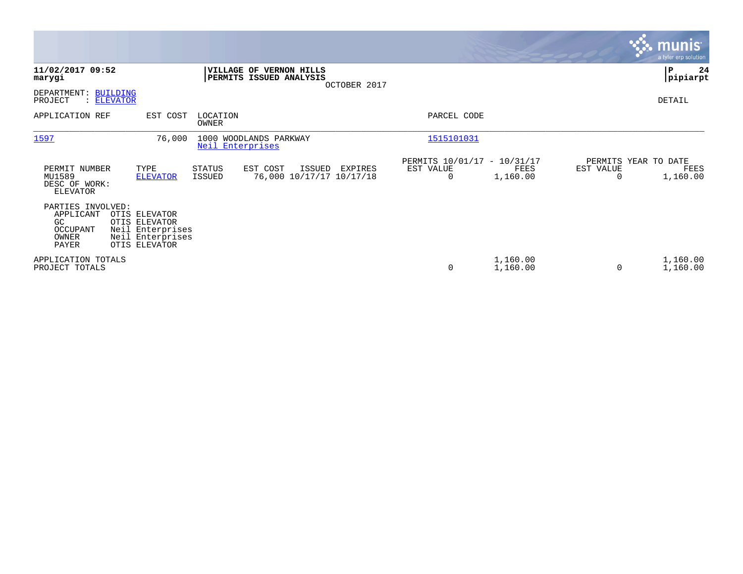**11/02/2017 09:52**
**marygi**

**VILLAGE OF VERNON HILLS**
**PERMITS ISSUED ANALYSIS**
OCTOBER 2017

**pipiarpt**

DEPARTMENT: BUILDING
PROJECT : ELEVATOR

DETAIL

| APPLICATION REF | EST COST | LOCATION / OWNER | PARCEL CODE |
|---|---|---|---|
| 1597 | 76,000 | 1000 WOODLANDS PARKWAY / Neil Enterprises | 1515101031 |

| PERMIT NUMBER | TYPE | STATUS | EST COST | ISSUED | EXPIRES | PERMITS 10/01/17 - 10/31/17 EST VALUE | PERMITS 10/01/17 - 10/31/17 FEES | PERMITS YEAR TO DATE EST VALUE | PERMITS YEAR TO DATE FEES |
|---|---|---|---|---|---|---|---|---|---|
| MU1589 | ELEVATOR | ISSUED | 76,000 | 10/17/17 | 10/17/18 | 0 | 1,160.00 | 0 | 1,160.00 |

DESC OF WORK:
ELEVATOR

PARTIES INVOLVED:

| Role | Party |
|---|---|
| APPLICANT | OTIS ELEVATOR |
| GC | OTIS ELEVATOR |
| OCCUPANT | Neil Enterprises |
| OWNER | Neil Enterprises |
| PAYER | OTIS ELEVATOR |

| | PERIOD EST VALUE | PERIOD FEES | YTD EST VALUE | YTD FEES |
|---|---|---|---|---|
| APPLICATION TOTALS | | 1,160.00 | | 1,160.00 |
| PROJECT TOTALS | 0 | 1,160.00 | 0 | 1,160.00 |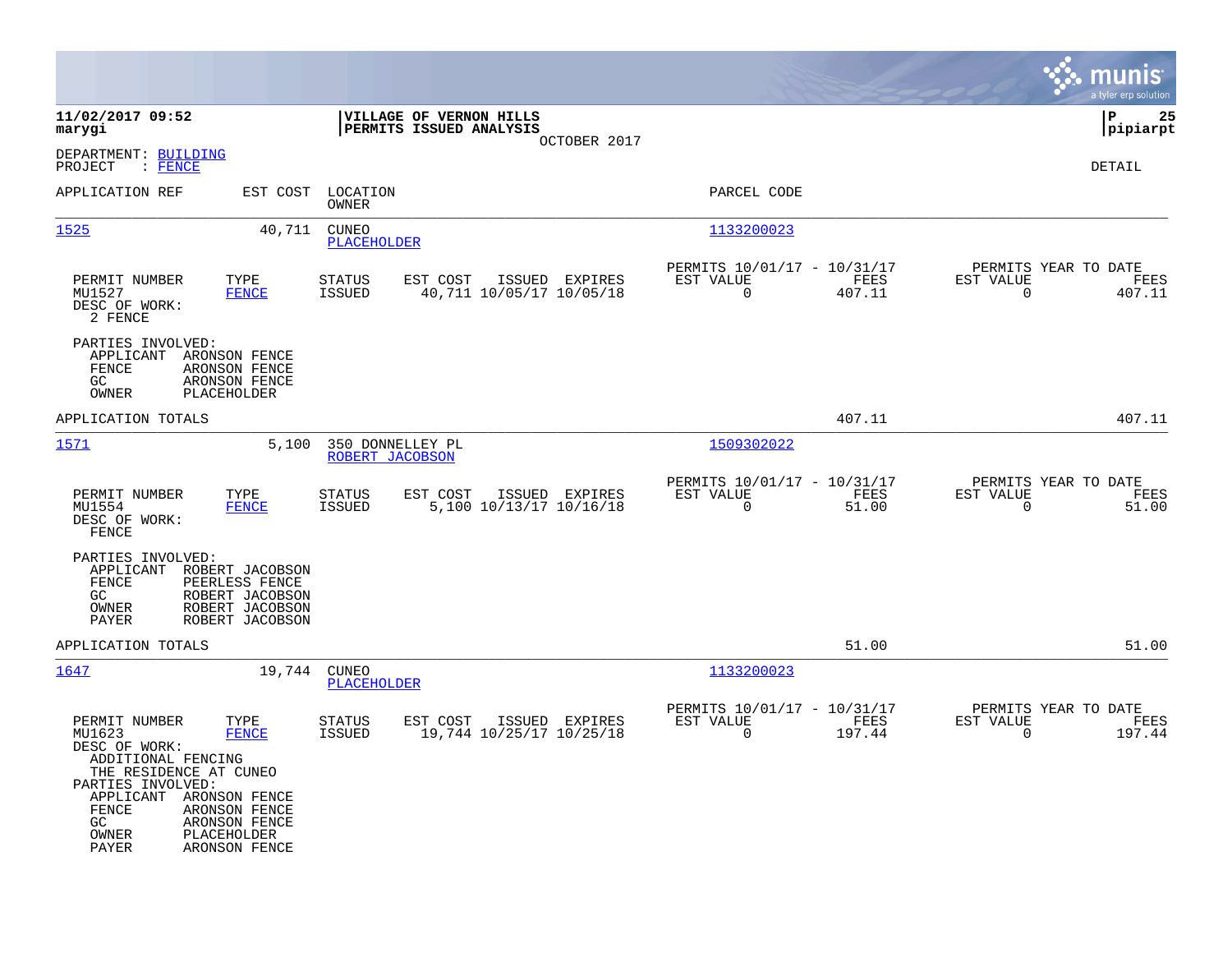**11/02/2017 09:52**
**marygi**

**VILLAGE OF VERNON HILLS**
**PERMITS ISSUED ANALYSIS**
OCTOBER 2017

**pipiarpt**

DEPARTMENT: BUILDING
PROJECT : FENCE

DETAIL

| APPLICATION REF | EST COST | LOCATION / OWNER | PARCEL CODE |
|---|---|---|---|
| 1525 | 40,711 | CUNEO / PLACEHOLDER | 1133200023 |

| PERMIT NUMBER | TYPE | STATUS | EST COST | ISSUED | EXPIRES | PERMITS 10/01/17 - 10/31/17 EST VALUE | FEES | PERMITS YEAR TO DATE EST VALUE | FEES |
|---|---|---|---|---|---|---|---|---|---|
| MU1527 | FENCE | ISSUED | 40,711 | 10/05/17 | 10/05/18 | 0 | 407.11 | 0 | 407.11 |

DESC OF WORK:
2 FENCE

PARTIES INVOLVED:
- APPLICANT ARONSON FENCE
- FENCE ARONSON FENCE
- GC ARONSON FENCE
- OWNER PLACEHOLDER

APPLICATION TOTALS: 407.11 | 407.11

| APPLICATION REF | EST COST | LOCATION / OWNER | PARCEL CODE |
|---|---|---|---|
| 1571 | 5,100 | 350 DONNELLEY PL / ROBERT JACOBSON | 1509302022 |

| PERMIT NUMBER | TYPE | STATUS | EST COST | ISSUED | EXPIRES | PERMITS 10/01/17 - 10/31/17 EST VALUE | FEES | PERMITS YEAR TO DATE EST VALUE | FEES |
|---|---|---|---|---|---|---|---|---|---|
| MU1554 | FENCE | ISSUED | 5,100 | 10/13/17 | 10/16/18 | 0 | 51.00 | 0 | 51.00 |

DESC OF WORK:
FENCE

PARTIES INVOLVED:
- APPLICANT ROBERT JACOBSON
- FENCE PEERLESS FENCE
- GC ROBERT JACOBSON
- OWNER ROBERT JACOBSON
- PAYER ROBERT JACOBSON

APPLICATION TOTALS: 51.00 | 51.00

| APPLICATION REF | EST COST | LOCATION / OWNER | PARCEL CODE |
|---|---|---|---|
| 1647 | 19,744 | CUNEO / PLACEHOLDER | 1133200023 |

| PERMIT NUMBER | TYPE | STATUS | EST COST | ISSUED | EXPIRES | PERMITS 10/01/17 - 10/31/17 EST VALUE | FEES | PERMITS YEAR TO DATE EST VALUE | FEES |
|---|---|---|---|---|---|---|---|---|---|
| MU1623 | FENCE | ISSUED | 19,744 | 10/25/17 | 10/25/18 | 0 | 197.44 | 0 | 197.44 |

DESC OF WORK:
ADDITIONAL FENCING
THE RESIDENCE AT CUNEO

PARTIES INVOLVED:
- APPLICANT ARONSON FENCE
- FENCE ARONSON FENCE
- GC ARONSON FENCE
- OWNER PLACEHOLDER
- PAYER ARONSON FENCE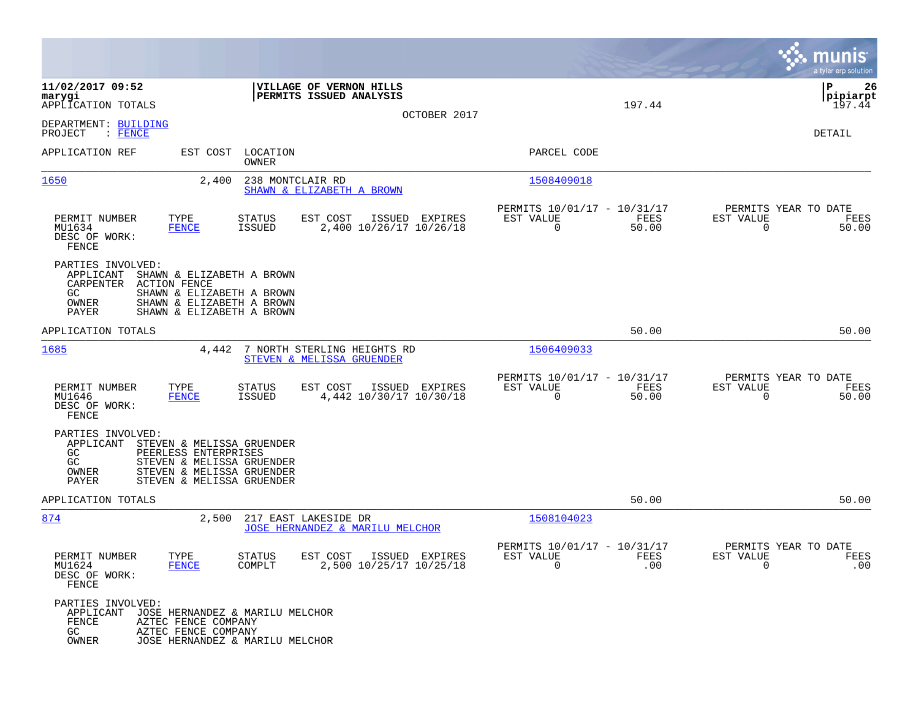**11/02/2017 09:52**
**marygi**
APPLICATION TOTALS

**VILLAGE OF VERNON HILLS**
**PERMITS ISSUED ANALYSIS**

OCTOBER 2017

197.44 | 197.44

pipiarpt

DEPARTMENT: BUILDING
PROJECT : FENCE

DETAIL

| APPLICATION REF | EST COST | LOCATION / OWNER | PARCEL CODE |
|---|---|---|---|
| 1650 | 2,400 | 238 MONTCLAIR RD / SHAWN & ELIZABETH A BROWN | 1508409018 |

| PERMIT NUMBER | TYPE | STATUS | EST COST | ISSUED | EXPIRES | PERMITS 10/01/17 - 10/31/17 EST VALUE | FEES | PERMITS YEAR TO DATE EST VALUE | FEES |
|---|---|---|---|---|---|---|---|---|---|
| MU1634 | FENCE | ISSUED | 2,400 | 10/26/17 | 10/26/18 | 0 | 50.00 | 0 | 50.00 |

DESC OF WORK:
FENCE

PARTIES INVOLVED:
- APPLICANT SHAWN & ELIZABETH A BROWN
- CARPENTER ACTION FENCE
- GC SHAWN & ELIZABETH A BROWN
- OWNER SHAWN & ELIZABETH A BROWN
- PAYER SHAWN & ELIZABETH A BROWN

APPLICATION TOTALS 50.00 50.00

| APPLICATION REF | EST COST | LOCATION / OWNER | PARCEL CODE |
|---|---|---|---|
| 1685 | 4,442 | 7 NORTH STERLING HEIGHTS RD / STEVEN & MELISSA GRUENDER | 1506409033 |

| PERMIT NUMBER | TYPE | STATUS | EST COST | ISSUED | EXPIRES | PERMITS 10/01/17 - 10/31/17 EST VALUE | FEES | PERMITS YEAR TO DATE EST VALUE | FEES |
|---|---|---|---|---|---|---|---|---|---|
| MU1646 | FENCE | ISSUED | 4,442 | 10/30/17 | 10/30/18 | 0 | 50.00 | 0 | 50.00 |

DESC OF WORK:
FENCE

PARTIES INVOLVED:
- APPLICANT STEVEN & MELISSA GRUENDER
- GC PEERLESS ENTERPRISES
- GC STEVEN & MELISSA GRUENDER
- OWNER STEVEN & MELISSA GRUENDER
- PAYER STEVEN & MELISSA GRUENDER

APPLICATION TOTALS 50.00 50.00

| APPLICATION REF | EST COST | LOCATION / OWNER | PARCEL CODE |
|---|---|---|---|
| 874 | 2,500 | 217 EAST LAKESIDE DR / JOSE HERNANDEZ & MARILU MELCHOR | 1508104023 |

| PERMIT NUMBER | TYPE | STATUS | EST COST | ISSUED | EXPIRES | PERMITS 10/01/17 - 10/31/17 EST VALUE | FEES | PERMITS YEAR TO DATE EST VALUE | FEES |
|---|---|---|---|---|---|---|---|---|---|
| MU1624 | FENCE | COMPLT | 2,500 | 10/25/17 | 10/25/18 | 0 | .00 | 0 | .00 |

DESC OF WORK:
FENCE

PARTIES INVOLVED:
- APPLICANT JOSE HERNANDEZ & MARILU MELCHOR
- FENCE AZTEC FENCE COMPANY
- GC AZTEC FENCE COMPANY
- OWNER JOSE HERNANDEZ & MARILU MELCHOR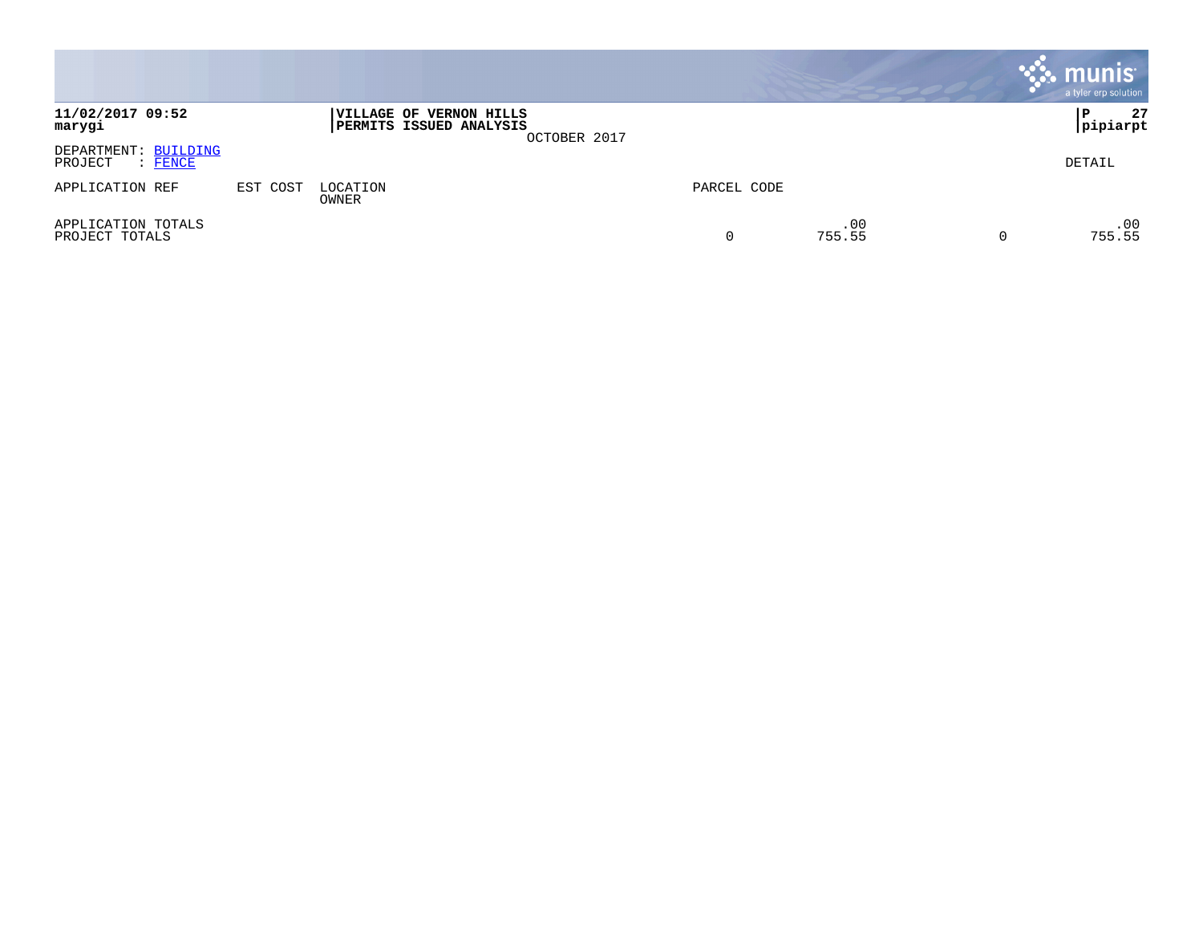**11/02/2017 09:52**
**marygi**

**VILLAGE OF VERNON HILLS**
**PERMITS ISSUED ANALYSIS**
OCTOBER 2017

**P 27**
**pipiarpt**

DEPARTMENT: BUILDING
PROJECT : FENCE

DETAIL

| APPLICATION REF | EST COST | LOCATION / OWNER | PARCEL CODE | | | |
|---|---|---|---|---|---|---|
| APPLICATION TOTALS | | | | .00 | | .00 |
| PROJECT TOTALS | | | 0 | 755.55 | 0 | 755.55 |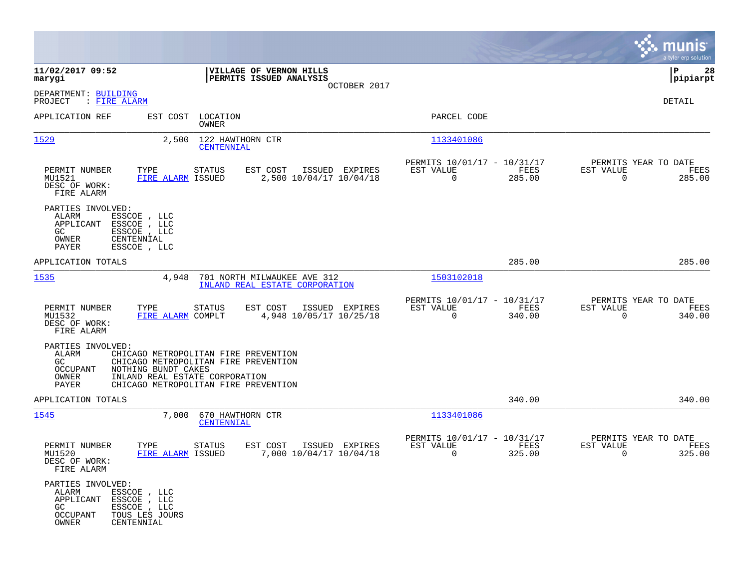**11/02/2017 09:52**
**marygi**

**VILLAGE OF VERNON HILLS**
**PERMITS ISSUED ANALYSIS**
OCTOBER 2017

**P 28**
**pipiarpt**

DEPARTMENT: BUILDING
PROJECT : FIRE ALARM

DETAIL

| APPLICATION REF | EST COST | LOCATION / OWNER | PARCEL CODE |
|---|---|---|---|
| 1529 | 2,500 | 122 HAWTHORN CTR / CENTENNIAL | 1133401086 |

| PERMIT NUMBER | TYPE | STATUS | EST COST | ISSUED | EXPIRES | PERMITS 10/01/17 - 10/31/17 EST VALUE | FEES | PERMITS YEAR TO DATE EST VALUE | FEES |
|---|---|---|---|---|---|---|---|---|---|
| MU1521 | FIRE ALARM | ISSUED | 2,500 | 10/04/17 | 10/04/18 | 0 | 285.00 | 0 | 285.00 |

DESC OF WORK:
FIRE ALARM

PARTIES INVOLVED:
- ALARM ESSCOE , LLC
- APPLICANT ESSCOE , LLC
- GC ESSCOE , LLC
- OWNER CENTENNIAL
- PAYER ESSCOE , LLC

APPLICATION TOTALS 285.00 285.00

| APPLICATION REF | EST COST | LOCATION / OWNER | PARCEL CODE |
|---|---|---|---|
| 1535 | 4,948 | 701 NORTH MILWAUKEE AVE 312 / INLAND REAL ESTATE CORPORATION | 1503102018 |

| PERMIT NUMBER | TYPE | STATUS | EST COST | ISSUED | EXPIRES | PERMITS 10/01/17 - 10/31/17 EST VALUE | FEES | PERMITS YEAR TO DATE EST VALUE | FEES |
|---|---|---|---|---|---|---|---|---|---|
| MU1532 | FIRE ALARM | COMPLT | 4,948 | 10/05/17 | 10/25/18 | 0 | 340.00 | 0 | 340.00 |

DESC OF WORK:
FIRE ALARM

PARTIES INVOLVED:
- ALARM CHICAGO METROPOLITAN FIRE PREVENTION
- GC CHICAGO METROPOLITAN FIRE PREVENTION
- OCCUPANT NOTHING BUNDT CAKES
- OWNER INLAND REAL ESTATE CORPORATION
- PAYER CHICAGO METROPOLITAN FIRE PREVENTION

APPLICATION TOTALS 340.00 340.00

| APPLICATION REF | EST COST | LOCATION / OWNER | PARCEL CODE |
|---|---|---|---|
| 1545 | 7,000 | 670 HAWTHORN CTR / CENTENNIAL | 1133401086 |

| PERMIT NUMBER | TYPE | STATUS | EST COST | ISSUED | EXPIRES | PERMITS 10/01/17 - 10/31/17 EST VALUE | FEES | PERMITS YEAR TO DATE EST VALUE | FEES |
|---|---|---|---|---|---|---|---|---|---|
| MU1520 | FIRE ALARM | ISSUED | 7,000 | 10/04/17 | 10/04/18 | 0 | 325.00 | 0 | 325.00 |

DESC OF WORK:
FIRE ALARM

PARTIES INVOLVED:
- ALARM ESSCOE , LLC
- APPLICANT ESSCOE , LLC
- GC ESSCOE , LLC
- OCCUPANT TOUS LES JOURS
- OWNER CENTENNIAL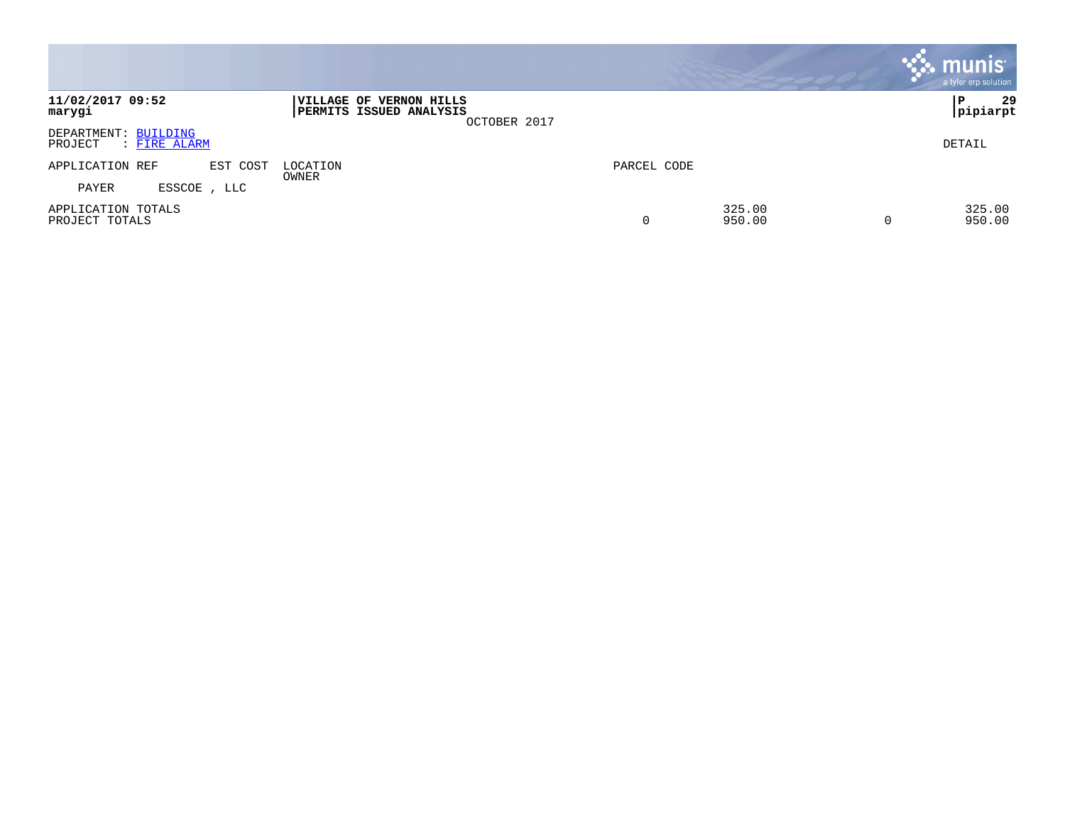**11/02/2017 09:52**
**marygi**

**VILLAGE OF VERNON HILLS**
**PERMITS ISSUED ANALYSIS**
OCTOBER 2017

**P 29**
**pipiarpt**

DEPARTMENT: BUILDING
PROJECT : FIRE ALARM

DETAIL

| APPLICATION REF | EST COST | LOCATION / OWNER | PARCEL CODE | | | |
|---|---|---|---|---|---|---|
| PAYER | ESSCOE , LLC | | | | | |
| APPLICATION TOTALS | | | | 325.00 | | 325.00 |
| PROJECT TOTALS | | | 0 | 950.00 | 0 | 950.00 |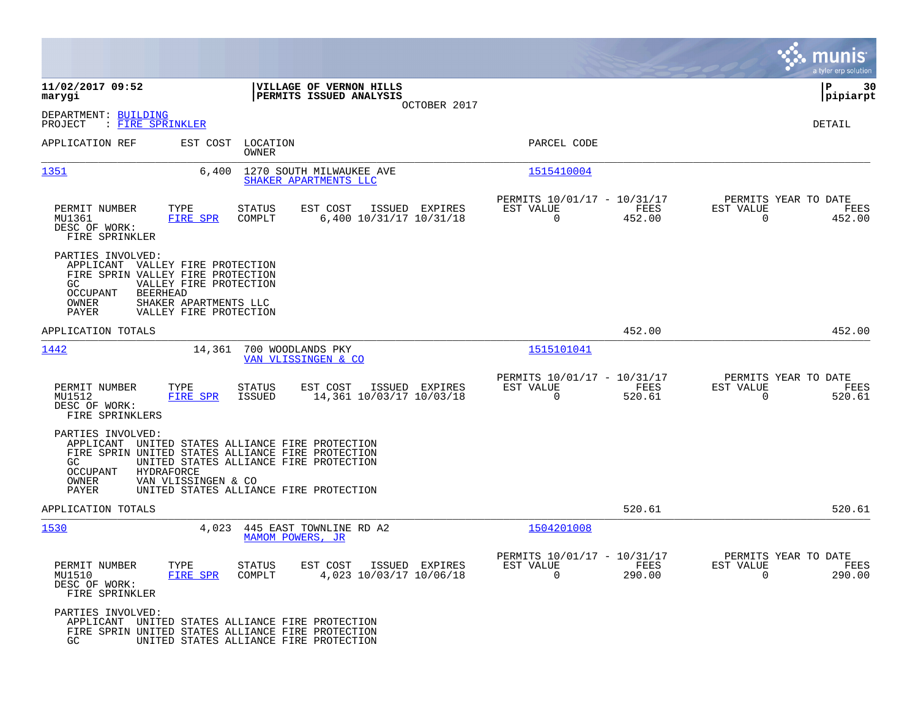**11/02/2017 09:52**
**marygi**

**VILLAGE OF VERNON HILLS**
**PERMITS ISSUED ANALYSIS**
OCTOBER 2017

**P 30**
**pipiarpt**

DEPARTMENT: BUILDING
PROJECT : FIRE SPRINKLER

DETAIL

| APPLICATION REF | EST COST | LOCATION / OWNER | PARCEL CODE |
|---|---|---|---|
| 1351 | 6,400 | 1270 SOUTH MILWAUKEE AVE / SHAKER APARTMENTS LLC | 1515410004 |

| PERMIT NUMBER | TYPE | STATUS | EST COST | ISSUED | EXPIRES | PERMITS 10/01/17 - 10/31/17 EST VALUE | FEES | PERMITS YEAR TO DATE EST VALUE | FEES |
|---|---|---|---|---|---|---|---|---|---|
| MU1361 | FIRE SPR | COMPLT | 6,400 | 10/31/17 | 10/31/18 | 0 | 452.00 | 0 | 452.00 |

DESC OF WORK:
FIRE SPRINKLER

PARTIES INVOLVED:
APPLICANT VALLEY FIRE PROTECTION
FIRE SPRIN VALLEY FIRE PROTECTION
GC VALLEY FIRE PROTECTION
OCCUPANT BEERHEAD
OWNER SHAKER APARTMENTS LLC
PAYER VALLEY FIRE PROTECTION

APPLICATION TOTALS: 452.00 | 452.00

| APPLICATION REF | EST COST | LOCATION / OWNER | PARCEL CODE |
|---|---|---|---|
| 1442 | 14,361 | 700 WOODLANDS PKY / VAN VLISSINGEN & CO | 1515101041 |

| PERMIT NUMBER | TYPE | STATUS | EST COST | ISSUED | EXPIRES | PERMITS 10/01/17 - 10/31/17 EST VALUE | FEES | PERMITS YEAR TO DATE EST VALUE | FEES |
|---|---|---|---|---|---|---|---|---|---|
| MU1512 | FIRE SPR | ISSUED | 14,361 | 10/03/17 | 10/03/18 | 0 | 520.61 | 0 | 520.61 |

DESC OF WORK:
FIRE SPRINKLERS

PARTIES INVOLVED:
APPLICANT UNITED STATES ALLIANCE FIRE PROTECTION
FIRE SPRIN UNITED STATES ALLIANCE FIRE PROTECTION
GC UNITED STATES ALLIANCE FIRE PROTECTION
OCCUPANT HYDRAFORCE
OWNER VAN VLISSINGEN & CO
PAYER UNITED STATES ALLIANCE FIRE PROTECTION

APPLICATION TOTALS: 520.61 | 520.61

| APPLICATION REF | EST COST | LOCATION / OWNER | PARCEL CODE |
|---|---|---|---|
| 1530 | 4,023 | 445 EAST TOWNLINE RD A2 / MAMOM POWERS, JR | 1504201008 |

| PERMIT NUMBER | TYPE | STATUS | EST COST | ISSUED | EXPIRES | PERMITS 10/01/17 - 10/31/17 EST VALUE | FEES | PERMITS YEAR TO DATE EST VALUE | FEES |
|---|---|---|---|---|---|---|---|---|---|
| MU1510 | FIRE SPR | COMPLT | 4,023 | 10/03/17 | 10/06/18 | 0 | 290.00 | 0 | 290.00 |

DESC OF WORK:
FIRE SPRINKLER

PARTIES INVOLVED:
APPLICANT UNITED STATES ALLIANCE FIRE PROTECTION
FIRE SPRIN UNITED STATES ALLIANCE FIRE PROTECTION
GC UNITED STATES ALLIANCE FIRE PROTECTION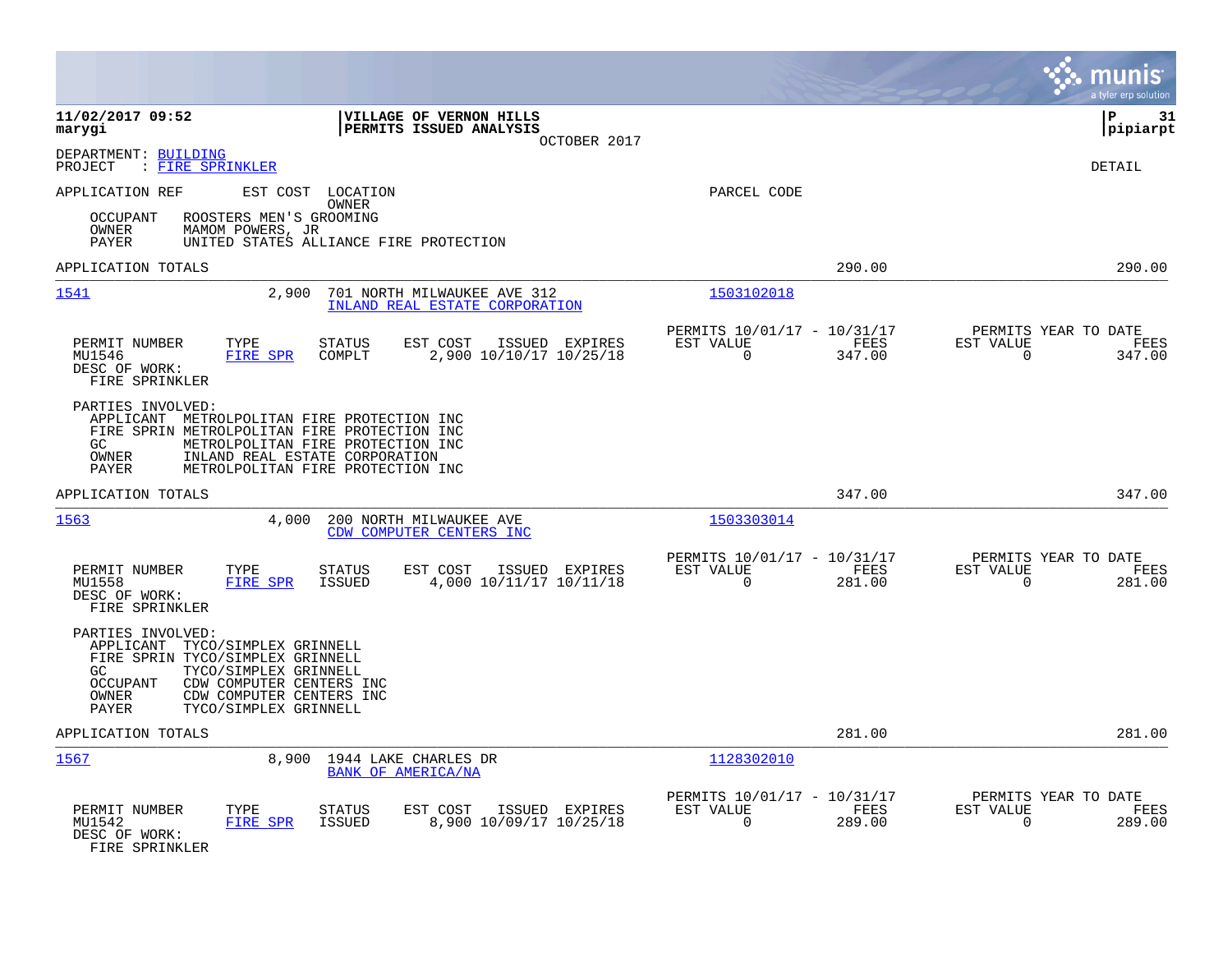**11/02/2017 09:52**
**marygi**

**VILLAGE OF VERNON HILLS**
**PERMITS ISSUED ANALYSIS**
OCTOBER 2017

**P 31**
**pipiarpt**

DEPARTMENT: BUILDING
PROJECT : FIRE SPRINKLER

DETAIL

APPLICATION REF | EST COST | LOCATION / OWNER | PARCEL CODE

OCCUPANT ROOSTERS MEN'S GROOMING
OWNER MAMOM POWERS, JR
PAYER UNITED STATES ALLIANCE FIRE PROTECTION

APPLICATION TOTALS 290.00 290.00

---

**1541** 2,900 701 NORTH MILWAUKEE AVE 312 — 1503102018
INLAND REAL ESTATE CORPORATION

| PERMIT NUMBER | TYPE | STATUS | EST COST | ISSUED | EXPIRES | PERMITS 10/01/17 - 10/31/17 EST VALUE | FEES | PERMITS YEAR TO DATE EST VALUE | FEES |
|---|---|---|---|---|---|---|---|---|---|
| MU1546 | FIRE SPR | COMPLT | 2,900 | 10/10/17 | 10/25/18 | 0 | 347.00 | 0 | 347.00 |

DESC OF WORK:
FIRE SPRINKLER

PARTIES INVOLVED:
APPLICANT METROLPOLITAN FIRE PROTECTION INC
FIRE SPRIN METROLPOLITAN FIRE PROTECTION INC
GC METROLPOLITAN FIRE PROTECTION INC
OWNER INLAND REAL ESTATE CORPORATION
PAYER METROLPOLITAN FIRE PROTECTION INC

APPLICATION TOTALS 347.00 347.00

---

**1563** 4,000 200 NORTH MILWAUKEE AVE — 1503303014
CDW COMPUTER CENTERS INC

| PERMIT NUMBER | TYPE | STATUS | EST COST | ISSUED | EXPIRES | PERMITS 10/01/17 - 10/31/17 EST VALUE | FEES | PERMITS YEAR TO DATE EST VALUE | FEES |
|---|---|---|---|---|---|---|---|---|---|
| MU1558 | FIRE SPR | ISSUED | 4,000 | 10/11/17 | 10/11/18 | 0 | 281.00 | 0 | 281.00 |

DESC OF WORK:
FIRE SPRINKLER

PARTIES INVOLVED:
APPLICANT TYCO/SIMPLEX GRINNELL
FIRE SPRIN TYCO/SIMPLEX GRINNELL
GC TYCO/SIMPLEX GRINNELL
OCCUPANT CDW COMPUTER CENTERS INC
OWNER CDW COMPUTER CENTERS INC
PAYER TYCO/SIMPLEX GRINNELL

APPLICATION TOTALS 281.00 281.00

---

**1567** 8,900 1944 LAKE CHARLES DR — 1128302010
BANK OF AMERICA/NA

| PERMIT NUMBER | TYPE | STATUS | EST COST | ISSUED | EXPIRES | PERMITS 10/01/17 - 10/31/17 EST VALUE | FEES | PERMITS YEAR TO DATE EST VALUE | FEES |
|---|---|---|---|---|---|---|---|---|---|
| MU1542 | FIRE SPR | ISSUED | 8,900 | 10/09/17 | 10/25/18 | 0 | 289.00 | 0 | 289.00 |

DESC OF WORK:
FIRE SPRINKLER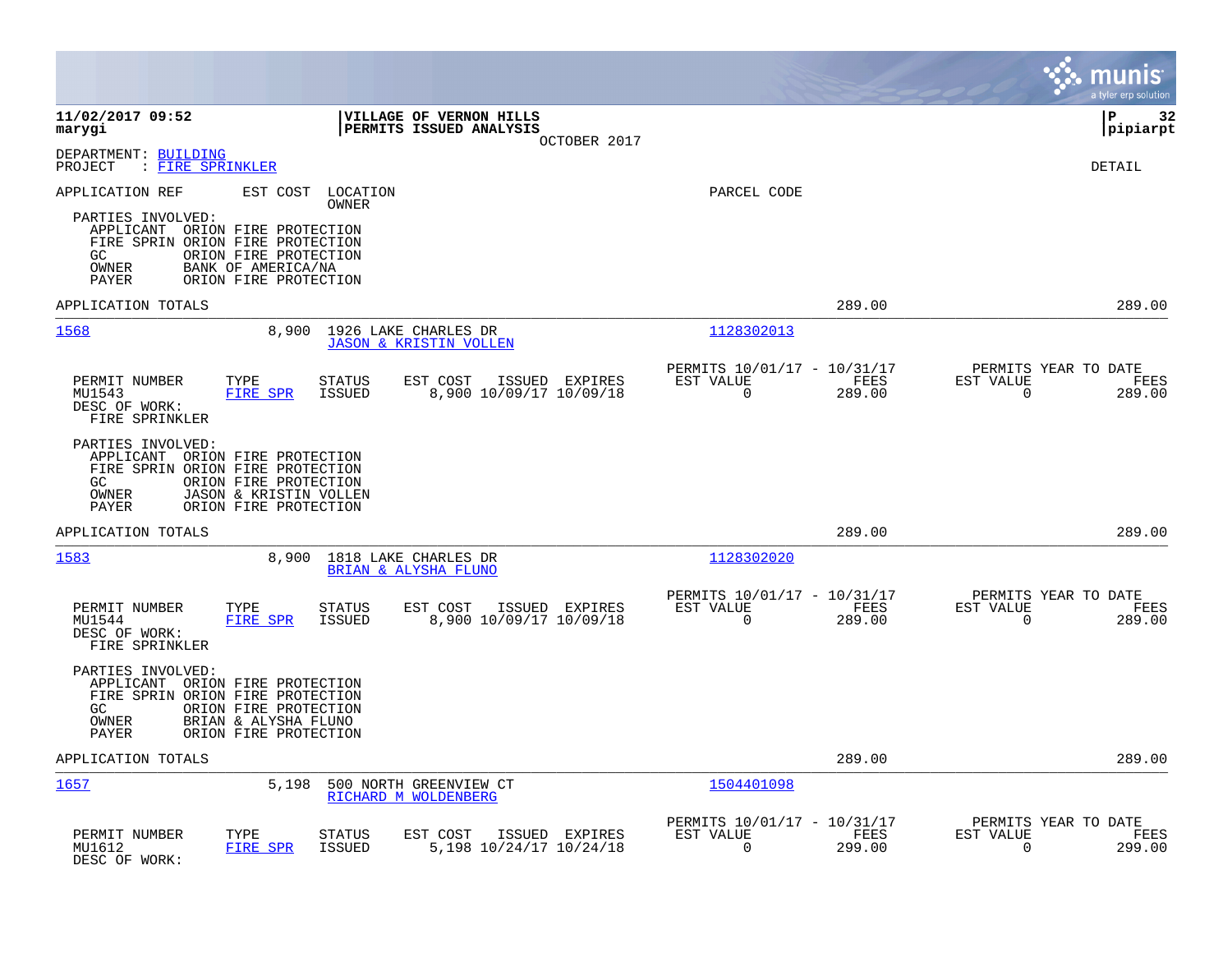**11/02/2017 09:52**
**marygi**

**VILLAGE OF VERNON HILLS**
**PERMITS ISSUED ANALYSIS**
OCTOBER 2017

**P 32**
**pipiarpt**

DEPARTMENT: BUILDING
PROJECT : FIRE SPRINKLER

DETAIL

APPLICATION REF | EST COST | LOCATION / OWNER | PARCEL CODE

PARTIES INVOLVED:
APPLICANT ORION FIRE PROTECTION
FIRE SPRIN ORION FIRE PROTECTION
GC ORION FIRE PROTECTION
OWNER BANK OF AMERICA/NA
PAYER ORION FIRE PROTECTION

APPLICATION TOTALS 289.00 289.00

---

**1568** 8,900 1926 LAKE CHARLES DR — JASON & KRISTIN VOLLEN — 1128302013

| PERMIT NUMBER | TYPE | STATUS | EST COST | ISSUED | EXPIRES | PERMITS 10/01/17 - 10/31/17 EST VALUE | FEES | PERMITS YEAR TO DATE EST VALUE | FEES |
|---|---|---|---|---|---|---|---|---|---|
| MU1543 | FIRE SPR | ISSUED | 8,900 | 10/09/17 | 10/09/18 | 0 | 289.00 | 0 | 289.00 |

DESC OF WORK:
FIRE SPRINKLER

PARTIES INVOLVED:
APPLICANT ORION FIRE PROTECTION
FIRE SPRIN ORION FIRE PROTECTION
GC ORION FIRE PROTECTION
OWNER JASON & KRISTIN VOLLEN
PAYER ORION FIRE PROTECTION

APPLICATION TOTALS 289.00 289.00

---

**1583** 8,900 1818 LAKE CHARLES DR — BRIAN & ALYSHA FLUNO — 1128302020

| PERMIT NUMBER | TYPE | STATUS | EST COST | ISSUED | EXPIRES | PERMITS 10/01/17 - 10/31/17 EST VALUE | FEES | PERMITS YEAR TO DATE EST VALUE | FEES |
|---|---|---|---|---|---|---|---|---|---|
| MU1544 | FIRE SPR | ISSUED | 8,900 | 10/09/17 | 10/09/18 | 0 | 289.00 | 0 | 289.00 |

DESC OF WORK:
FIRE SPRINKLER

PARTIES INVOLVED:
APPLICANT ORION FIRE PROTECTION
FIRE SPRIN ORION FIRE PROTECTION
GC ORION FIRE PROTECTION
OWNER BRIAN & ALYSHA FLUNO
PAYER ORION FIRE PROTECTION

APPLICATION TOTALS 289.00 289.00

---

**1657** 5,198 500 NORTH GREENVIEW CT — RICHARD M WOLDENBERG — 1504401098

| PERMIT NUMBER | TYPE | STATUS | EST COST | ISSUED | EXPIRES | PERMITS 10/01/17 - 10/31/17 EST VALUE | FEES | PERMITS YEAR TO DATE EST VALUE | FEES |
|---|---|---|---|---|---|---|---|---|---|
| MU1612 | FIRE SPR | ISSUED | 5,198 | 10/24/17 | 10/24/18 | 0 | 299.00 | 0 | 299.00 |

DESC OF WORK: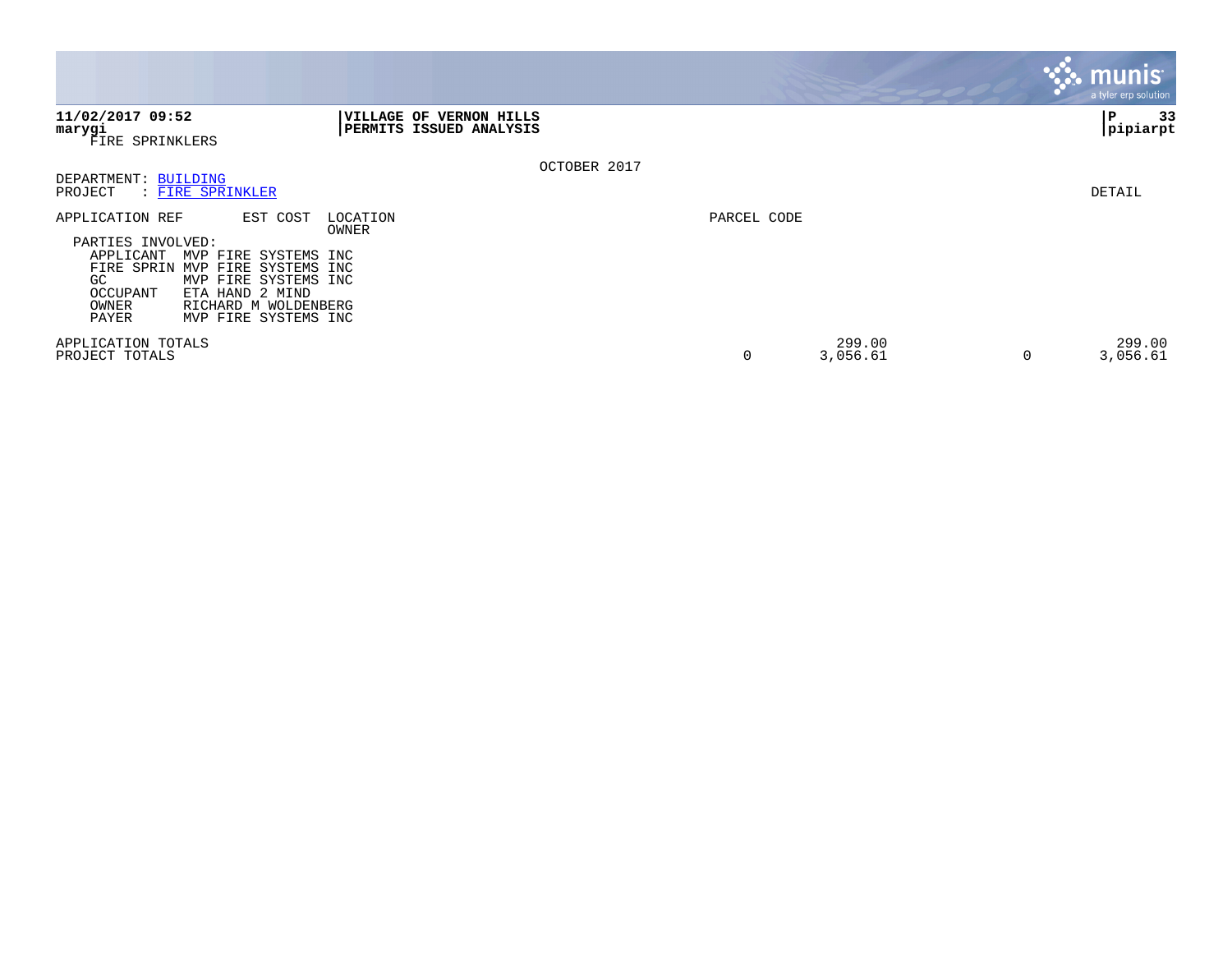11/02/2017 09:52
marygi
FIRE SPRINKLERS

**VILLAGE OF VERNON HILLS**
**PERMITS ISSUED ANALYSIS**

OCTOBER 2017

DEPARTMENT: BUILDING
PROJECT : FIRE SPRINKLER

DETAIL

| APPLICATION REF | EST COST | LOCATION / OWNER | PARCEL CODE | | | |
|---|---|---|---|---|---|---|

PARTIES INVOLVED:

| | |
|---|---|
| APPLICANT | MVP FIRE SYSTEMS INC |
| FIRE SPRIN | MVP FIRE SYSTEMS INC |
| GC | MVP FIRE SYSTEMS INC |
| OCCUPANT | ETA HAND 2 MIND |
| OWNER | RICHARD M WOLDENBERG |
| PAYER | MVP FIRE SYSTEMS INC |

| | | | | |
|---|---|---|---|---|
| APPLICATION TOTALS | | 299.00 | | 299.00 |
| PROJECT TOTALS | 0 | 3,056.61 | 0 | 3,056.61 |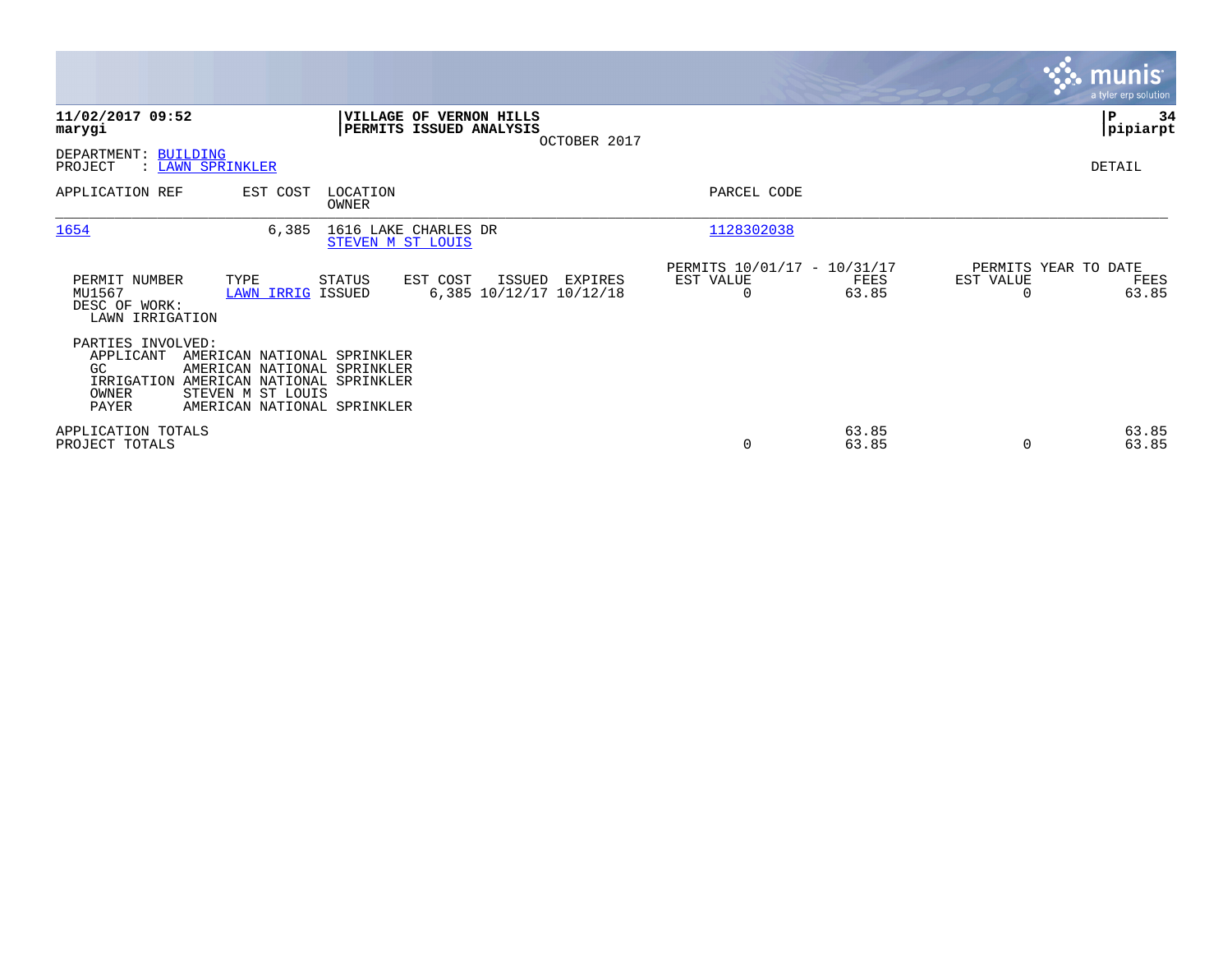**11/02/2017 09:52**
**marygi**

**VILLAGE OF VERNON HILLS**
**PERMITS ISSUED ANALYSIS**
OCTOBER 2017

**pipiarpt**

DEPARTMENT: BUILDING
PROJECT : LAWN SPRINKLER

DETAIL

| APPLICATION REF | EST COST | LOCATION / OWNER | PARCEL CODE |
|---|---|---|---|
| 1654 | 6,385 | 1616 LAKE CHARLES DR / STEVEN M ST LOUIS | 1128302038 |

| PERMIT NUMBER | TYPE | STATUS | EST COST | ISSUED | EXPIRES | PERMITS 10/01/17 - 10/31/17 EST VALUE | FEES | PERMITS YEAR TO DATE EST VALUE | FEES |
|---|---|---|---|---|---|---|---|---|---|
| MU1567 | LAWN IRRIG | ISSUED | 6,385 | 10/12/17 | 10/12/18 | 0 | 63.85 | 0 | 63.85 |

DESC OF WORK:
LAWN IRRIGATION

PARTIES INVOLVED:

| | |
|---|---|
| APPLICANT | AMERICAN NATIONAL SPRINKLER |
| GC | AMERICAN NATIONAL SPRINKLER |
| IRRIGATION | AMERICAN NATIONAL SPRINKLER |
| OWNER | STEVEN M ST LOUIS |
| PAYER | AMERICAN NATIONAL SPRINKLER |

| | EST VALUE | FEES | EST VALUE (YTD) | FEES (YTD) |
|---|---|---|---|---|
| APPLICATION TOTALS | | 63.85 | | 63.85 |
| PROJECT TOTALS | 0 | 63.85 | 0 | 63.85 |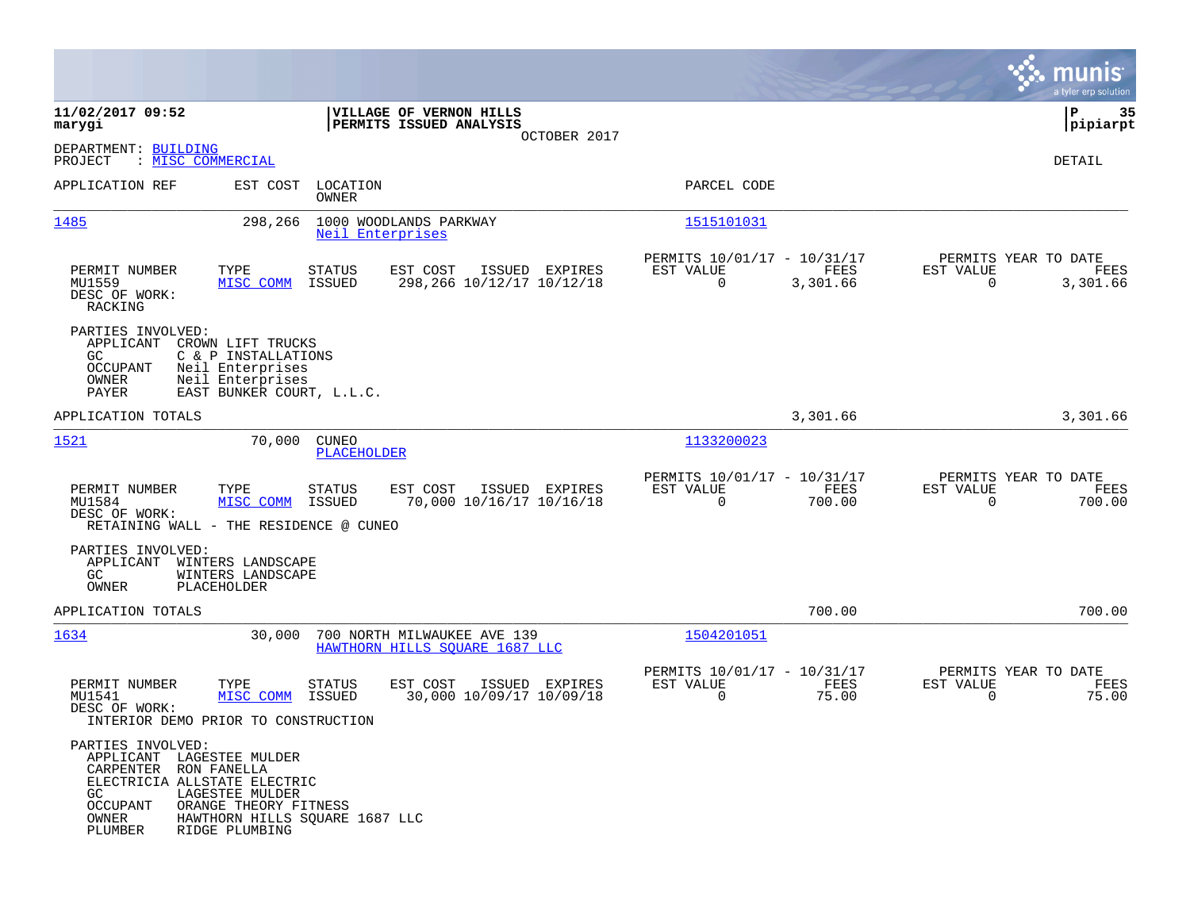**11/02/2017 09:52**
**marygi**

**VILLAGE OF VERNON HILLS**
**PERMITS ISSUED ANALYSIS**
OCTOBER 2017

**P 35**
**pipiarpt**

DEPARTMENT: BUILDING
PROJECT : MISC COMMERCIAL

DETAIL

| APPLICATION REF | EST COST | LOCATION / OWNER | PARCEL CODE |
|---|---|---|---|
| 1485 | 298,266 | 1000 WOODLANDS PARKWAY / Neil Enterprises | 1515101031 |

| PERMIT NUMBER | TYPE | STATUS | EST COST | ISSUED | EXPIRES | PERMITS 10/01/17 - 10/31/17 EST VALUE | FEES | PERMITS YEAR TO DATE EST VALUE | FEES |
|---|---|---|---|---|---|---|---|---|---|
| MU1559 | MISC COMM | ISSUED | 298,266 | 10/12/17 | 10/12/18 | 0 | 3,301.66 | 0 | 3,301.66 |

DESC OF WORK:
RACKING

PARTIES INVOLVED:
- APPLICANT CROWN LIFT TRUCKS
- GC C & P INSTALLATIONS
- OCCUPANT Neil Enterprises
- OWNER Neil Enterprises
- PAYER EAST BUNKER COURT, L.L.C.

APPLICATION TOTALS 3,301.66 3,301.66

| APPLICATION REF | EST COST | LOCATION / OWNER | PARCEL CODE |
|---|---|---|---|
| 1521 | 70,000 | CUNEO / PLACEHOLDER | 1133200023 |

| PERMIT NUMBER | TYPE | STATUS | EST COST | ISSUED | EXPIRES | PERMITS 10/01/17 - 10/31/17 EST VALUE | FEES | PERMITS YEAR TO DATE EST VALUE | FEES |
|---|---|---|---|---|---|---|---|---|---|
| MU1584 | MISC COMM | ISSUED | 70,000 | 10/16/17 | 10/16/18 | 0 | 700.00 | 0 | 700.00 |

DESC OF WORK:
RETAINING WALL - THE RESIDENCE @ CUNEO

PARTIES INVOLVED:
- APPLICANT WINTERS LANDSCAPE
- GC WINTERS LANDSCAPE
- OWNER PLACEHOLDER

APPLICATION TOTALS 700.00 700.00

| APPLICATION REF | EST COST | LOCATION / OWNER | PARCEL CODE |
|---|---|---|---|
| 1634 | 30,000 | 700 NORTH MILWAUKEE AVE 139 / HAWTHORN HILLS SQUARE 1687 LLC | 1504201051 |

| PERMIT NUMBER | TYPE | STATUS | EST COST | ISSUED | EXPIRES | PERMITS 10/01/17 - 10/31/17 EST VALUE | FEES | PERMITS YEAR TO DATE EST VALUE | FEES |
|---|---|---|---|---|---|---|---|---|---|
| MU1541 | MISC COMM | ISSUED | 30,000 | 10/09/17 | 10/09/18 | 0 | 75.00 | 0 | 75.00 |

DESC OF WORK:
INTERIOR DEMO PRIOR TO CONSTRUCTION

PARTIES INVOLVED:
- APPLICANT LAGESTEE MULDER
- CARPENTER RON FANELLA
- ELECTRICIA ALLSTATE ELECTRIC
- GC LAGESTEE MULDER
- OCCUPANT ORANGE THEORY FITNESS
- OWNER HAWTHORN HILLS SQUARE 1687 LLC
- PLUMBER RIDGE PLUMBING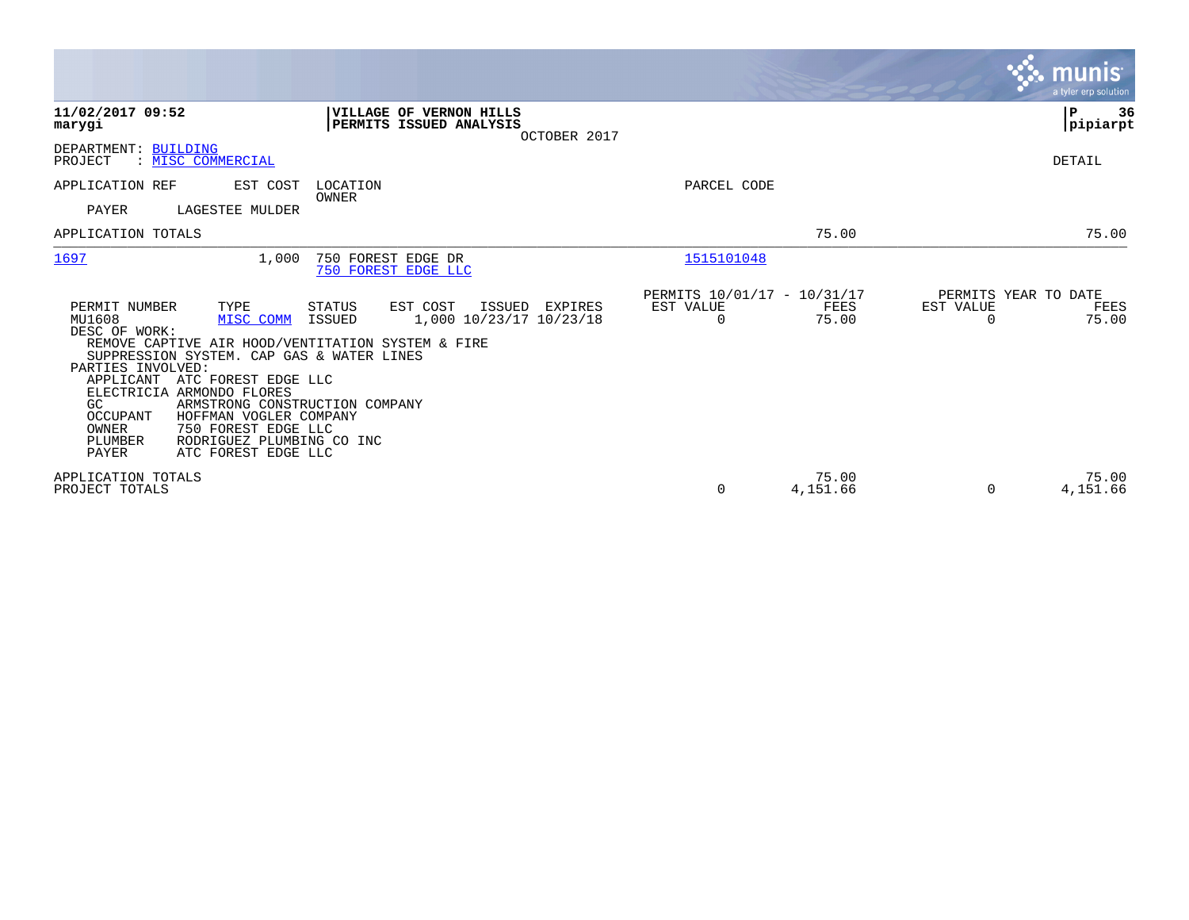11/02/2017 09:52 
marygi

**VILLAGE OF VERNON HILLS**
**PERMITS ISSUED ANALYSIS**
OCTOBER 2017

P 36
pipiarpt

DEPARTMENT: BUILDING
PROJECT : MISC COMMERCIAL

DETAIL

| APPLICATION REF | EST COST | LOCATION / OWNER | PARCEL CODE | | |
|---|---|---|---|---|---|
| PAYER | LAGESTEE MULDER | | | | |
| APPLICATION TOTALS | | | | 75.00 | 75.00 |
| 1697 | 1,000 | 750 FOREST EDGE DR / 750 FOREST EDGE LLC | 1515101048 | | |

| | | | | | | PERMITS 10/01/17 - 10/31/17 | | PERMITS YEAR TO DATE | |
|---|---|---|---|---|---|---|---|---|---|
| PERMIT NUMBER | TYPE | STATUS | EST COST | ISSUED | EXPIRES | EST VALUE | FEES | EST VALUE | FEES |
| MU1608 | MISC COMM | ISSUED | 1,000 | 10/23/17 | 10/23/18 | 0 | 75.00 | 0 | 75.00 |

DESC OF WORK:
REMOVE CAPTIVE AIR HOOD/VENTITATION SYSTEM & FIRE SUPPRESSION SYSTEM. CAP GAS & WATER LINES

PARTIES INVOLVED:

| Role | Name |
|---|---|
| APPLICANT | ATC FOREST EDGE LLC |
| ELECTRICIA | ARMONDO FLORES |
| GC | ARMSTRONG CONSTRUCTION COMPANY |
| OCCUPANT | HOFFMAN VOGLER COMPANY |
| OWNER | 750 FOREST EDGE LLC |
| PLUMBER | RODRIGUEZ PLUMBING CO INC |
| PAYER | ATC FOREST EDGE LLC |

| | EST VALUE | FEES | EST VALUE | FEES |
|---|---|---|---|---|
| APPLICATION TOTALS | | 75.00 | | 75.00 |
| PROJECT TOTALS | 0 | 4,151.66 | 0 | 4,151.66 |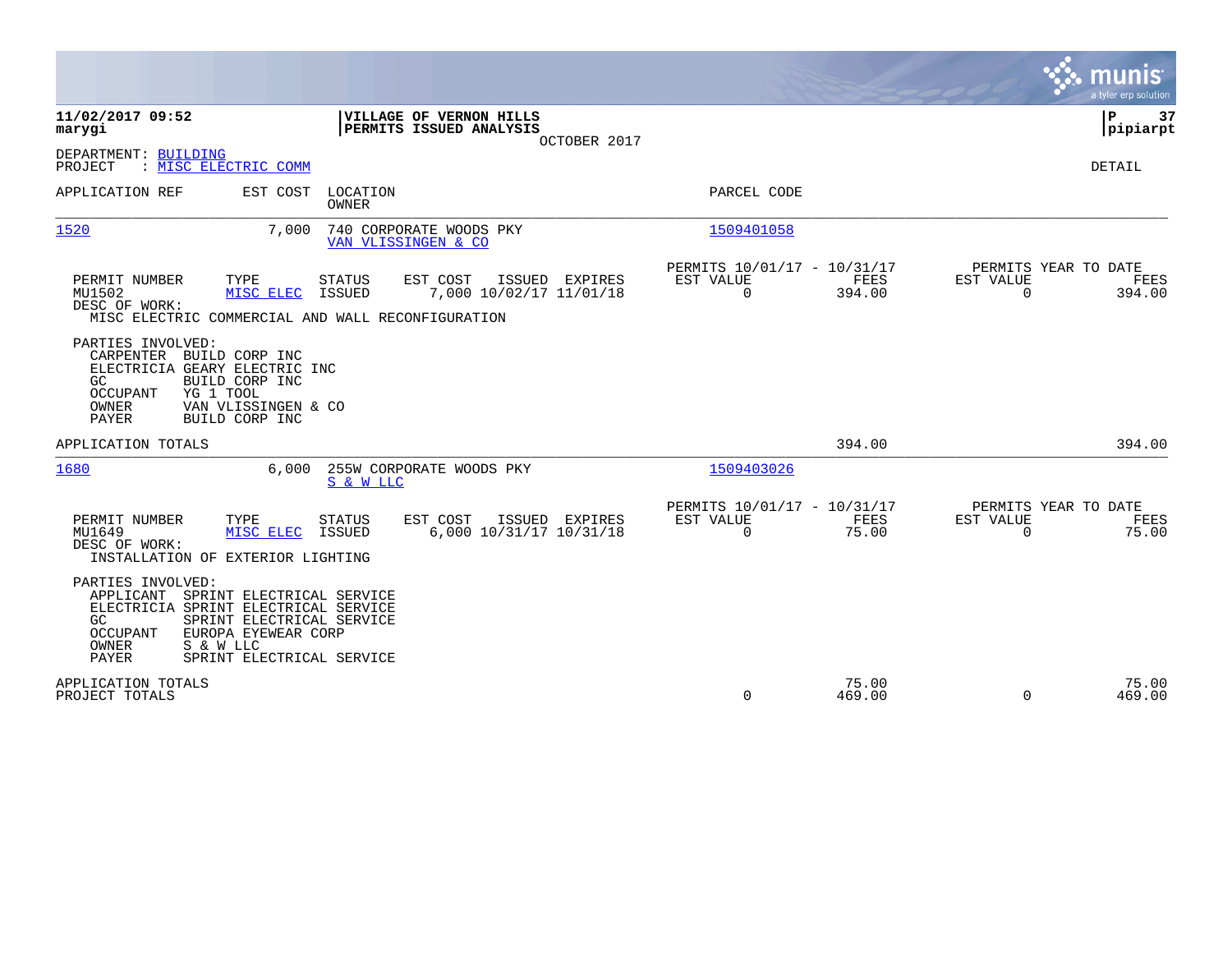**11/02/2017 09:52**
**marygi**

**VILLAGE OF VERNON HILLS**
**PERMITS ISSUED ANALYSIS**
OCTOBER 2017

**P 37**
**pipiarpt**

DEPARTMENT: BUILDING
PROJECT : MISC ELECTRIC COMM

DETAIL

| APPLICATION REF | EST COST | LOCATION / OWNER | PARCEL CODE |
|---|---|---|---|
| 1520 | 7,000 | 740 CORPORATE WOODS PKY / VAN VLISSINGEN & CO | 1509401058 |

| PERMIT NUMBER | TYPE | STATUS | EST COST | ISSUED | EXPIRES | PERMITS 10/01/17 - 10/31/17 EST VALUE | FEES | PERMITS YEAR TO DATE EST VALUE | FEES |
|---|---|---|---|---|---|---|---|---|---|
| MU1502 | MISC ELEC | ISSUED | 7,000 | 10/02/17 | 11/01/18 | 0 | 394.00 | 0 | 394.00 |

DESC OF WORK:
MISC ELECTRIC COMMERCIAL AND WALL RECONFIGURATION

PARTIES INVOLVED:

| Role | Name |
|---|---|
| CARPENTER | BUILD CORP INC |
| ELECTRICIA | GEARY ELECTRIC INC |
| GC | BUILD CORP INC |
| OCCUPANT | YG 1 TOOL |
| OWNER | VAN VLISSINGEN & CO |
| PAYER | BUILD CORP INC |

APPLICATION TOTALS: 394.00 | 394.00

| APPLICATION REF | EST COST | LOCATION / OWNER | PARCEL CODE |
|---|---|---|---|
| 1680 | 6,000 | 255W CORPORATE WOODS PKY / S & W LLC | 1509403026 |

| PERMIT NUMBER | TYPE | STATUS | EST COST | ISSUED | EXPIRES | PERMITS 10/01/17 - 10/31/17 EST VALUE | FEES | PERMITS YEAR TO DATE EST VALUE | FEES |
|---|---|---|---|---|---|---|---|---|---|
| MU1649 | MISC ELEC | ISSUED | 6,000 | 10/31/17 | 10/31/18 | 0 | 75.00 | 0 | 75.00 |

DESC OF WORK:
INSTALLATION OF EXTERIOR LIGHTING

PARTIES INVOLVED:

| Role | Name |
|---|---|
| APPLICANT | SPRINT ELECTRICAL SERVICE |
| ELECTRICIA | SPRINT ELECTRICAL SERVICE |
| GC | SPRINT ELECTRICAL SERVICE |
| OCCUPANT | EUROPA EYEWEAR CORP |
| OWNER | S & W LLC |
| PAYER | SPRINT ELECTRICAL SERVICE |

| | EST VALUE | FEES | YTD EST VALUE | YTD FEES |
|---|---|---|---|---|
| APPLICATION TOTALS | | 75.00 | | 75.00 |
| PROJECT TOTALS | 0 | 469.00 | 0 | 469.00 |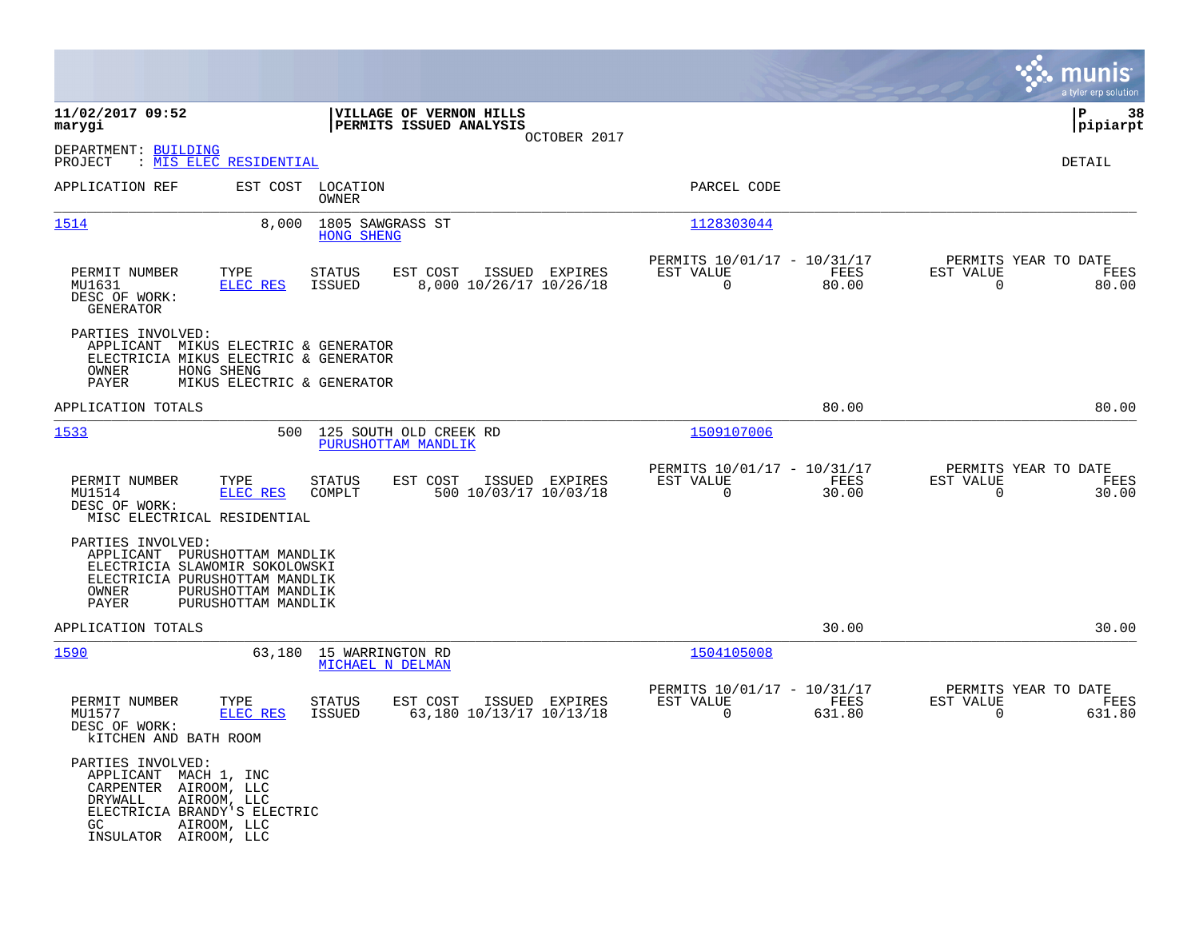**11/02/2017 09:52**
**marygi**

**VILLAGE OF VERNON HILLS**
**PERMITS ISSUED ANALYSIS**
OCTOBER 2017

**P 38**
**pipiarpt**

DEPARTMENT: BUILDING
PROJECT : MIS ELEC RESIDENTIAL

DETAIL

| APPLICATION REF | EST COST | LOCATION / OWNER | PARCEL CODE |
|---|---|---|---|
| 1514 | 8,000 | 1805 SAWGRASS ST / HONG SHENG | 1128303044 |

| PERMIT NUMBER | TYPE | STATUS | EST COST | ISSUED | EXPIRES | PERMITS 10/01/17 - 10/31/17 EST VALUE | FEES | PERMITS YEAR TO DATE EST VALUE | FEES |
|---|---|---|---|---|---|---|---|---|---|
| MU1631 | ELEC RES | ISSUED | 8,000 | 10/26/17 | 10/26/18 | 0 | 80.00 | 0 | 80.00 |

DESC OF WORK:
GENERATOR

PARTIES INVOLVED:
- APPLICANT MIKUS ELECTRIC & GENERATOR
- ELECTRICIA MIKUS ELECTRIC & GENERATOR
- OWNER HONG SHENG
- PAYER MIKUS ELECTRIC & GENERATOR

APPLICATION TOTALS 80.00 80.00

| APPLICATION REF | EST COST | LOCATION / OWNER | PARCEL CODE |
|---|---|---|---|
| 1533 | 500 | 125 SOUTH OLD CREEK RD / PURUSHOTTAM MANDLIK | 1509107006 |

| PERMIT NUMBER | TYPE | STATUS | EST COST | ISSUED | EXPIRES | PERMITS 10/01/17 - 10/31/17 EST VALUE | FEES | PERMITS YEAR TO DATE EST VALUE | FEES |
|---|---|---|---|---|---|---|---|---|---|
| MU1514 | ELEC RES | COMPLT | 500 | 10/03/17 | 10/03/18 | 0 | 30.00 | 0 | 30.00 |

DESC OF WORK:
MISC ELECTRICAL RESIDENTIAL

PARTIES INVOLVED:
- APPLICANT PURUSHOTTAM MANDLIK
- ELECTRICIA SLAWOMIR SOKOLOWSKI
- ELECTRICIA PURUSHOTTAM MANDLIK
- OWNER PURUSHOTTAM MANDLIK
- PAYER PURUSHOTTAM MANDLIK

APPLICATION TOTALS 30.00 30.00

| APPLICATION REF | EST COST | LOCATION / OWNER | PARCEL CODE |
|---|---|---|---|
| 1590 | 63,180 | 15 WARRINGTON RD / MICHAEL N DELMAN | 1504105008 |

| PERMIT NUMBER | TYPE | STATUS | EST COST | ISSUED | EXPIRES | PERMITS 10/01/17 - 10/31/17 EST VALUE | FEES | PERMITS YEAR TO DATE EST VALUE | FEES |
|---|---|---|---|---|---|---|---|---|---|
| MU1577 | ELEC RES | ISSUED | 63,180 | 10/13/17 | 10/13/18 | 0 | 631.80 | 0 | 631.80 |

DESC OF WORK:
kITCHEN AND BATH ROOM

PARTIES INVOLVED:
- APPLICANT MACH 1, INC
- CARPENTER AIROOM, LLC
- DRYWALL AIROOM, LLC
- ELECTRICIA BRANDY'S ELECTRIC
- GC AIROOM, LLC
- INSULATOR AIROOM, LLC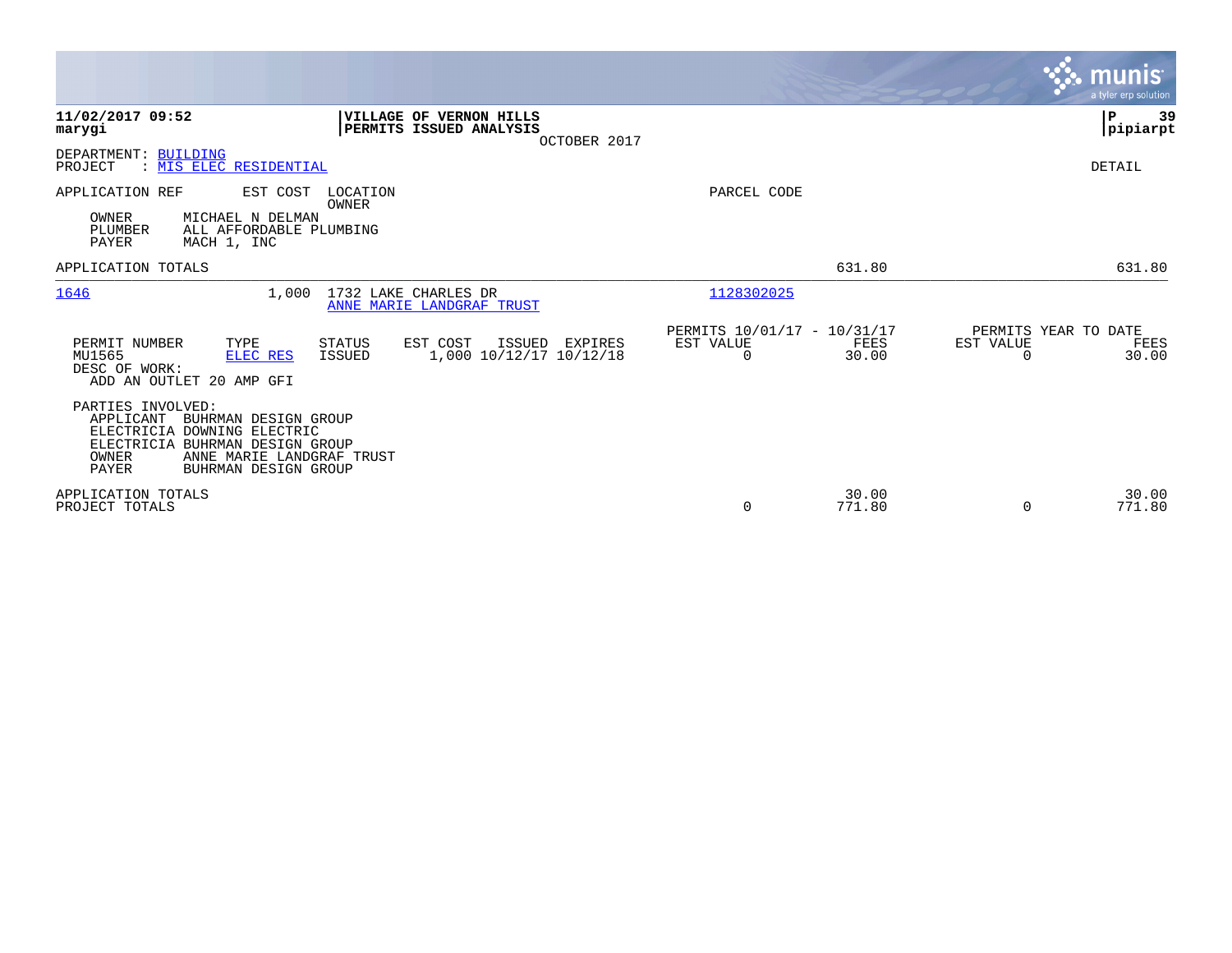11/02/2017 09:52 | VILLAGE OF VERNON HILLS | P 39
marygi | PERMITS ISSUED ANALYSIS | pipiarpt
OCTOBER 2017

DEPARTMENT: BUILDING
PROJECT : MIS ELEC RESIDENTIAL

DETAIL

| APPLICATION REF | EST COST | LOCATION / OWNER | PARCEL CODE | | | |
|---|---|---|---|---|---|---|

OWNER MICHAEL N DELMAN
PLUMBER ALL AFFORDABLE PLUMBING
PAYER MACH 1, INC

| | | |
|---|---|---|
| APPLICATION TOTALS | 631.80 | 631.80 |

**1646** 1,000 1732 LAKE CHARLES DR — ANNE MARIE LANDGRAF TRUST — Parcel code: 1128302025

| PERMIT NUMBER | TYPE | STATUS | EST COST | ISSUED | EXPIRES | PERMITS 10/01/17 - 10/31/17 EST VALUE | FEES | PERMITS YEAR TO DATE EST VALUE | FEES |
|---|---|---|---|---|---|---|---|---|---|
| MU1565 | ELEC RES | ISSUED | 1,000 | 10/12/17 | 10/12/18 | 0 | 30.00 | 0 | 30.00 |

DESC OF WORK:
ADD AN OUTLET 20 AMP GFI

PARTIES INVOLVED:
APPLICANT BUHRMAN DESIGN GROUP
ELECTRICIA DOWNING ELECTRIC
ELECTRICIA BUHRMAN DESIGN GROUP
OWNER ANNE MARIE LANDGRAF TRUST
PAYER BUHRMAN DESIGN GROUP

| | EST VALUE | FEES | EST VALUE | FEES |
|---|---|---|---|---|
| APPLICATION TOTALS | | 30.00 | | 30.00 |
| PROJECT TOTALS | 0 | 771.80 | 0 | 771.80 |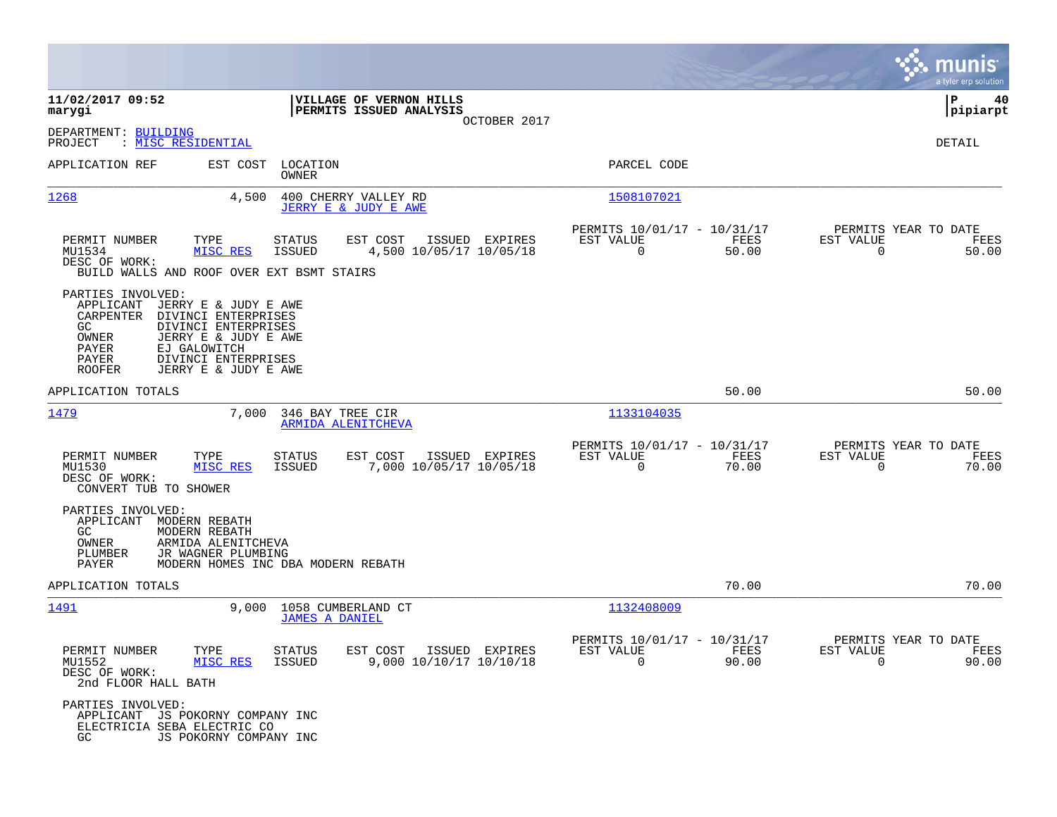**11/02/2017 09:52** | **VILLAGE OF VERNON HILLS** | **P 40**
**marygi** | **PERMITS ISSUED ANALYSIS** | **pipiarpt**

OCTOBER 2017

DEPARTMENT: BUILDING
PROJECT : MISC RESIDENTIAL

DETAIL

| APPLICATION REF | EST COST | LOCATION / OWNER | PARCEL CODE |
|---|---|---|---|
| 1268 | 4,500 | 400 CHERRY VALLEY RD / JERRY E & JUDY E AWE | 1508107021 |

| PERMIT NUMBER | TYPE | STATUS | EST COST | ISSUED | EXPIRES | PERMITS 10/01/17 - 10/31/17 EST VALUE | FEES | PERMITS YEAR TO DATE EST VALUE | FEES |
|---|---|---|---|---|---|---|---|---|---|
| MU1534 | MISC RES | ISSUED | 4,500 | 10/05/17 | 10/05/18 | 0 | 50.00 | 0 | 50.00 |

DESC OF WORK:
BUILD WALLS AND ROOF OVER EXT BSMT STAIRS

PARTIES INVOLVED:
- APPLICANT JERRY E & JUDY E AWE
- CARPENTER DIVINCI ENTERPRISES
- GC DIVINCI ENTERPRISES
- OWNER JERRY E & JUDY E AWE
- PAYER EJ GALOWITCH
- PAYER DIVINCI ENTERPRISES
- ROOFER JERRY E & JUDY E AWE

APPLICATION TOTALS 50.00 50.00

| APPLICATION REF | EST COST | LOCATION / OWNER | PARCEL CODE |
|---|---|---|---|
| 1479 | 7,000 | 346 BAY TREE CIR / ARMIDA ALENITCHEVA | 1133104035 |

| PERMIT NUMBER | TYPE | STATUS | EST COST | ISSUED | EXPIRES | PERMITS 10/01/17 - 10/31/17 EST VALUE | FEES | PERMITS YEAR TO DATE EST VALUE | FEES |
|---|---|---|---|---|---|---|---|---|---|
| MU1530 | MISC RES | ISSUED | 7,000 | 10/05/17 | 10/05/18 | 0 | 70.00 | 0 | 70.00 |

DESC OF WORK:
CONVERT TUB TO SHOWER

PARTIES INVOLVED:
- APPLICANT MODERN REBATH
- GC MODERN REBATH
- OWNER ARMIDA ALENITCHEVA
- PLUMBER JR WAGNER PLUMBING
- PAYER MODERN HOMES INC DBA MODERN REBATH

APPLICATION TOTALS 70.00 70.00

| APPLICATION REF | EST COST | LOCATION / OWNER | PARCEL CODE |
|---|---|---|---|
| 1491 | 9,000 | 1058 CUMBERLAND CT / JAMES A DANIEL | 1132408009 |

| PERMIT NUMBER | TYPE | STATUS | EST COST | ISSUED | EXPIRES | PERMITS 10/01/17 - 10/31/17 EST VALUE | FEES | PERMITS YEAR TO DATE EST VALUE | FEES |
|---|---|---|---|---|---|---|---|---|---|
| MU1552 | MISC RES | ISSUED | 9,000 | 10/10/17 | 10/10/18 | 0 | 90.00 | 0 | 90.00 |

DESC OF WORK:
2nd FLOOR HALL BATH

PARTIES INVOLVED:
- APPLICANT JS POKORNY COMPANY INC
- ELECTRICIA SEBA ELECTRIC CO
- GC JS POKORNY COMPANY INC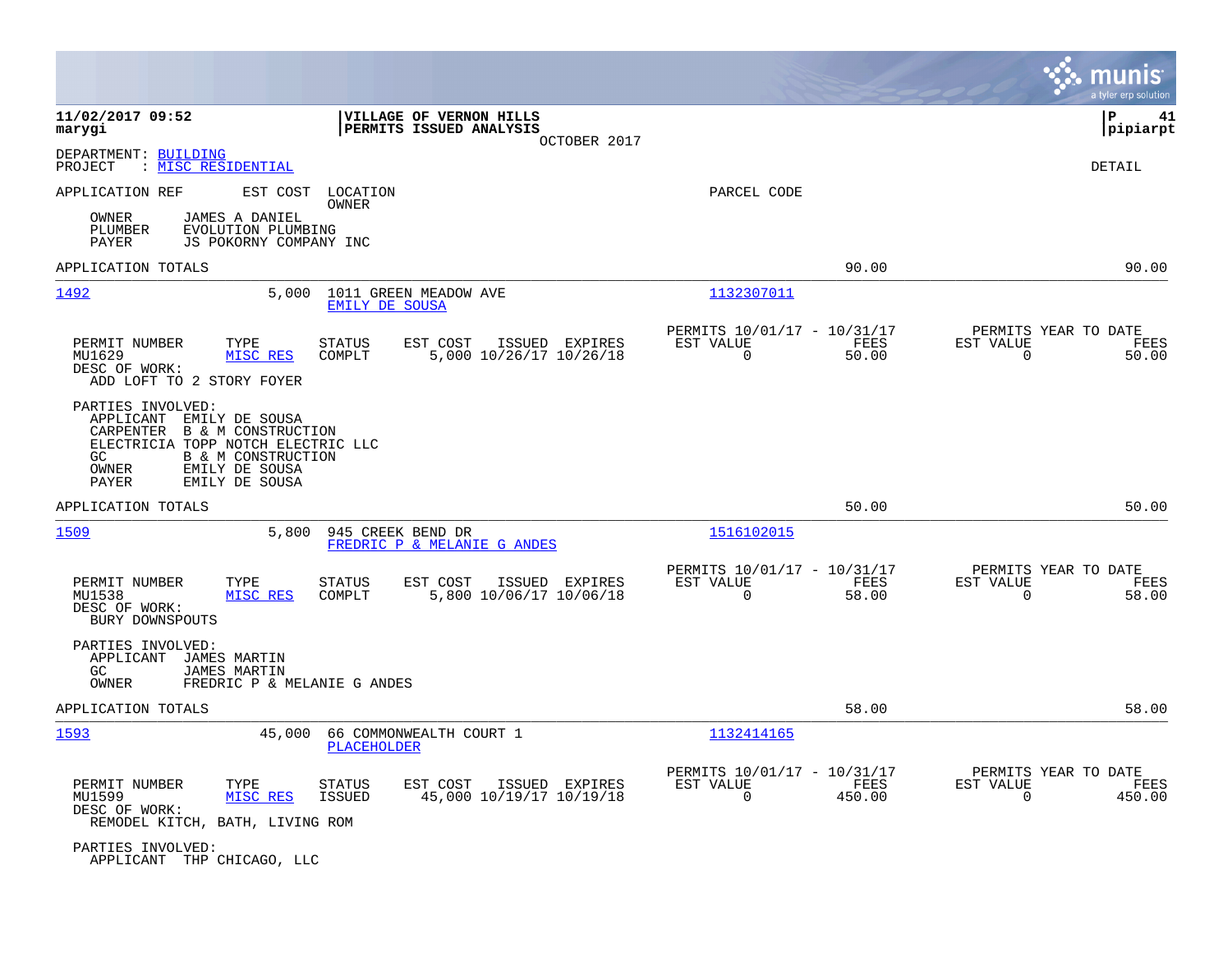**11/02/2017 09:52**
**marygi**

**VILLAGE OF VERNON HILLS**
**PERMITS ISSUED ANALYSIS**
OCTOBER 2017

**P 41**
**pipiarpt**

DEPARTMENT: BUILDING
PROJECT : MISC RESIDENTIAL

DETAIL

| APPLICATION REF | EST COST | LOCATION / OWNER | PARCEL CODE |
|---|---|---|---|

OWNER JAMES A DANIEL
PLUMBER EVOLUTION PLUMBING
PAYER JS POKORNY COMPANY INC

APPLICATION TOTALS — 90.00 — 90.00

---

**1492** — 5,000 — 1011 GREEN MEADOW AVE — EMILY DE SOUSA — 1132307011

| PERMIT NUMBER | TYPE | STATUS | EST COST | ISSUED | EXPIRES | PERMITS 10/01/17 - 10/31/17 EST VALUE | FEES | PERMITS YEAR TO DATE EST VALUE | FEES |
|---|---|---|---|---|---|---|---|---|---|
| MU1629 | MISC RES | COMPLT | 5,000 | 10/26/17 | 10/26/18 | 0 | 50.00 | 0 | 50.00 |

DESC OF WORK:
ADD LOFT TO 2 STORY FOYER

PARTIES INVOLVED:
APPLICANT EMILY DE SOUSA
CARPENTER B & M CONSTRUCTION
ELECTRICIA TOPP NOTCH ELECTRIC LLC
GC B & M CONSTRUCTION
OWNER EMILY DE SOUSA
PAYER EMILY DE SOUSA

APPLICATION TOTALS — 50.00 — 50.00

---

**1509** — 5,800 — 945 CREEK BEND DR — FREDRIC P & MELANIE G ANDES — 1516102015

| PERMIT NUMBER | TYPE | STATUS | EST COST | ISSUED | EXPIRES | PERMITS 10/01/17 - 10/31/17 EST VALUE | FEES | PERMITS YEAR TO DATE EST VALUE | FEES |
|---|---|---|---|---|---|---|---|---|---|
| MU1538 | MISC RES | COMPLT | 5,800 | 10/06/17 | 10/06/18 | 0 | 58.00 | 0 | 58.00 |

DESC OF WORK:
BURY DOWNSPOUTS

PARTIES INVOLVED:
APPLICANT JAMES MARTIN
GC JAMES MARTIN
OWNER FREDRIC P & MELANIE G ANDES

APPLICATION TOTALS — 58.00 — 58.00

---

**1593** — 45,000 — 66 COMMONWEALTH COURT 1 — PLACEHOLDER — 1132414165

| PERMIT NUMBER | TYPE | STATUS | EST COST | ISSUED | EXPIRES | PERMITS 10/01/17 - 10/31/17 EST VALUE | FEES | PERMITS YEAR TO DATE EST VALUE | FEES |
|---|---|---|---|---|---|---|---|---|---|
| MU1599 | MISC RES | ISSUED | 45,000 | 10/19/17 | 10/19/18 | 0 | 450.00 | 0 | 450.00 |

DESC OF WORK:
REMODEL KITCH, BATH, LIVING ROM

PARTIES INVOLVED:
APPLICANT THP CHICAGO, LLC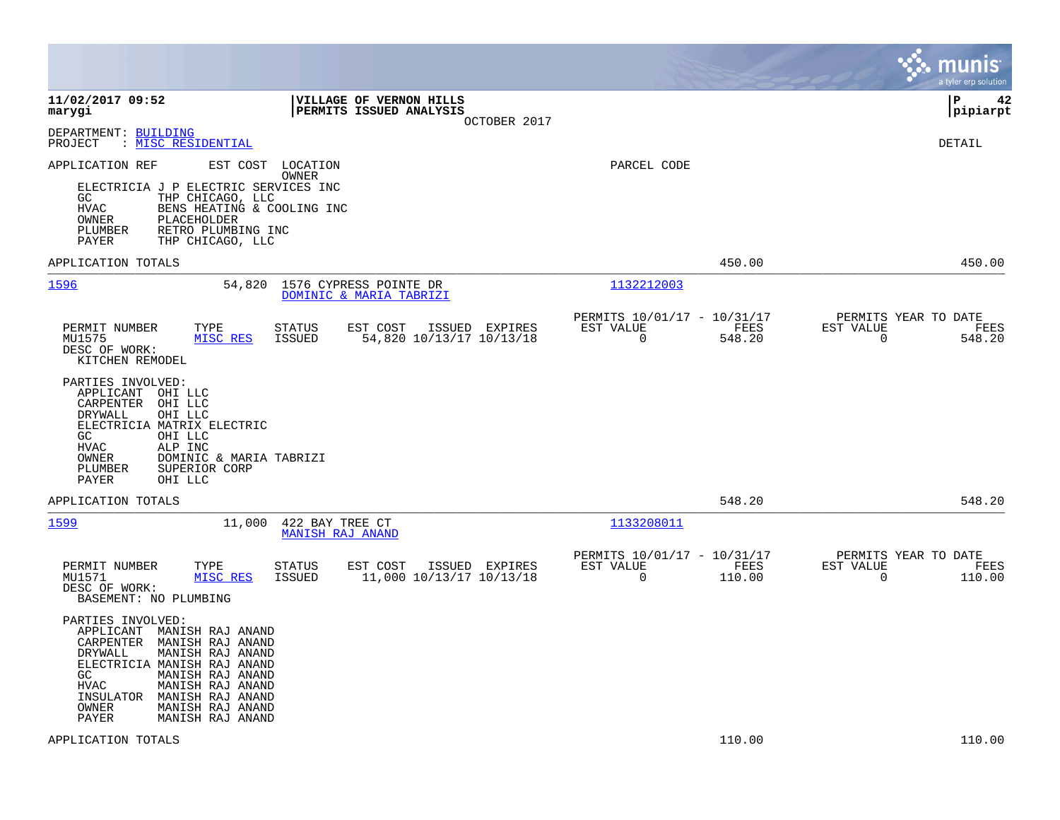11/02/2017 09:52
marygi

**VILLAGE OF VERNON HILLS**
**PERMITS ISSUED ANALYSIS**
OCTOBER 2017

P 42
pipiarpt

DEPARTMENT: BUILDING
PROJECT : MISC RESIDENTIAL

DETAIL

APPLICATION REF    EST COST    LOCATION
                               OWNER
PARCEL CODE

ELECTRICIA J P ELECTRIC SERVICES INC
GC         THP CHICAGO, LLC
HVAC       BENS HEATING & COOLING INC
OWNER      PLACEHOLDER
PLUMBER    RETRO PLUMBING INC
PAYER      THP CHICAGO, LLC

APPLICATION TOTALS    450.00    450.00

---

**1596**    54,820    1576 CYPRESS POINTE DR
DOMINIC & MARIA TABRIZI
1132212003

| PERMIT NUMBER | TYPE | STATUS | EST COST | ISSUED | EXPIRES | PERMITS 10/01/17 - 10/31/17 EST VALUE | FEES | PERMITS YEAR TO DATE EST VALUE | FEES |
|---|---|---|---|---|---|---|---|---|---|
| MU1575 | MISC RES | ISSUED | 54,820 | 10/13/17 | 10/13/18 | 0 | 548.20 | 0 | 548.20 |

DESC OF WORK:
KITCHEN REMODEL

PARTIES INVOLVED:
APPLICANT  OHI LLC
CARPENTER  OHI LLC
DRYWALL    OHI LLC
ELECTRICIA MATRIX ELECTRIC
GC         OHI LLC
HVAC       ALP INC
OWNER      DOMINIC & MARIA TABRIZI
PLUMBER    SUPERIOR CORP
PAYER      OHI LLC

APPLICATION TOTALS    548.20    548.20

---

**1599**    11,000    422 BAY TREE CT
MANISH RAJ ANAND
1133208011

| PERMIT NUMBER | TYPE | STATUS | EST COST | ISSUED | EXPIRES | PERMITS 10/01/17 - 10/31/17 EST VALUE | FEES | PERMITS YEAR TO DATE EST VALUE | FEES |
|---|---|---|---|---|---|---|---|---|---|
| MU1571 | MISC RES | ISSUED | 11,000 | 10/13/17 | 10/13/18 | 0 | 110.00 | 0 | 110.00 |

DESC OF WORK:
BASEMENT: NO PLUMBING

PARTIES INVOLVED:
APPLICANT  MANISH RAJ ANAND
CARPENTER  MANISH RAJ ANAND
DRYWALL    MANISH RAJ ANAND
ELECTRICIA MANISH RAJ ANAND
GC         MANISH RAJ ANAND
HVAC       MANISH RAJ ANAND
INSULATOR  MANISH RAJ ANAND
OWNER      MANISH RAJ ANAND
PAYER      MANISH RAJ ANAND

APPLICATION TOTALS    110.00    110.00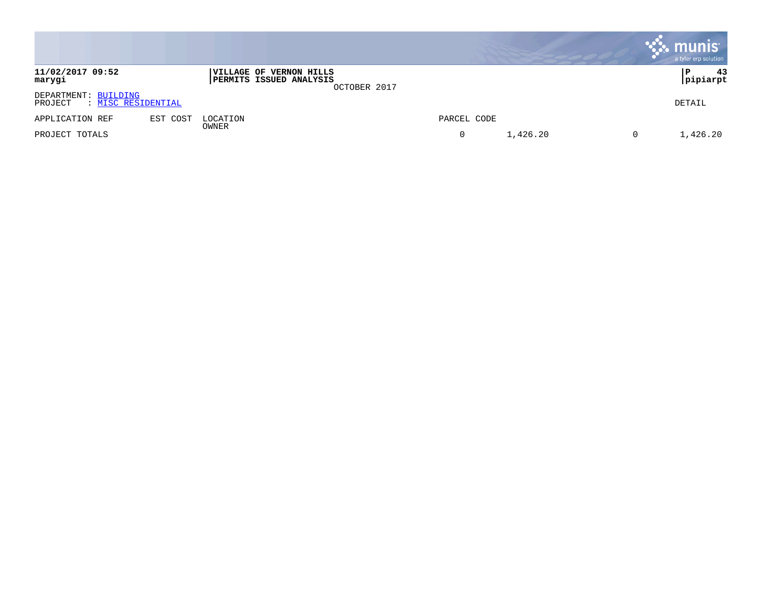**VILLAGE OF VERNON HILLS**
**PERMITS ISSUED ANALYSIS**
OCTOBER 2017

DEPARTMENT: BUILDING
PROJECT : MISC RESIDENTIAL

DETAIL

| APPLICATION REF | EST COST | LOCATION / OWNER | PARCEL CODE | | | |
|---|---|---|---|---|---|---|
| PROJECT TOTALS | | | 0 | 1,426.20 | 0 | 1,426.20 |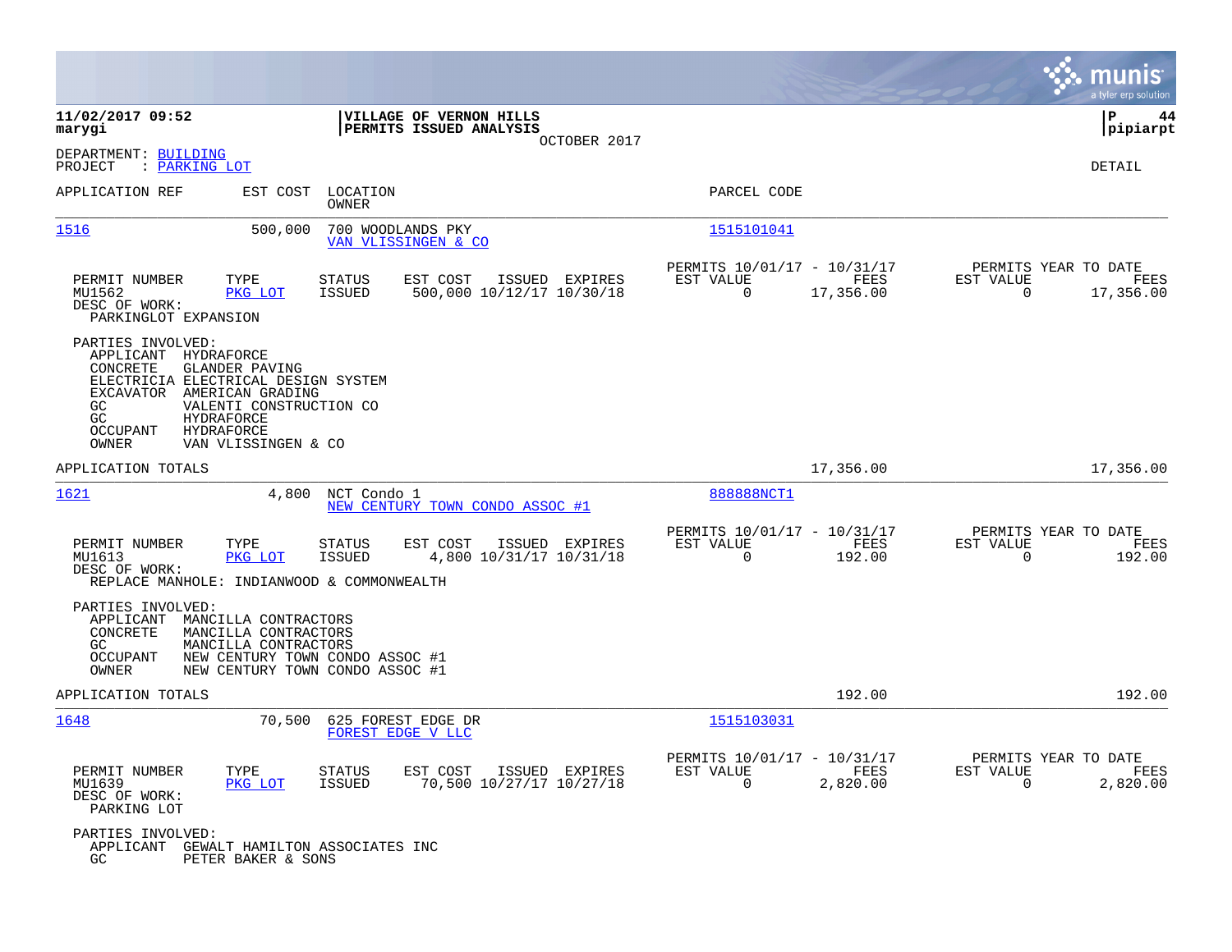**11/02/2017 09:52** | **VILLAGE OF VERNON HILLS** | **P 44**
**marygi** | **PERMITS ISSUED ANALYSIS** | **pipiarpt**
OCTOBER 2017

DEPARTMENT: BUILDING
PROJECT : PARKING LOT

DETAIL

| APPLICATION REF | EST COST | LOCATION / OWNER | PARCEL CODE |
|---|---|---|---|
| 1516 | 500,000 | 700 WOODLANDS PKY / VAN VLISSINGEN & CO | 1515101041 |

| PERMIT NUMBER | TYPE | STATUS | EST COST | ISSUED | EXPIRES | PERMITS 10/01/17 - 10/31/17 EST VALUE | FEES | PERMITS YEAR TO DATE EST VALUE | FEES |
|---|---|---|---|---|---|---|---|---|---|
| MU1562 | PKG LOT | ISSUED | 500,000 | 10/12/17 | 10/30/18 | 0 | 17,356.00 | 0 | 17,356.00 |

DESC OF WORK:
PARKINGLOT EXPANSION

PARTIES INVOLVED:
- APPLICANT HYDRAFORCE
- CONCRETE GLANDER PAVING
- ELECTRICIA ELECTRICAL DESIGN SYSTEM
- EXCAVATOR AMERICAN GRADING
- GC VALENTI CONSTRUCTION CO
- GC HYDRAFORCE
- OCCUPANT HYDRAFORCE
- OWNER VAN VLISSINGEN & CO

APPLICATION TOTALS: 17,356.00 | 17,356.00

| APPLICATION REF | EST COST | LOCATION / OWNER | PARCEL CODE |
|---|---|---|---|
| 1621 | 4,800 | NCT Condo 1 / NEW CENTURY TOWN CONDO ASSOC #1 | 888888NCT1 |

| PERMIT NUMBER | TYPE | STATUS | EST COST | ISSUED | EXPIRES | PERMITS 10/01/17 - 10/31/17 EST VALUE | FEES | PERMITS YEAR TO DATE EST VALUE | FEES |
|---|---|---|---|---|---|---|---|---|---|
| MU1613 | PKG LOT | ISSUED | 4,800 | 10/31/17 | 10/31/18 | 0 | 192.00 | 0 | 192.00 |

DESC OF WORK:
REPLACE MANHOLE: INDIANWOOD & COMMONWEALTH

PARTIES INVOLVED:
- APPLICANT MANCILLA CONTRACTORS
- CONCRETE MANCILLA CONTRACTORS
- GC MANCILLA CONTRACTORS
- OCCUPANT NEW CENTURY TOWN CONDO ASSOC #1
- OWNER NEW CENTURY TOWN CONDO ASSOC #1

APPLICATION TOTALS: 192.00 | 192.00

| APPLICATION REF | EST COST | LOCATION / OWNER | PARCEL CODE |
|---|---|---|---|
| 1648 | 70,500 | 625 FOREST EDGE DR / FOREST EDGE V LLC | 1515103031 |

| PERMIT NUMBER | TYPE | STATUS | EST COST | ISSUED | EXPIRES | PERMITS 10/01/17 - 10/31/17 EST VALUE | FEES | PERMITS YEAR TO DATE EST VALUE | FEES |
|---|---|---|---|---|---|---|---|---|---|
| MU1639 | PKG LOT | ISSUED | 70,500 | 10/27/17 | 10/27/18 | 0 | 2,820.00 | 0 | 2,820.00 |

DESC OF WORK:
PARKING LOT

PARTIES INVOLVED:
- APPLICANT GEWALT HAMILTON ASSOCIATES INC
- GC PETER BAKER & SONS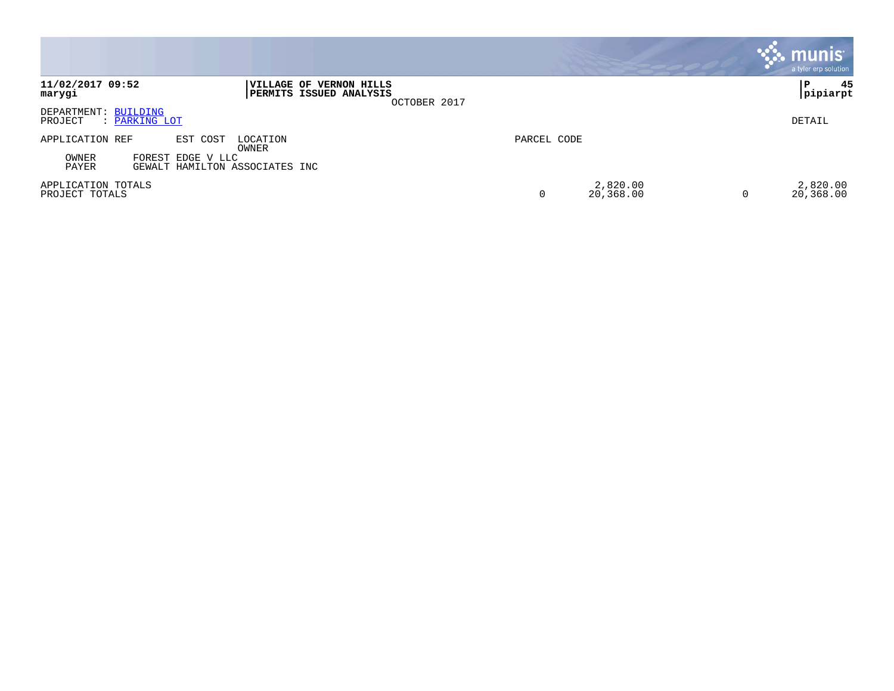**11/02/2017 09:52**
**marygi**

**VILLAGE OF VERNON HILLS**
**PERMITS ISSUED ANALYSIS**
OCTOBER 2017

**pipiarpt**

DEPARTMENT: BUILDING
PROJECT : PARKING LOT

DETAIL

| APPLICATION REF | EST COST | LOCATION / OWNER | PARCEL CODE | | | |
|---|---|---|---|---|---|---|
| OWNER | FOREST EDGE V LLC | | | | | |
| PAYER | GEWALT HAMILTON ASSOCIATES INC | | | | | |
| APPLICATION TOTALS | | | | 2,820.00 | | 2,820.00 |
| PROJECT TOTALS | | | 0 | 20,368.00 | 0 | 20,368.00 |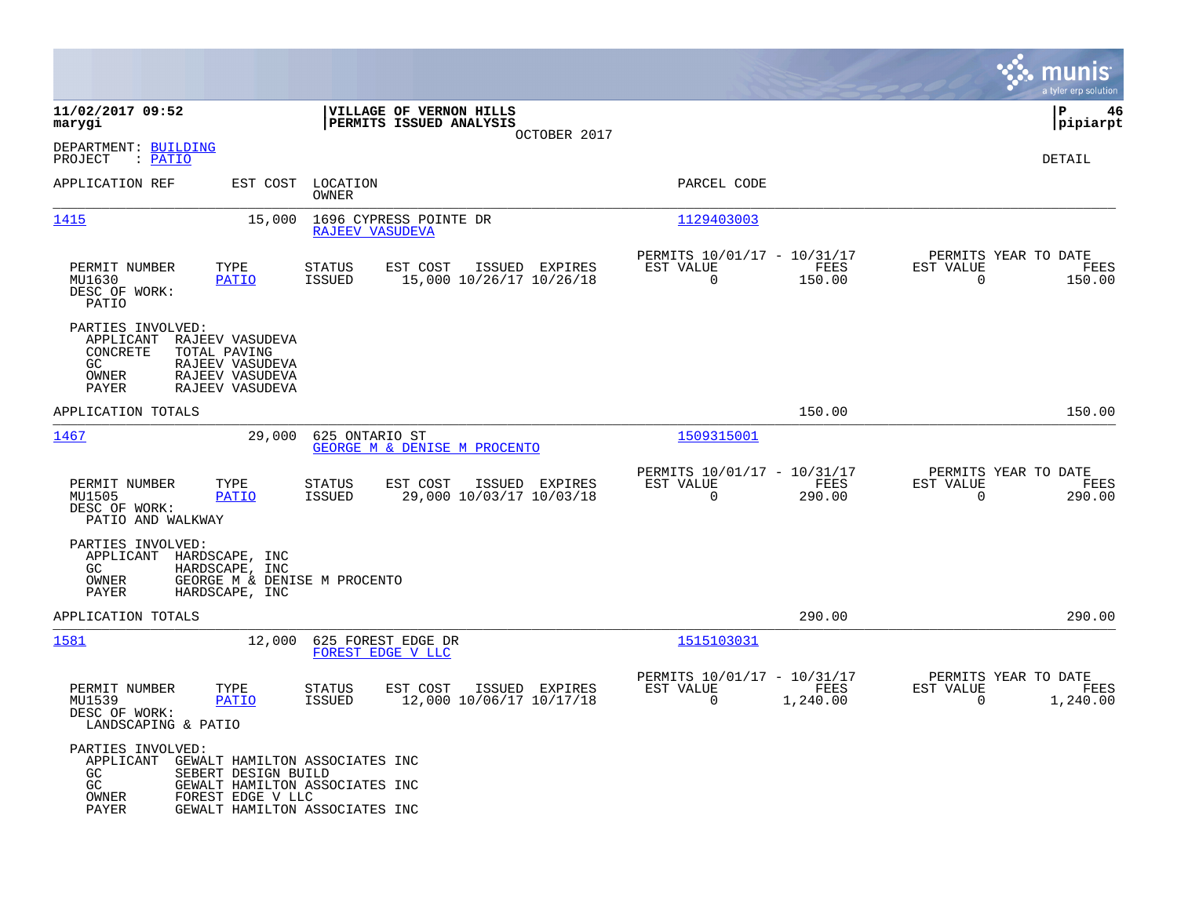**11/02/2017 09:52**
**marygi**

**VILLAGE OF VERNON HILLS**
**PERMITS ISSUED ANALYSIS**
OCTOBER 2017

**P 46**
**pipiarpt**

DEPARTMENT: BUILDING
PROJECT : PATIO

DETAIL

| APPLICATION REF | EST COST | LOCATION / OWNER | PARCEL CODE |
|---|---|---|---|
| 1415 | 15,000 | 1696 CYPRESS POINTE DR / RAJEEV VASUDEVA | 1129403003 |

| PERMIT NUMBER | TYPE | STATUS | EST COST | ISSUED | EXPIRES | PERMITS 10/01/17 - 10/31/17 EST VALUE | FEES | PERMITS YEAR TO DATE EST VALUE | FEES |
|---|---|---|---|---|---|---|---|---|---|
| MU1630 | PATIO | ISSUED | 15,000 | 10/26/17 | 10/26/18 | 0 | 150.00 | 0 | 150.00 |

DESC OF WORK:
PATIO

PARTIES INVOLVED:
- APPLICANT RAJEEV VASUDEVA
- CONCRETE TOTAL PAVING
- GC RAJEEV VASUDEVA
- OWNER RAJEEV VASUDEVA
- PAYER RAJEEV VASUDEVA

APPLICATION TOTALS 150.00 150.00

| APPLICATION REF | EST COST | LOCATION / OWNER | PARCEL CODE |
|---|---|---|---|
| 1467 | 29,000 | 625 ONTARIO ST / GEORGE M & DENISE M PROCENTO | 1509315001 |

| PERMIT NUMBER | TYPE | STATUS | EST COST | ISSUED | EXPIRES | PERMITS 10/01/17 - 10/31/17 EST VALUE | FEES | PERMITS YEAR TO DATE EST VALUE | FEES |
|---|---|---|---|---|---|---|---|---|---|
| MU1505 | PATIO | ISSUED | 29,000 | 10/03/17 | 10/03/18 | 0 | 290.00 | 0 | 290.00 |

DESC OF WORK:
PATIO AND WALKWAY

PARTIES INVOLVED:
- APPLICANT HARDSCAPE, INC
- GC HARDSCAPE, INC
- OWNER GEORGE M & DENISE M PROCENTO
- PAYER HARDSCAPE, INC

APPLICATION TOTALS 290.00 290.00

| APPLICATION REF | EST COST | LOCATION / OWNER | PARCEL CODE |
|---|---|---|---|
| 1581 | 12,000 | 625 FOREST EDGE DR / FOREST EDGE V LLC | 1515103031 |

| PERMIT NUMBER | TYPE | STATUS | EST COST | ISSUED | EXPIRES | PERMITS 10/01/17 - 10/31/17 EST VALUE | FEES | PERMITS YEAR TO DATE EST VALUE | FEES |
|---|---|---|---|---|---|---|---|---|---|
| MU1539 | PATIO | ISSUED | 12,000 | 10/06/17 | 10/17/18 | 0 | 1,240.00 | 0 | 1,240.00 |

DESC OF WORK:
LANDSCAPING & PATIO

PARTIES INVOLVED:
- APPLICANT GEWALT HAMILTON ASSOCIATES INC
- GC SEBERT DESIGN BUILD
- GC GEWALT HAMILTON ASSOCIATES INC
- OWNER FOREST EDGE V LLC
- PAYER GEWALT HAMILTON ASSOCIATES INC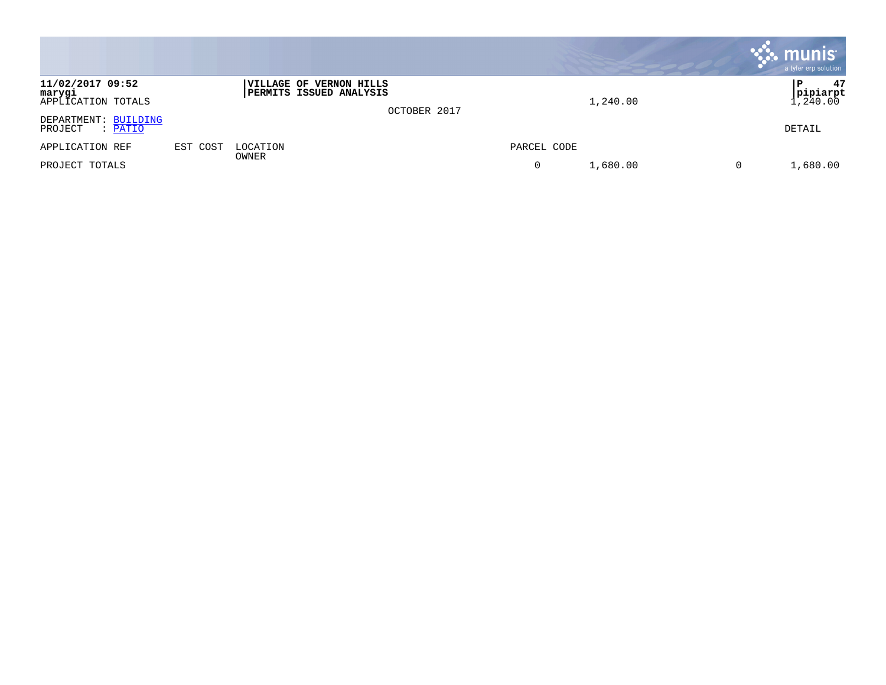11/02/2017 09:52
marygi
APPLICATION TOTALS

**VILLAGE OF VERNON HILLS**
**PERMITS ISSUED ANALYSIS**

1,240.00 1,240.00

OCTOBER 2017

DEPARTMENT: BUILDING
PROJECT : PATIO

DETAIL

| APPLICATION REF | EST COST | LOCATION OWNER | PARCEL CODE | | | |
|---|---|---|---|---|---|---|
| PROJECT TOTALS | | | 0 | 1,680.00 | 0 | 1,680.00 |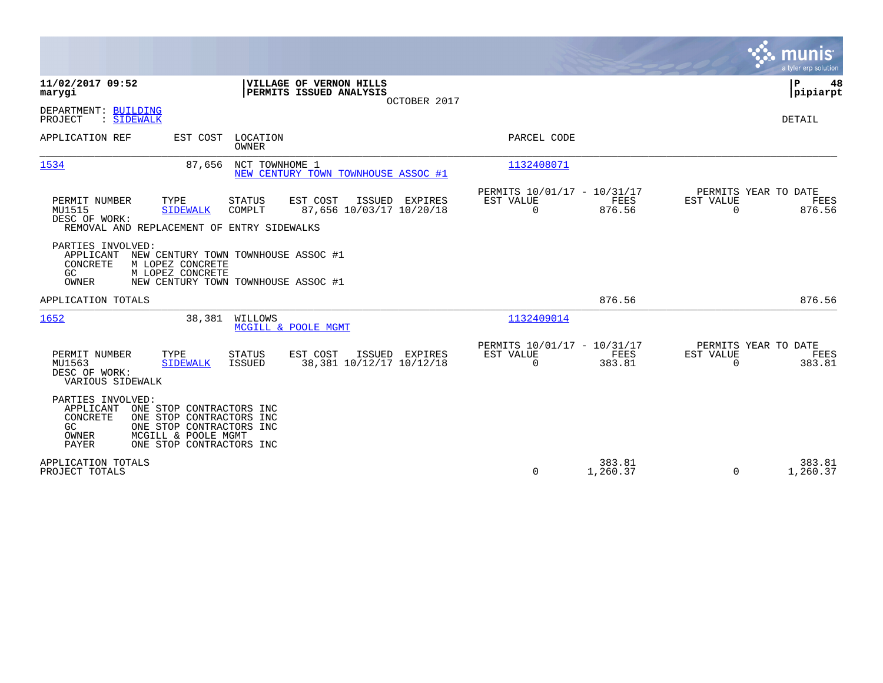**11/02/2017 09:52**
**marygi**

**VILLAGE OF VERNON HILLS**
**PERMITS ISSUED ANALYSIS**
OCTOBER 2017

**P 48**
**pipiarpt**

DEPARTMENT: BUILDING
PROJECT : SIDEWALK

DETAIL

| APPLICATION REF | EST COST | LOCATION / OWNER | PARCEL CODE |
|---|---|---|---|
| 1534 | 87,656 | NCT TOWNHOME 1 / NEW CENTURY TOWN TOWNHOUSE ASSOC #1 | 1132408071 |

| PERMIT NUMBER | TYPE | STATUS | EST COST | ISSUED | EXPIRES | PERMITS 10/01/17 - 10/31/17 EST VALUE | FEES | PERMITS YEAR TO DATE EST VALUE | FEES |
|---|---|---|---|---|---|---|---|---|---|
| MU1515 | SIDEWALK | COMPLT | 87,656 | 10/03/17 | 10/20/18 | 0 | 876.56 | 0 | 876.56 |

DESC OF WORK:
REMOVAL AND REPLACEMENT OF ENTRY SIDEWALKS

PARTIES INVOLVED:
- APPLICANT NEW CENTURY TOWN TOWNHOUSE ASSOC #1
- CONCRETE M LOPEZ CONCRETE
- GC M LOPEZ CONCRETE
- OWNER NEW CENTURY TOWN TOWNHOUSE ASSOC #1

APPLICATION TOTALS — FEES 876.56 — YTD FEES 876.56

| APPLICATION REF | EST COST | LOCATION / OWNER | PARCEL CODE |
|---|---|---|---|
| 1652 | 38,381 | WILLOWS / MCGILL & POOLE MGMT | 1132409014 |

| PERMIT NUMBER | TYPE | STATUS | EST COST | ISSUED | EXPIRES | PERMITS 10/01/17 - 10/31/17 EST VALUE | FEES | PERMITS YEAR TO DATE EST VALUE | FEES |
|---|---|---|---|---|---|---|---|---|---|
| MU1563 | SIDEWALK | ISSUED | 38,381 | 10/12/17 | 10/12/18 | 0 | 383.81 | 0 | 383.81 |

DESC OF WORK:
VARIOUS SIDEWALK

PARTIES INVOLVED:
- APPLICANT ONE STOP CONTRACTORS INC
- CONCRETE ONE STOP CONTRACTORS INC
- GC ONE STOP CONTRACTORS INC
- OWNER MCGILL & POOLE MGMT
- PAYER ONE STOP CONTRACTORS INC

| | EST VALUE | FEES | YTD EST VALUE | YTD FEES |
|---|---|---|---|---|
| APPLICATION TOTALS | | 383.81 | | 383.81 |
| PROJECT TOTALS | 0 | 1,260.37 | 0 | 1,260.37 |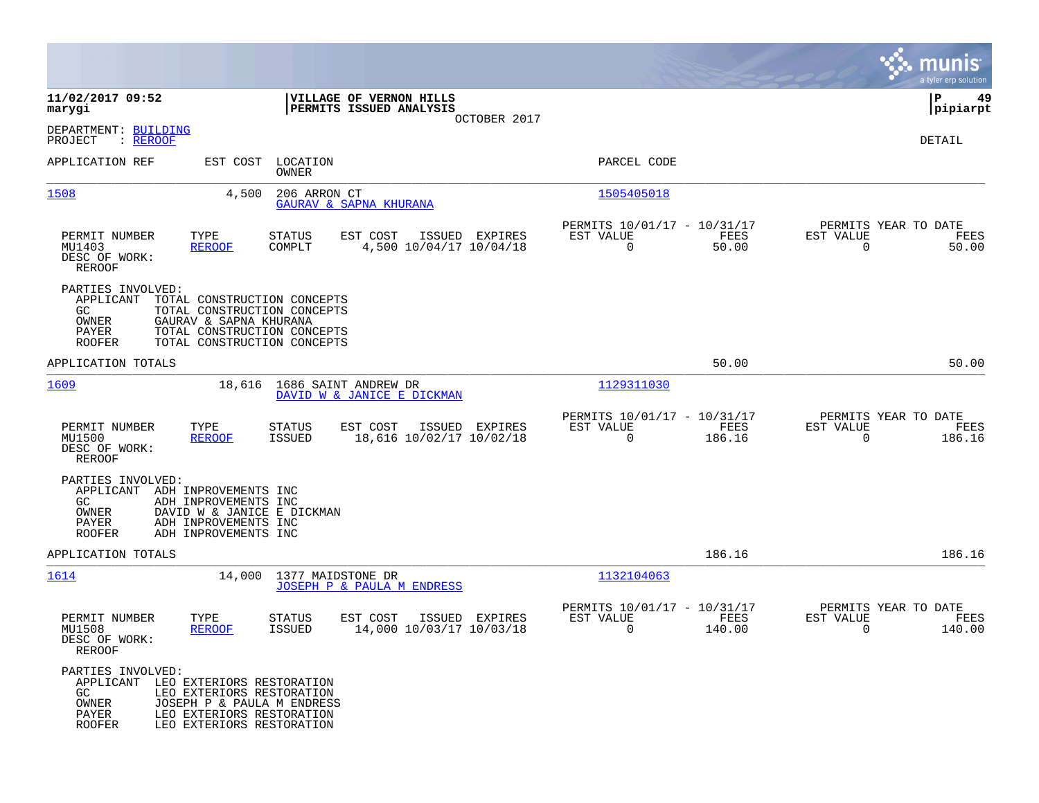**11/02/2017 09:52**
**marygi**

**VILLAGE OF VERNON HILLS**
**PERMITS ISSUED ANALYSIS**
OCTOBER 2017

**pipiarpt**

DEPARTMENT: BUILDING
PROJECT : REROOF

DETAIL

| APPLICATION REF | EST COST | LOCATION / OWNER | PARCEL CODE |
|---|---|---|---|
| 1508 | 4,500 | 206 ARRON CT / GAURAV & SAPNA KHURANA | 1505405018 |

| PERMIT NUMBER | TYPE | STATUS | EST COST | ISSUED | EXPIRES | PERMITS 10/01/17 - 10/31/17 EST VALUE | FEES | PERMITS YEAR TO DATE EST VALUE | FEES |
|---|---|---|---|---|---|---|---|---|---|
| MU1403 | REROOF | COMPLT | 4,500 | 10/04/17 | 10/04/18 | 0 | 50.00 | 0 | 50.00 |

DESC OF WORK:
REROOF

PARTIES INVOLVED:
- APPLICANT TOTAL CONSTRUCTION CONCEPTS
- GC TOTAL CONSTRUCTION CONCEPTS
- OWNER GAURAV & SAPNA KHURANA
- PAYER TOTAL CONSTRUCTION CONCEPTS
- ROOFER TOTAL CONSTRUCTION CONCEPTS

APPLICATION TOTALS 50.00 50.00

| APPLICATION REF | EST COST | LOCATION / OWNER | PARCEL CODE |
|---|---|---|---|
| 1609 | 18,616 | 1686 SAINT ANDREW DR / DAVID W & JANICE E DICKMAN | 1129311030 |

| PERMIT NUMBER | TYPE | STATUS | EST COST | ISSUED | EXPIRES | PERMITS 10/01/17 - 10/31/17 EST VALUE | FEES | PERMITS YEAR TO DATE EST VALUE | FEES |
|---|---|---|---|---|---|---|---|---|---|
| MU1500 | REROOF | ISSUED | 18,616 | 10/02/17 | 10/02/18 | 0 | 186.16 | 0 | 186.16 |

DESC OF WORK:
REROOF

PARTIES INVOLVED:
- APPLICANT ADH INPROVEMENTS INC
- GC ADH INPROVEMENTS INC
- OWNER DAVID W & JANICE E DICKMAN
- PAYER ADH INPROVEMENTS INC
- ROOFER ADH INPROVEMENTS INC

APPLICATION TOTALS 186.16 186.16

| APPLICATION REF | EST COST | LOCATION / OWNER | PARCEL CODE |
|---|---|---|---|
| 1614 | 14,000 | 1377 MAIDSTONE DR / JOSEPH P & PAULA M ENDRESS | 1132104063 |

| PERMIT NUMBER | TYPE | STATUS | EST COST | ISSUED | EXPIRES | PERMITS 10/01/17 - 10/31/17 EST VALUE | FEES | PERMITS YEAR TO DATE EST VALUE | FEES |
|---|---|---|---|---|---|---|---|---|---|
| MU1508 | REROOF | ISSUED | 14,000 | 10/03/17 | 10/03/18 | 0 | 140.00 | 0 | 140.00 |

DESC OF WORK:
REROOF

PARTIES INVOLVED:
- APPLICANT LEO EXTERIORS RESTORATION
- GC LEO EXTERIORS RESTORATION
- OWNER JOSEPH P & PAULA M ENDRESS
- PAYER LEO EXTERIORS RESTORATION
- ROOFER LEO EXTERIORS RESTORATION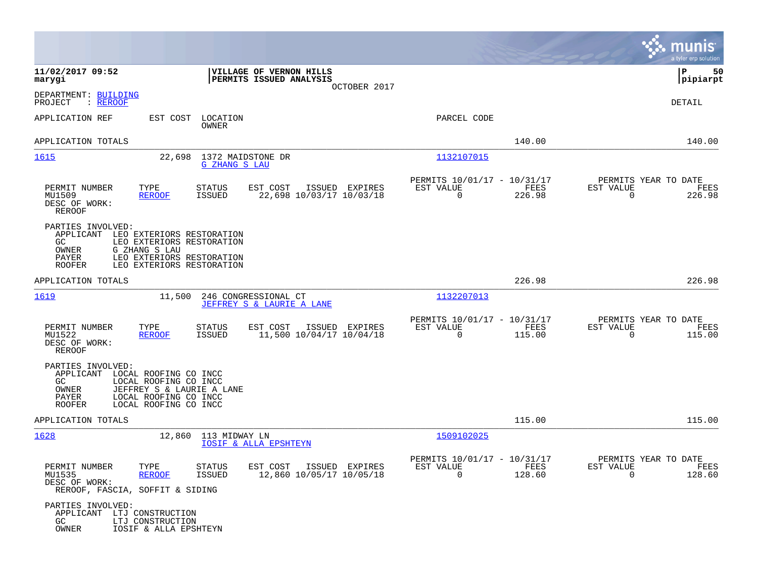**11/02/2017 09:52**
**marygi**

**VILLAGE OF VERNON HILLS**
**PERMITS ISSUED ANALYSIS**
OCTOBER 2017

**P 50**
**pipiarpt**

DEPARTMENT: BUILDING
PROJECT : REROOF

DETAIL

APPLICATION REF | EST COST | LOCATION / OWNER | PARCEL CODE

APPLICATION TOTALS 140.00 140.00

---

**1615** 22,698 1372 MAIDSTONE DR
G ZHANG S LAU
Parcel: 1132107015

| PERMIT NUMBER | TYPE | STATUS | EST COST | ISSUED | EXPIRES | PERMITS 10/01/17 - 10/31/17 EST VALUE | FEES | PERMITS YEAR TO DATE EST VALUE | FEES |
|---|---|---|---|---|---|---|---|---|---|
| MU1509 | REROOF | ISSUED | 22,698 | 10/03/17 | 10/03/18 | 0 | 226.98 | 0 | 226.98 |

DESC OF WORK:
REROOF

PARTIES INVOLVED:
- APPLICANT LEO EXTERIORS RESTORATION
- GC LEO EXTERIORS RESTORATION
- OWNER G ZHANG S LAU
- PAYER LEO EXTERIORS RESTORATION
- ROOFER LEO EXTERIORS RESTORATION

APPLICATION TOTALS 226.98 226.98

---

**1619** 11,500 246 CONGRESSIONAL CT
JEFFREY S & LAURIE A LANE
Parcel: 1132207013

| PERMIT NUMBER | TYPE | STATUS | EST COST | ISSUED | EXPIRES | PERMITS 10/01/17 - 10/31/17 EST VALUE | FEES | PERMITS YEAR TO DATE EST VALUE | FEES |
|---|---|---|---|---|---|---|---|---|---|
| MU1522 | REROOF | ISSUED | 11,500 | 10/04/17 | 10/04/18 | 0 | 115.00 | 0 | 115.00 |

DESC OF WORK:
REROOF

PARTIES INVOLVED:
- APPLICANT LOCAL ROOFING CO INCC
- GC LOCAL ROOFING CO INCC
- OWNER JEFFREY S & LAURIE A LANE
- PAYER LOCAL ROOFING CO INCC
- ROOFER LOCAL ROOFING CO INCC

APPLICATION TOTALS 115.00 115.00

---

**1628** 12,860 113 MIDWAY LN
IOSIF & ALLA EPSHTEYN
Parcel: 1509102025

| PERMIT NUMBER | TYPE | STATUS | EST COST | ISSUED | EXPIRES | PERMITS 10/01/17 - 10/31/17 EST VALUE | FEES | PERMITS YEAR TO DATE EST VALUE | FEES |
|---|---|---|---|---|---|---|---|---|---|
| MU1535 | REROOF | ISSUED | 12,860 | 10/05/17 | 10/05/18 | 0 | 128.60 | 0 | 128.60 |

DESC OF WORK:
REROOF, FASCIA, SOFFIT & SIDING

PARTIES INVOLVED:
- APPLICANT LTJ CONSTRUCTION
- GC LTJ CONSTRUCTION
- OWNER IOSIF & ALLA EPSHTEYN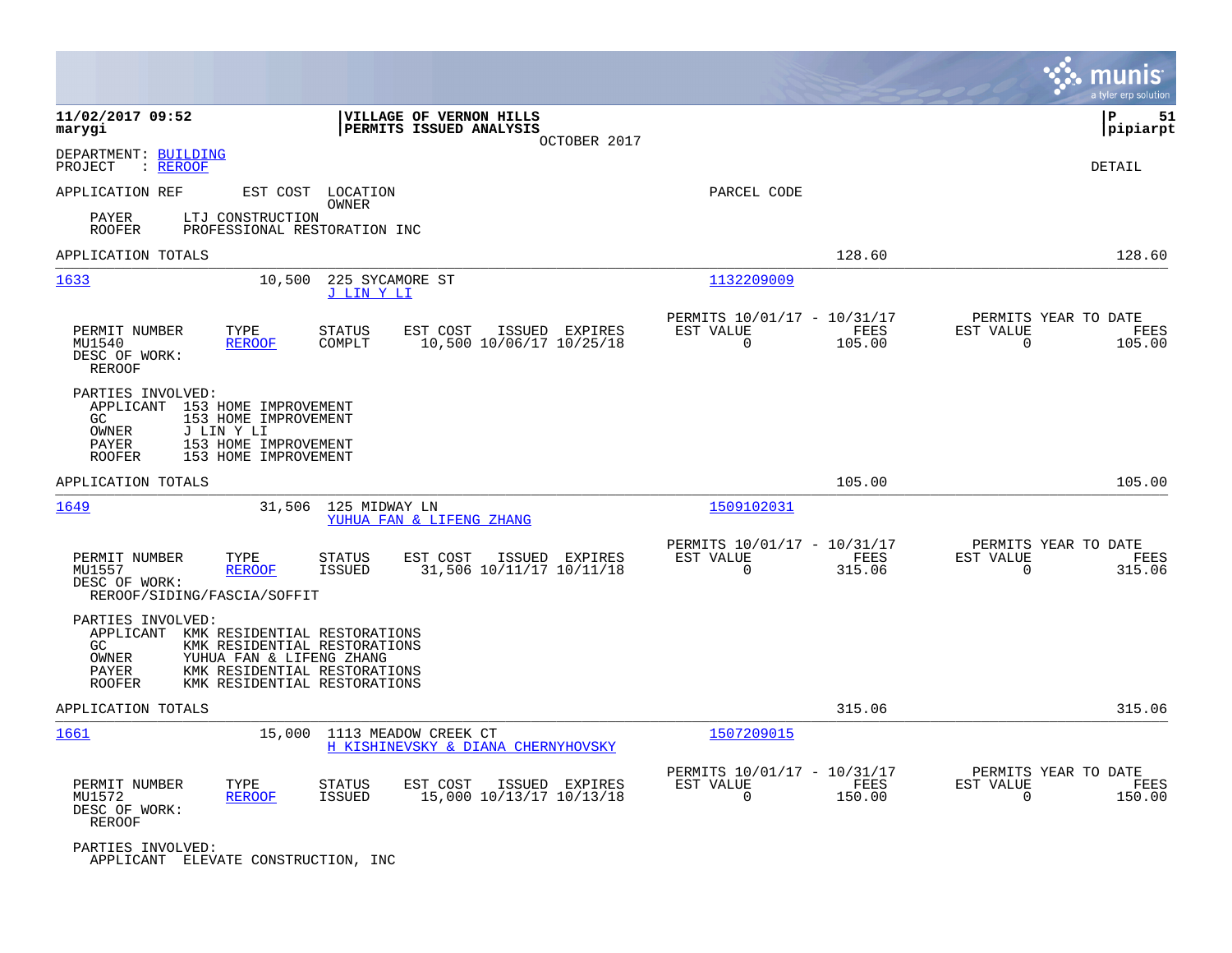**11/02/2017 09:52** | **VILLAGE OF VERNON HILLS** | **P 51**
**marygi** | **PERMITS ISSUED ANALYSIS** | **pipiarpt**

OCTOBER 2017

DEPARTMENT: BUILDING
PROJECT : REROOF

DETAIL

APPLICATION REF    EST COST    LOCATION
                               OWNER                                        PARCEL CODE

PAYER      LTJ CONSTRUCTION
ROOFER     PROFESSIONAL RESTORATION INC

APPLICATION TOTALS    128.60    128.60

---

**1633**    10,500    225 SYCAMORE ST    1132209009
                      J LIN Y LI

| PERMIT NUMBER | TYPE | STATUS | EST COST | ISSUED | EXPIRES | PERMITS 10/01/17 - 10/31/17 EST VALUE | FEES | PERMITS YEAR TO DATE EST VALUE | FEES |
|---|---|---|---|---|---|---|---|---|---|
| MU1540 | REROOF | COMPLT | 10,500 | 10/06/17 | 10/25/18 | 0 | 105.00 | 0 | 105.00 |

DESC OF WORK:
REROOF

PARTIES INVOLVED:
APPLICANT  153 HOME IMPROVEMENT
GC         153 HOME IMPROVEMENT
OWNER      J LIN Y LI
PAYER      153 HOME IMPROVEMENT
ROOFER     153 HOME IMPROVEMENT

APPLICATION TOTALS    105.00    105.00

---

**1649**    31,506    125 MIDWAY LN    1509102031
                      YUHUA FAN & LIFENG ZHANG

| PERMIT NUMBER | TYPE | STATUS | EST COST | ISSUED | EXPIRES | PERMITS 10/01/17 - 10/31/17 EST VALUE | FEES | PERMITS YEAR TO DATE EST VALUE | FEES |
|---|---|---|---|---|---|---|---|---|---|
| MU1557 | REROOF | ISSUED | 31,506 | 10/11/17 | 10/11/18 | 0 | 315.06 | 0 | 315.06 |

DESC OF WORK:
REROOF/SIDING/FASCIA/SOFFIT

PARTIES INVOLVED:
APPLICANT  KMK RESIDENTIAL RESTORATIONS
GC         KMK RESIDENTIAL RESTORATIONS
OWNER      YUHUA FAN & LIFENG ZHANG
PAYER      KMK RESIDENTIAL RESTORATIONS
ROOFER     KMK RESIDENTIAL RESTORATIONS

APPLICATION TOTALS    315.06    315.06

---

**1661**    15,000    1113 MEADOW CREEK CT    1507209015
                      H KISHINEVSKY & DIANA CHERNYHOVSKY

| PERMIT NUMBER | TYPE | STATUS | EST COST | ISSUED | EXPIRES | PERMITS 10/01/17 - 10/31/17 EST VALUE | FEES | PERMITS YEAR TO DATE EST VALUE | FEES |
|---|---|---|---|---|---|---|---|---|---|
| MU1572 | REROOF | ISSUED | 15,000 | 10/13/17 | 10/13/18 | 0 | 150.00 | 0 | 150.00 |

DESC OF WORK:
REROOF

PARTIES INVOLVED:
APPLICANT  ELEVATE CONSTRUCTION, INC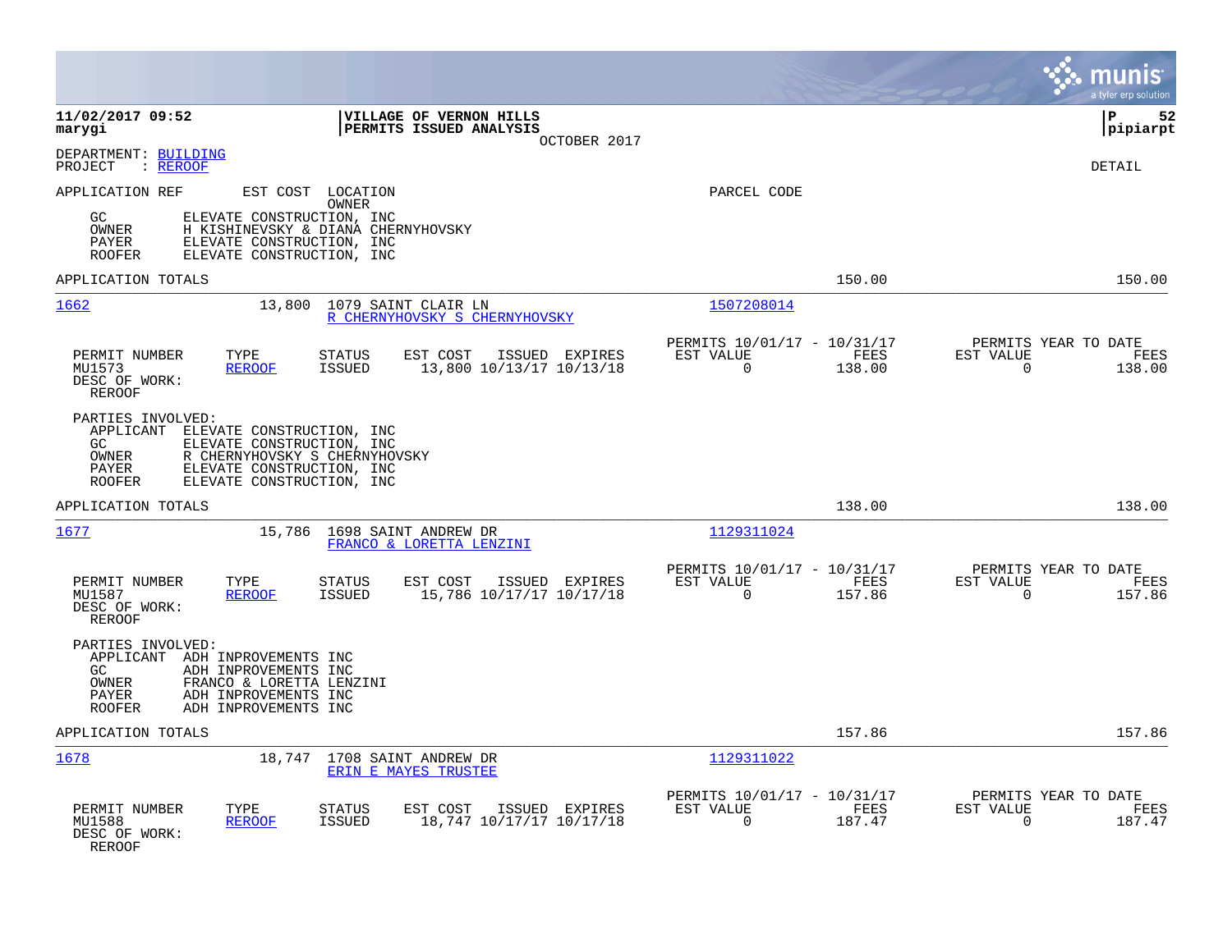11/02/2017 09:52 | VILLAGE OF VERNON HILLS | P 52
marygi | PERMITS ISSUED ANALYSIS | pipiarpt
OCTOBER 2017

DEPARTMENT: BUILDING
PROJECT : REROOF

DETAIL

APPLICATION REF | EST COST | LOCATION / OWNER | PARCEL CODE

GC ELEVATE CONSTRUCTION, INC
OWNER H KISHINEVSKY & DIANA CHERNYHOVSKY
PAYER ELEVATE CONSTRUCTION, INC
ROOFER ELEVATE CONSTRUCTION, INC

APPLICATION TOTALS 150.00 150.00

---

**1662** 13,800 1079 SAINT CLAIR LN
R CHERNYHOVSKY S CHERNYHOVSKY
Parcel: 1507208014

| PERMIT NUMBER | TYPE | STATUS | EST COST | ISSUED | EXPIRES | PERMITS 10/01/17 - 10/31/17 EST VALUE | FEES | PERMITS YEAR TO DATE EST VALUE | FEES |
|---|---|---|---|---|---|---|---|---|---|
| MU1573 | REROOF | ISSUED | 13,800 | 10/13/17 | 10/13/18 | 0 | 138.00 | 0 | 138.00 |

DESC OF WORK:
REROOF

PARTIES INVOLVED:
APPLICANT ELEVATE CONSTRUCTION, INC
GC ELEVATE CONSTRUCTION, INC
OWNER R CHERNYHOVSKY S CHERNYHOVSKY
PAYER ELEVATE CONSTRUCTION, INC
ROOFER ELEVATE CONSTRUCTION, INC

APPLICATION TOTALS 138.00 138.00

---

**1677** 15,786 1698 SAINT ANDREW DR
FRANCO & LORETTA LENZINI
Parcel: 1129311024

| PERMIT NUMBER | TYPE | STATUS | EST COST | ISSUED | EXPIRES | PERMITS 10/01/17 - 10/31/17 EST VALUE | FEES | PERMITS YEAR TO DATE EST VALUE | FEES |
|---|---|---|---|---|---|---|---|---|---|
| MU1587 | REROOF | ISSUED | 15,786 | 10/17/17 | 10/17/18 | 0 | 157.86 | 0 | 157.86 |

DESC OF WORK:
REROOF

PARTIES INVOLVED:
APPLICANT ADH INPROVEMENTS INC
GC ADH INPROVEMENTS INC
OWNER FRANCO & LORETTA LENZINI
PAYER ADH INPROVEMENTS INC
ROOFER ADH INPROVEMENTS INC

APPLICATION TOTALS 157.86 157.86

---

**1678** 18,747 1708 SAINT ANDREW DR
ERIN E MAYES TRUSTEE
Parcel: 1129311022

| PERMIT NUMBER | TYPE | STATUS | EST COST | ISSUED | EXPIRES | PERMITS 10/01/17 - 10/31/17 EST VALUE | FEES | PERMITS YEAR TO DATE EST VALUE | FEES |
|---|---|---|---|---|---|---|---|---|---|
| MU1588 | REROOF | ISSUED | 18,747 | 10/17/17 | 10/17/18 | 0 | 187.47 | 0 | 187.47 |

DESC OF WORK:
REROOF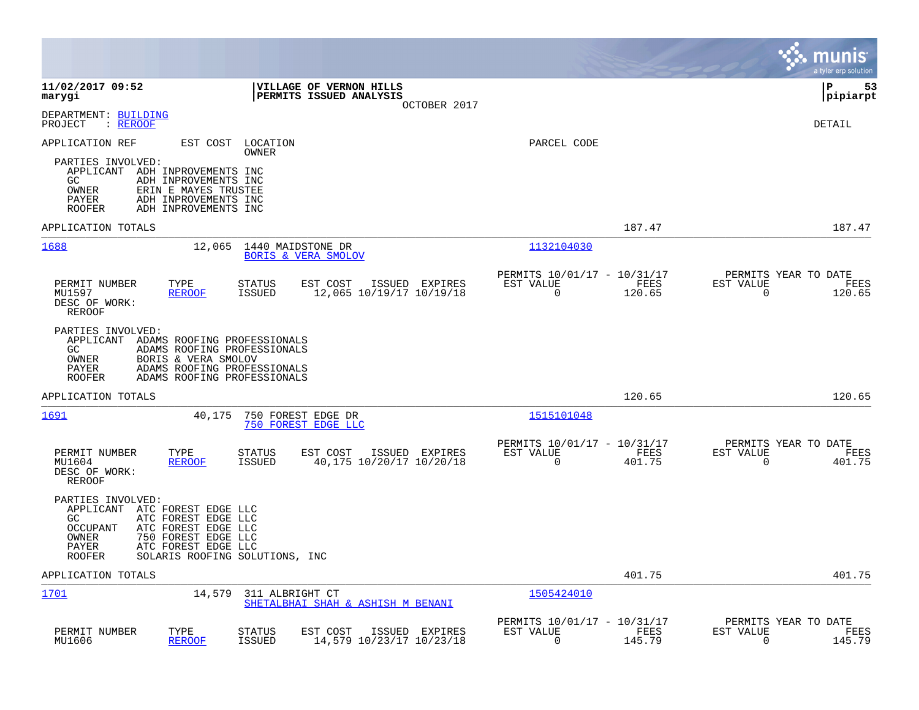**11/02/2017 09:52**
**marygi**

**VILLAGE OF VERNON HILLS**
**PERMITS ISSUED ANALYSIS**
OCTOBER 2017

**P 53**
**pipiarpt**

DEPARTMENT: BUILDING
PROJECT : REROOF

DETAIL

| APPLICATION REF | EST COST | LOCATION / OWNER | PARCEL CODE |
|---|---|---|---|

PARTIES INVOLVED:
- APPLICANT ADH INPROVEMENTS INC
- GC ADH INPROVEMENTS INC
- OWNER ERIN E MAYES TRUSTEE
- PAYER ADH INPROVEMENTS INC
- ROOFER ADH INPROVEMENTS INC

APPLICATION TOTALS 187.47 187.47

---

**1688** 12,065 1440 MAIDSTONE DR — BORIS & VERA SMOLOV — 1132104030

| PERMIT NUMBER | TYPE | STATUS | EST COST | ISSUED | EXPIRES | PERMITS 10/01/17 - 10/31/17 EST VALUE | FEES | PERMITS YEAR TO DATE EST VALUE | FEES |
|---|---|---|---|---|---|---|---|---|---|
| MU1597 | REROOF | ISSUED | 12,065 | 10/19/17 | 10/19/18 | 0 | 120.65 | 0 | 120.65 |

DESC OF WORK:
REROOF

PARTIES INVOLVED:
- APPLICANT ADAMS ROOFING PROFESSIONALS
- GC ADAMS ROOFING PROFESSIONALS
- OWNER BORIS & VERA SMOLOV
- PAYER ADAMS ROOFING PROFESSIONALS
- ROOFER ADAMS ROOFING PROFESSIONALS

APPLICATION TOTALS 120.65 120.65

---

**1691** 40,175 750 FOREST EDGE DR — 750 FOREST EDGE LLC — 1515101048

| PERMIT NUMBER | TYPE | STATUS | EST COST | ISSUED | EXPIRES | PERMITS 10/01/17 - 10/31/17 EST VALUE | FEES | PERMITS YEAR TO DATE EST VALUE | FEES |
|---|---|---|---|---|---|---|---|---|---|
| MU1604 | REROOF | ISSUED | 40,175 | 10/20/17 | 10/20/18 | 0 | 401.75 | 0 | 401.75 |

DESC OF WORK:
REROOF

PARTIES INVOLVED:
- APPLICANT ATC FOREST EDGE LLC
- GC ATC FOREST EDGE LLC
- OCCUPANT ATC FOREST EDGE LLC
- OWNER 750 FOREST EDGE LLC
- PAYER ATC FOREST EDGE LLC
- ROOFER SOLARIS ROOFING SOLUTIONS, INC

APPLICATION TOTALS 401.75 401.75

---

**1701** 14,579 311 ALBRIGHT CT — SHETALBHAI SHAH & ASHISH M BENANI — 1505424010

| PERMIT NUMBER | TYPE | STATUS | EST COST | ISSUED | EXPIRES | PERMITS 10/01/17 - 10/31/17 EST VALUE | FEES | PERMITS YEAR TO DATE EST VALUE | FEES |
|---|---|---|---|---|---|---|---|---|---|
| MU1606 | REROOF | ISSUED | 14,579 | 10/23/17 | 10/23/18 | 0 | 145.79 | 0 | 145.79 |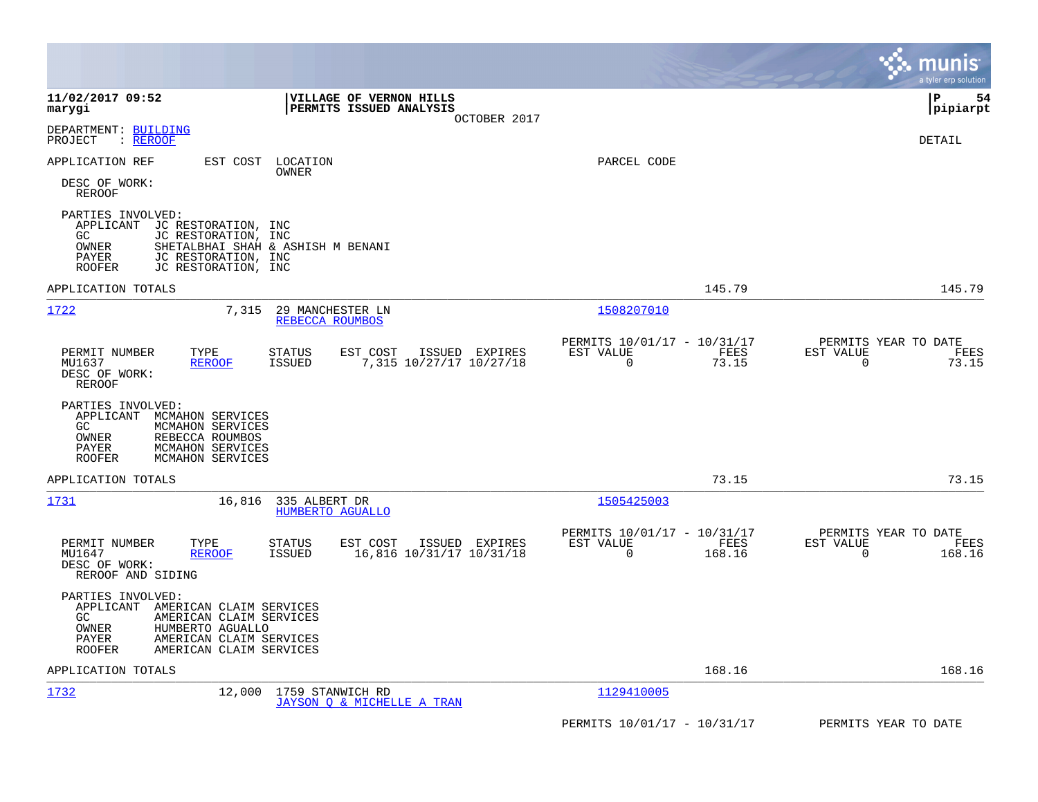**11/02/2017 09:52**
**marygi**

**VILLAGE OF VERNON HILLS**
**PERMITS ISSUED ANALYSIS**
OCTOBER 2017

**pipiarpt**

DEPARTMENT: BUILDING
PROJECT : REROOF

DETAIL

APPLICATION REF | EST COST | LOCATION / OWNER | PARCEL CODE

DESC OF WORK:
REROOF

PARTIES INVOLVED:
- APPLICANT JC RESTORATION, INC
- GC JC RESTORATION, INC
- OWNER SHETALBHAI SHAH & ASHISH M BENANI
- PAYER JC RESTORATION, INC
- ROOFER JC RESTORATION, INC

APPLICATION TOTALS 145.79 145.79

---

**1722** 7,315 29 MANCHESTER LN — REBECCA ROUMBOS — 1508207010

| PERMIT NUMBER | TYPE | STATUS | EST COST | ISSUED | EXPIRES | PERMITS 10/01/17 - 10/31/17 EST VALUE | FEES | PERMITS YEAR TO DATE EST VALUE | FEES |
|---|---|---|---|---|---|---|---|---|---|
| MU1637 | REROOF | ISSUED | 7,315 | 10/27/17 | 10/27/18 | 0 | 73.15 | 0 | 73.15 |

DESC OF WORK:
REROOF

PARTIES INVOLVED:
- APPLICANT MCMAHON SERVICES
- GC MCMAHON SERVICES
- OWNER REBECCA ROUMBOS
- PAYER MCMAHON SERVICES
- ROOFER MCMAHON SERVICES

APPLICATION TOTALS 73.15 73.15

---

**1731** 16,816 335 ALBERT DR — HUMBERTO AGUALLO — 1505425003

| PERMIT NUMBER | TYPE | STATUS | EST COST | ISSUED | EXPIRES | PERMITS 10/01/17 - 10/31/17 EST VALUE | FEES | PERMITS YEAR TO DATE EST VALUE | FEES |
|---|---|---|---|---|---|---|---|---|---|
| MU1647 | REROOF | ISSUED | 16,816 | 10/31/17 | 10/31/18 | 0 | 168.16 | 0 | 168.16 |

DESC OF WORK:
REROOF AND SIDING

PARTIES INVOLVED:
- APPLICANT AMERICAN CLAIM SERVICES
- GC AMERICAN CLAIM SERVICES
- OWNER HUMBERTO AGUALLO
- PAYER AMERICAN CLAIM SERVICES
- ROOFER AMERICAN CLAIM SERVICES

APPLICATION TOTALS 168.16 168.16

---

**1732** 12,000 1759 STANWICH RD — JAYSON Q & MICHELLE A TRAN — 1129410005

PERMITS 10/01/17 - 10/31/17 PERMITS YEAR TO DATE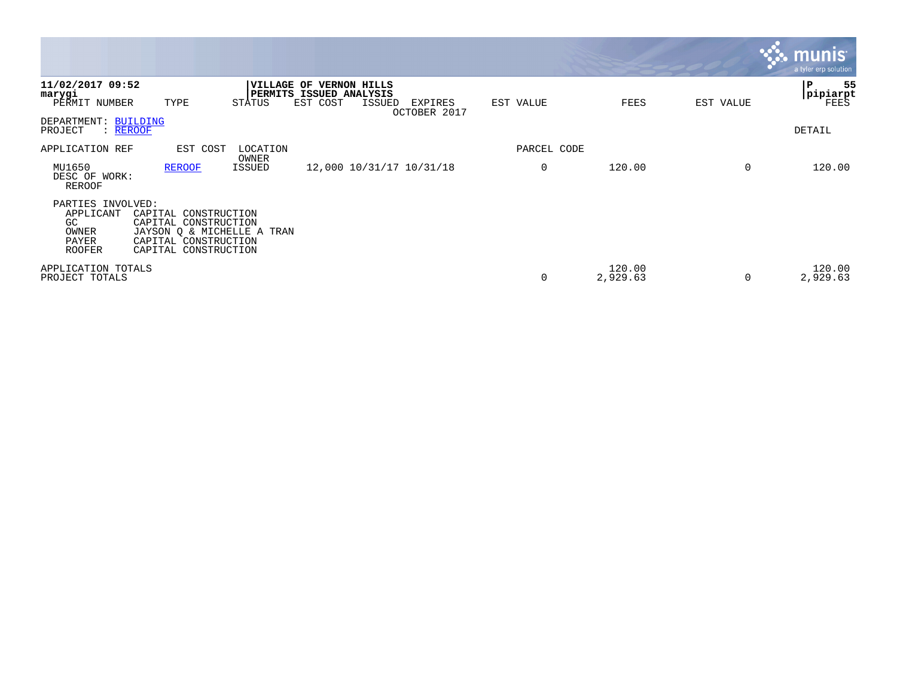11/02/2017 09:52
marygi

**VILLAGE OF VERNON HILLS**
**PERMITS ISSUED ANALYSIS**
OCTOBER 2017

pipiarpt

| PERMIT NUMBER | TYPE | STATUS | EST COST | ISSUED | EXPIRES | EST VALUE | FEES | EST VALUE | FEES |
|---|---|---|---|---|---|---|---|---|---|

DEPARTMENT: BUILDING
PROJECT : REROOF

DETAIL

| APPLICATION REF | EST COST | LOCATION / OWNER | | | | PARCEL CODE | | | |
|---|---|---|---|---|---|---|---|---|---|
| MU1650 | REROOF | ISSUED | 12,000 | 10/31/17 | 10/31/18 | 0 | 120.00 | 0 | 120.00 |

DESC OF WORK:
REROOF

PARTIES INVOLVED:

| Role | Name |
|---|---|
| APPLICANT | CAPITAL CONSTRUCTION |
| GC | CAPITAL CONSTRUCTION |
| OWNER | JAYSON Q & MICHELLE A TRAN |
| PAYER | CAPITAL CONSTRUCTION |
| ROOFER | CAPITAL CONSTRUCTION |

| | EST VALUE | FEES | EST VALUE | FEES |
|---|---|---|---|---|
| APPLICATION TOTALS | | 120.00 | | 120.00 |
| PROJECT TOTALS | 0 | 2,929.63 | 0 | 2,929.63 |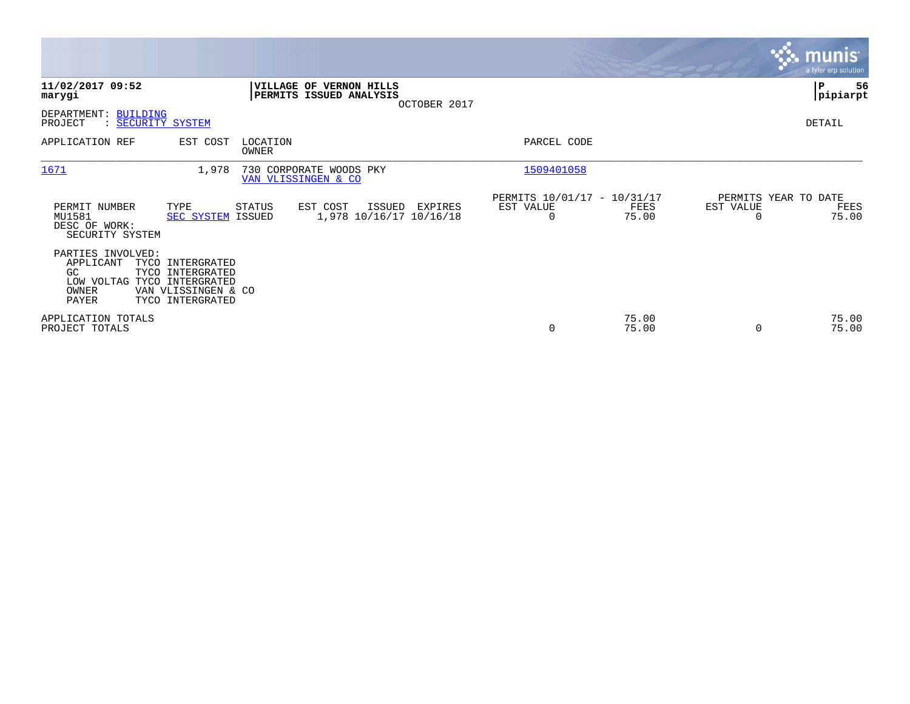**11/02/2017 09:52**
**marygi**

**VILLAGE OF VERNON HILLS**
**PERMITS ISSUED ANALYSIS**
OCTOBER 2017

**P 56**
**pipiarpt**

DEPARTMENT: BUILDING
PROJECT : SECURITY SYSTEM

DETAIL

| APPLICATION REF | EST COST | LOCATION / OWNER | PARCEL CODE |
|---|---|---|---|
| 1671 | 1,978 | 730 CORPORATE WOODS PKY / VAN VLISSINGEN & CO | 1509401058 |

| PERMIT NUMBER | TYPE | STATUS | EST COST | ISSUED | EXPIRES | PERMITS 10/01/17 - 10/31/17 EST VALUE | FEES | PERMITS YEAR TO DATE EST VALUE | FEES |
|---|---|---|---|---|---|---|---|---|---|
| MU1581 | SEC SYSTEM | ISSUED | 1,978 | 10/16/17 | 10/16/18 | 0 | 75.00 | 0 | 75.00 |

DESC OF WORK:
SECURITY SYSTEM

PARTIES INVOLVED:

| Role | Name |
|---|---|
| APPLICANT | TYCO INTERGRATED |
| GC | TYCO INTERGRATED |
| LOW VOLTAG | TYCO INTERGRATED |
| OWNER | VAN VLISSINGEN & CO |
| PAYER | TYCO INTERGRATED |

| | EST VALUE | FEES | EST VALUE | FEES |
|---|---|---|---|---|
| APPLICATION TOTALS | | 75.00 | | 75.00 |
| PROJECT TOTALS | 0 | 75.00 | 0 | 75.00 |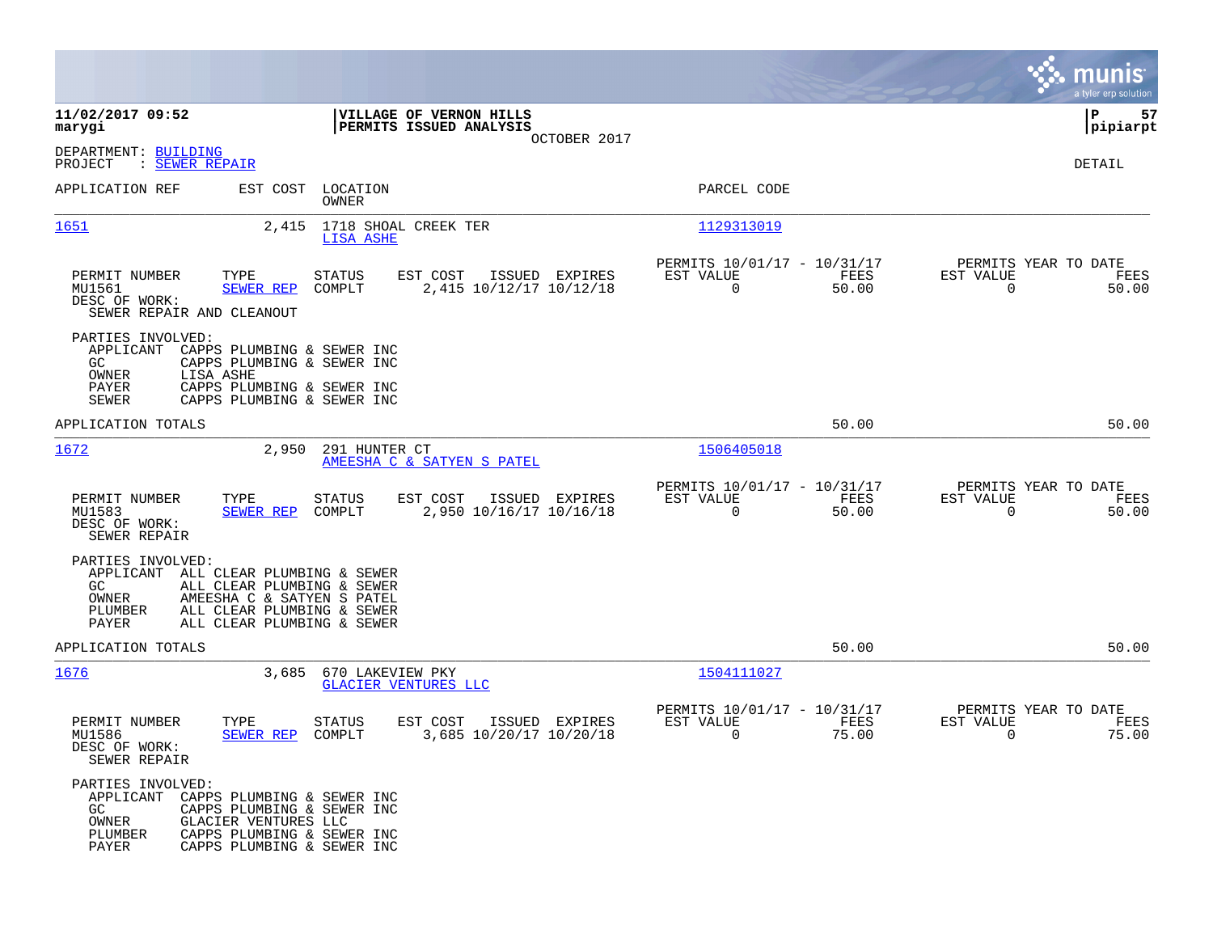**11/02/2017 09:52** | **VILLAGE OF VERNON HILLS** | **P 57**
**marygi** | **PERMITS ISSUED ANALYSIS** | **pipiarpt**

OCTOBER 2017

DEPARTMENT: BUILDING
PROJECT : SEWER REPAIR

DETAIL

| APPLICATION REF | EST COST | LOCATION / OWNER | PARCEL CODE |
|---|---|---|---|
| 1651 | 2,415 | 1718 SHOAL CREEK TER / LISA ASHE | 1129313019 |

| PERMIT NUMBER | TYPE | STATUS | EST COST | ISSUED | EXPIRES | PERMITS 10/01/17 - 10/31/17 EST VALUE | FEES | PERMITS YEAR TO DATE EST VALUE | FEES |
|---|---|---|---|---|---|---|---|---|---|
| MU1561 | SEWER REP | COMPLT | 2,415 | 10/12/17 | 10/12/18 | 0 | 50.00 | 0 | 50.00 |

DESC OF WORK:
SEWER REPAIR AND CLEANOUT

PARTIES INVOLVED:
- APPLICANT CAPPS PLUMBING & SEWER INC
- GC CAPPS PLUMBING & SEWER INC
- OWNER LISA ASHE
- PAYER CAPPS PLUMBING & SEWER INC
- SEWER CAPPS PLUMBING & SEWER INC

APPLICATION TOTALS 50.00 50.00

| APPLICATION REF | EST COST | LOCATION / OWNER | PARCEL CODE |
|---|---|---|---|
| 1672 | 2,950 | 291 HUNTER CT / AMEESHA C & SATYEN S PATEL | 1506405018 |

| PERMIT NUMBER | TYPE | STATUS | EST COST | ISSUED | EXPIRES | PERMITS 10/01/17 - 10/31/17 EST VALUE | FEES | PERMITS YEAR TO DATE EST VALUE | FEES |
|---|---|---|---|---|---|---|---|---|---|
| MU1583 | SEWER REP | COMPLT | 2,950 | 10/16/17 | 10/16/18 | 0 | 50.00 | 0 | 50.00 |

DESC OF WORK:
SEWER REPAIR

PARTIES INVOLVED:
- APPLICANT ALL CLEAR PLUMBING & SEWER
- GC ALL CLEAR PLUMBING & SEWER
- OWNER AMEESHA C & SATYEN S PATEL
- PLUMBER ALL CLEAR PLUMBING & SEWER
- PAYER ALL CLEAR PLUMBING & SEWER

APPLICATION TOTALS 50.00 50.00

| APPLICATION REF | EST COST | LOCATION / OWNER | PARCEL CODE |
|---|---|---|---|
| 1676 | 3,685 | 670 LAKEVIEW PKY / GLACIER VENTURES LLC | 1504111027 |

| PERMIT NUMBER | TYPE | STATUS | EST COST | ISSUED | EXPIRES | PERMITS 10/01/17 - 10/31/17 EST VALUE | FEES | PERMITS YEAR TO DATE EST VALUE | FEES |
|---|---|---|---|---|---|---|---|---|---|
| MU1586 | SEWER REP | COMPLT | 3,685 | 10/20/17 | 10/20/18 | 0 | 75.00 | 0 | 75.00 |

DESC OF WORK:
SEWER REPAIR

PARTIES INVOLVED:
- APPLICANT CAPPS PLUMBING & SEWER INC
- GC CAPPS PLUMBING & SEWER INC
- OWNER GLACIER VENTURES LLC
- PLUMBER CAPPS PLUMBING & SEWER INC
- PAYER CAPPS PLUMBING & SEWER INC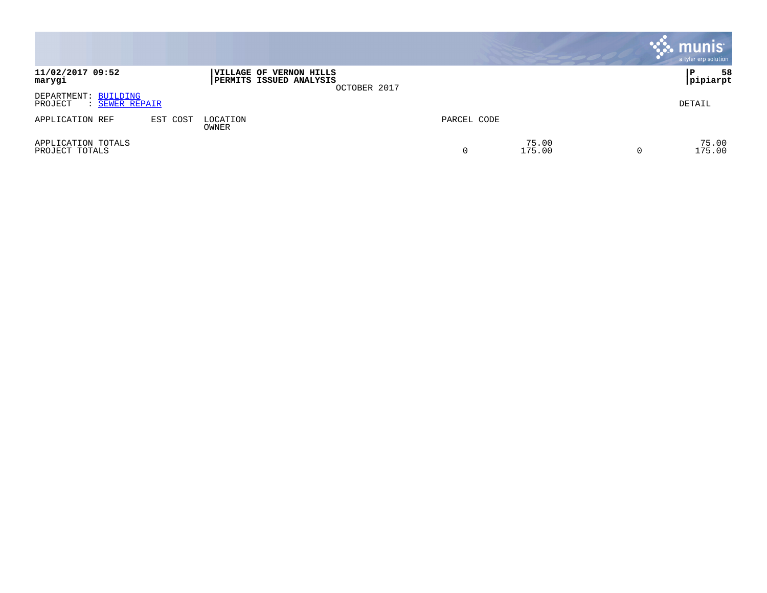**11/02/2017 09:52**
**marygi**

**VILLAGE OF VERNON HILLS**
**PERMITS ISSUED ANALYSIS**
OCTOBER 2017

**P 58**
**pipiarpt**

DEPARTMENT: BUILDING
PROJECT : SEWER REPAIR

DETAIL

| APPLICATION REF | EST COST | LOCATION / OWNER | PARCEL CODE | | | |
|---|---|---|---|---|---|---|
| APPLICATION TOTALS | | | | 75.00 | | 75.00 |
| PROJECT TOTALS | | | 0 | 175.00 | 0 | 175.00 |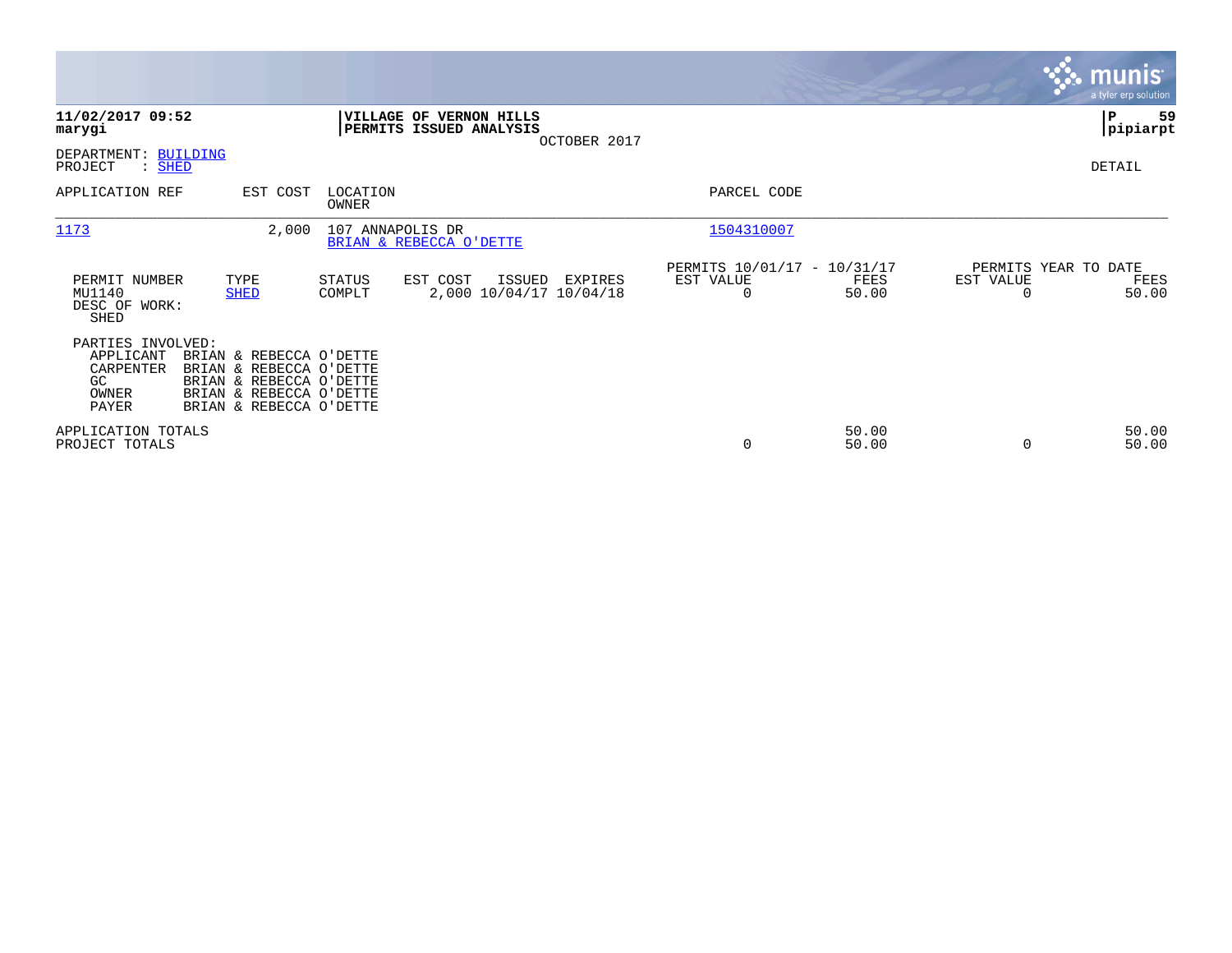**11/02/2017 09:52**
**marygi**

**VILLAGE OF VERNON HILLS**
**PERMITS ISSUED ANALYSIS**
OCTOBER 2017

**P 59**
**pipiarpt**

DEPARTMENT: BUILDING
PROJECT : SHED

DETAIL

| APPLICATION REF | EST COST | LOCATION / OWNER | PARCEL CODE |
|---|---|---|---|
| 1173 | 2,000 | 107 ANNAPOLIS DR / BRIAN & REBECCA O'DETTE | 1504310007 |

| PERMIT NUMBER | TYPE | STATUS | EST COST | ISSUED | EXPIRES | PERMITS 10/01/17 - 10/31/17 EST VALUE | FEES | PERMITS YEAR TO DATE EST VALUE | FEES |
|---|---|---|---|---|---|---|---|---|---|
| MU1140 | SHED | COMPLT | 2,000 | 10/04/17 | 10/04/18 | 0 | 50.00 | 0 | 50.00 |

DESC OF WORK:
SHED

PARTIES INVOLVED:

| | |
|---|---|
| APPLICANT | BRIAN & REBECCA O'DETTE |
| CARPENTER | BRIAN & REBECCA O'DETTE |
| GC | BRIAN & REBECCA O'DETTE |
| OWNER | BRIAN & REBECCA O'DETTE |
| PAYER | BRIAN & REBECCA O'DETTE |

| | EST VALUE | FEES | EST VALUE | FEES |
|---|---|---|---|---|
| APPLICATION TOTALS | | 50.00 | | 50.00 |
| PROJECT TOTALS | 0 | 50.00 | 0 | 50.00 |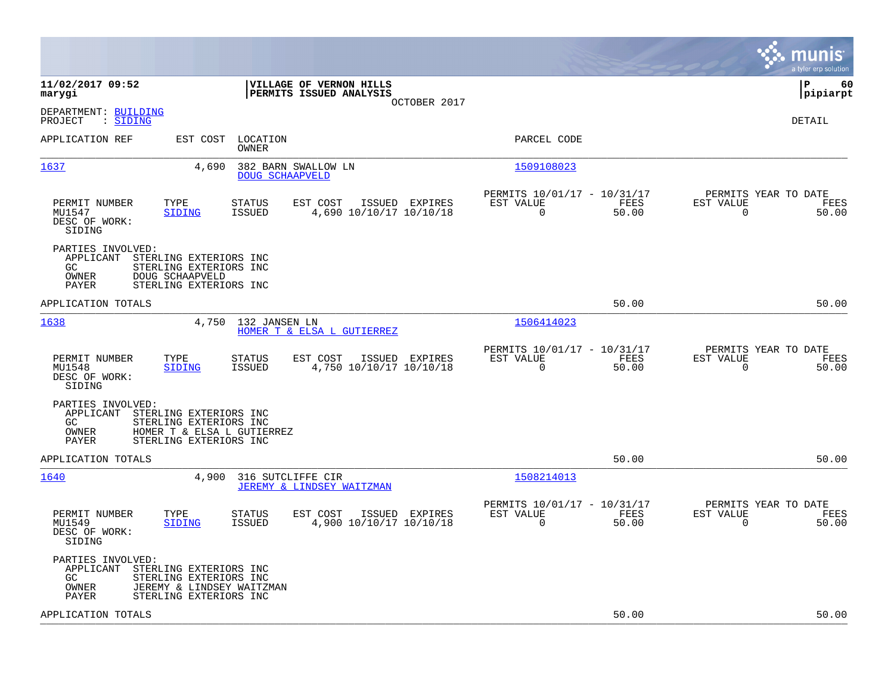**11/02/2017 09:52**
**marygi**

**VILLAGE OF VERNON HILLS**
**PERMITS ISSUED ANALYSIS**
OCTOBER 2017

**P 60**
**pipiarpt**

DEPARTMENT: BUILDING
PROJECT : SIDING

DETAIL

| APPLICATION REF | EST COST | LOCATION / OWNER | PARCEL CODE |
|---|---|---|---|
| 1637 | 4,690 | 382 BARN SWALLOW LN / DOUG SCHAAPVELD | 1509108023 |

| PERMIT NUMBER | TYPE | STATUS | EST COST | ISSUED | EXPIRES | PERMITS 10/01/17 - 10/31/17 EST VALUE | FEES | PERMITS YEAR TO DATE EST VALUE | FEES |
|---|---|---|---|---|---|---|---|---|---|
| MU1547 | SIDING | ISSUED | 4,690 | 10/10/17 | 10/10/18 | 0 | 50.00 | 0 | 50.00 |

DESC OF WORK:
SIDING

PARTIES INVOLVED:
- APPLICANT STERLING EXTERIORS INC
- GC STERLING EXTERIORS INC
- OWNER DOUG SCHAAPVELD
- PAYER STERLING EXTERIORS INC

APPLICATION TOTALS 50.00 50.00

| APPLICATION REF | EST COST | LOCATION / OWNER | PARCEL CODE |
|---|---|---|---|
| 1638 | 4,750 | 132 JANSEN LN / HOMER T & ELSA L GUTIERREZ | 1506414023 |

| PERMIT NUMBER | TYPE | STATUS | EST COST | ISSUED | EXPIRES | PERMITS 10/01/17 - 10/31/17 EST VALUE | FEES | PERMITS YEAR TO DATE EST VALUE | FEES |
|---|---|---|---|---|---|---|---|---|---|
| MU1548 | SIDING | ISSUED | 4,750 | 10/10/17 | 10/10/18 | 0 | 50.00 | 0 | 50.00 |

DESC OF WORK:
SIDING

PARTIES INVOLVED:
- APPLICANT STERLING EXTERIORS INC
- GC STERLING EXTERIORS INC
- OWNER HOMER T & ELSA L GUTIERREZ
- PAYER STERLING EXTERIORS INC

APPLICATION TOTALS 50.00 50.00

| APPLICATION REF | EST COST | LOCATION / OWNER | PARCEL CODE |
|---|---|---|---|
| 1640 | 4,900 | 316 SUTCLIFFE CIR / JEREMY & LINDSEY WAITZMAN | 1508214013 |

| PERMIT NUMBER | TYPE | STATUS | EST COST | ISSUED | EXPIRES | PERMITS 10/01/17 - 10/31/17 EST VALUE | FEES | PERMITS YEAR TO DATE EST VALUE | FEES |
|---|---|---|---|---|---|---|---|---|---|
| MU1549 | SIDING | ISSUED | 4,900 | 10/10/17 | 10/10/18 | 0 | 50.00 | 0 | 50.00 |

DESC OF WORK:
SIDING

PARTIES INVOLVED:
- APPLICANT STERLING EXTERIORS INC
- GC STERLING EXTERIORS INC
- OWNER JEREMY & LINDSEY WAITZMAN
- PAYER STERLING EXTERIORS INC

APPLICATION TOTALS 50.00 50.00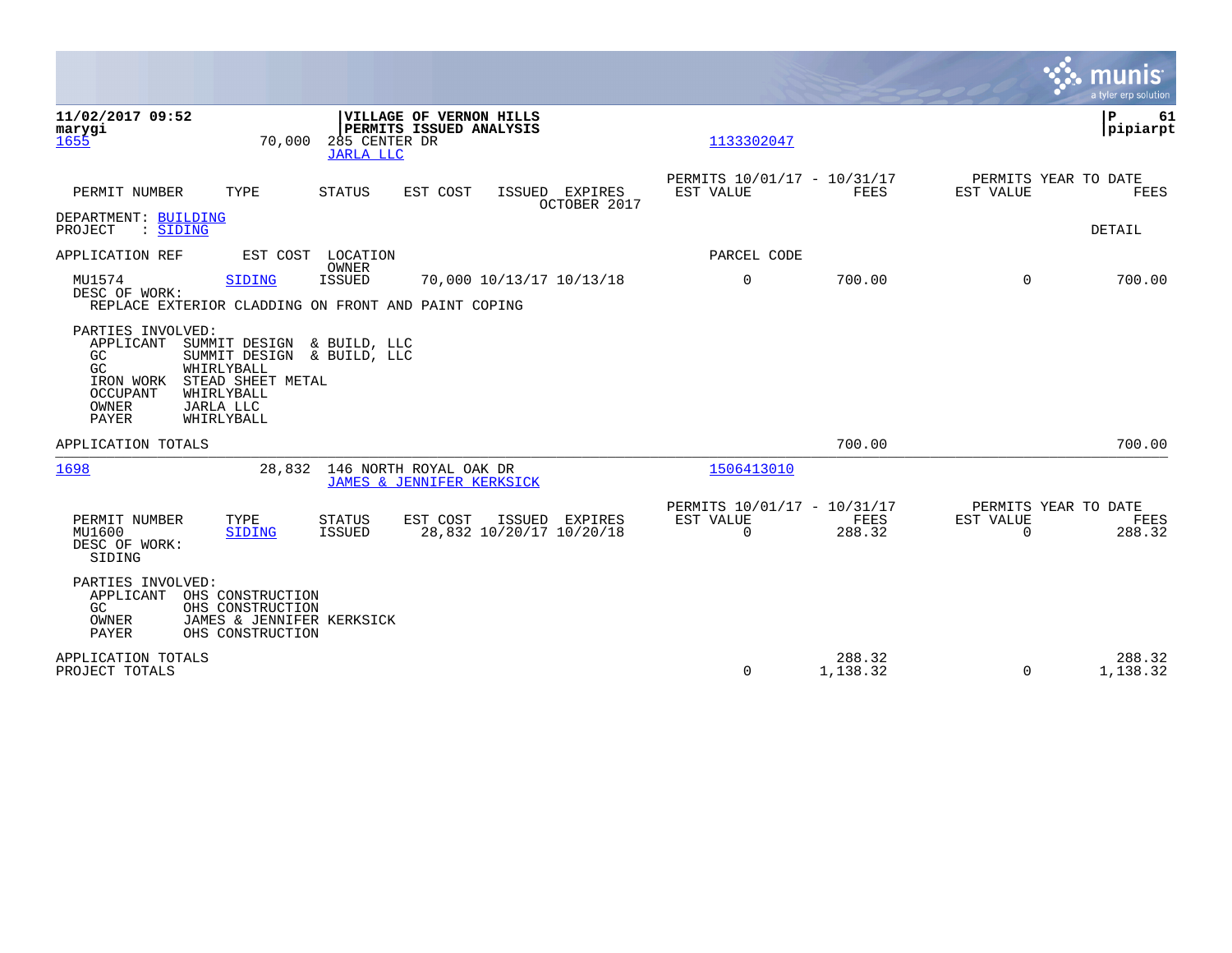11/02/2017 09:52 — VILLAGE OF VERNON HILLS — PERMITS ISSUED ANALYSIS
marygi — pipiarpt

**1655** — 70,000 — 285 CENTER DR — JARLA LLC — 1133302047

| PERMIT NUMBER | TYPE | STATUS | EST COST | ISSUED | EXPIRES | PERMITS 10/01/17 - 10/31/17 EST VALUE | FEES | PERMITS YEAR TO DATE EST VALUE | FEES |
|---|---|---|---|---|---|---|---|---|---|
| | | | | | OCTOBER 2017 | | | | |

DEPARTMENT: BUILDING
PROJECT : SIDING — DETAIL

| APPLICATION REF | EST COST | LOCATION / OWNER | | | | PARCEL CODE | | | |
|---|---|---|---|---|---|---|---|---|---|
| MU1574 | SIDING | ISSUED | 70,000 | 10/13/17 | 10/13/18 | 0 | 700.00 | 0 | 700.00 |

DESC OF WORK:
REPLACE EXTERIOR CLADDING ON FRONT AND PAINT COPING

PARTIES INVOLVED:
- APPLICANT SUMMIT DESIGN & BUILD, LLC
- GC SUMMIT DESIGN & BUILD, LLC
- GC WHIRLYBALL
- IRON WORK STEAD SHEET METAL
- OCCUPANT WHIRLYBALL
- OWNER JARLA LLC
- PAYER WHIRLYBALL

APPLICATION TOTALS — 700.00 — 700.00

**1698** — 28,832 — 146 NORTH ROYAL OAK DR — JAMES & JENNIFER KERKSICK — 1506413010

| PERMIT NUMBER | TYPE | STATUS | EST COST | ISSUED | EXPIRES | PERMITS 10/01/17 - 10/31/17 EST VALUE | FEES | PERMITS YEAR TO DATE EST VALUE | FEES |
|---|---|---|---|---|---|---|---|---|---|
| MU1600 | SIDING | ISSUED | 28,832 | 10/20/17 | 10/20/18 | 0 | 288.32 | 0 | 288.32 |

DESC OF WORK:
SIDING

PARTIES INVOLVED:
- APPLICANT OHS CONSTRUCTION
- GC OHS CONSTRUCTION
- OWNER JAMES & JENNIFER KERKSICK
- PAYER OHS CONSTRUCTION

| | PERMITS 10/01/17 - 10/31/17 EST VALUE | FEES | PERMITS YEAR TO DATE EST VALUE | FEES |
|---|---|---|---|---|
| APPLICATION TOTALS | | 288.32 | | 288.32 |
| PROJECT TOTALS | 0 | 1,138.32 | 0 | 1,138.32 |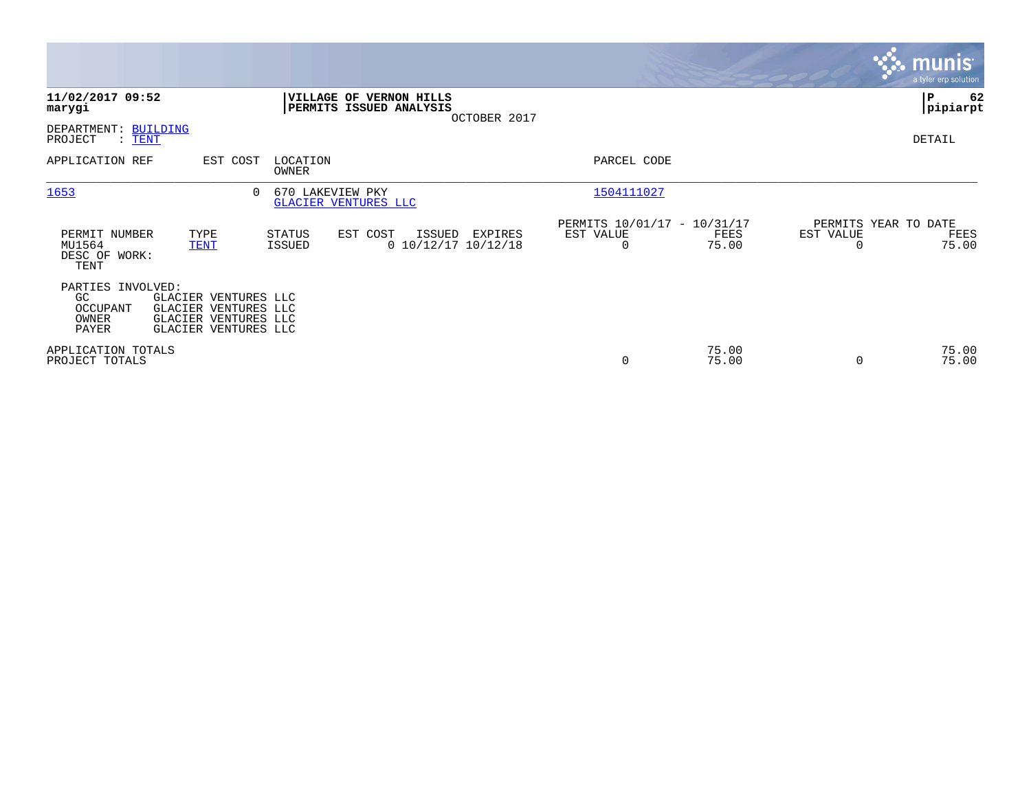**11/02/2017 09:52**
**marygi**

**VILLAGE OF VERNON HILLS**
**PERMITS ISSUED ANALYSIS**
OCTOBER 2017

**P 62**
**pipiarpt**

DEPARTMENT: BUILDING
PROJECT : TENT

DETAIL

| APPLICATION REF | EST COST | LOCATION / OWNER | PARCEL CODE |
|---|---|---|---|
| 1653 | 0 | 670 LAKEVIEW PKY / GLACIER VENTURES LLC | 1504111027 |

| PERMIT NUMBER | TYPE | STATUS | EST COST | ISSUED | EXPIRES | PERMITS 10/01/17 - 10/31/17 EST VALUE | FEES | PERMITS YEAR TO DATE EST VALUE | FEES |
|---|---|---|---|---|---|---|---|---|---|
| MU1564 | TENT | ISSUED | 0 | 10/12/17 | 10/12/18 | 0 | 75.00 | 0 | 75.00 |

DESC OF WORK:
TENT

PARTIES INVOLVED:

| | |
|---|---|
| GC | GLACIER VENTURES LLC |
| OCCUPANT | GLACIER VENTURES LLC |
| OWNER | GLACIER VENTURES LLC |
| PAYER | GLACIER VENTURES LLC |

| | EST VALUE | FEES | EST VALUE | FEES |
|---|---|---|---|---|
| APPLICATION TOTALS | | 75.00 | | 75.00 |
| PROJECT TOTALS | 0 | 75.00 | 0 | 75.00 |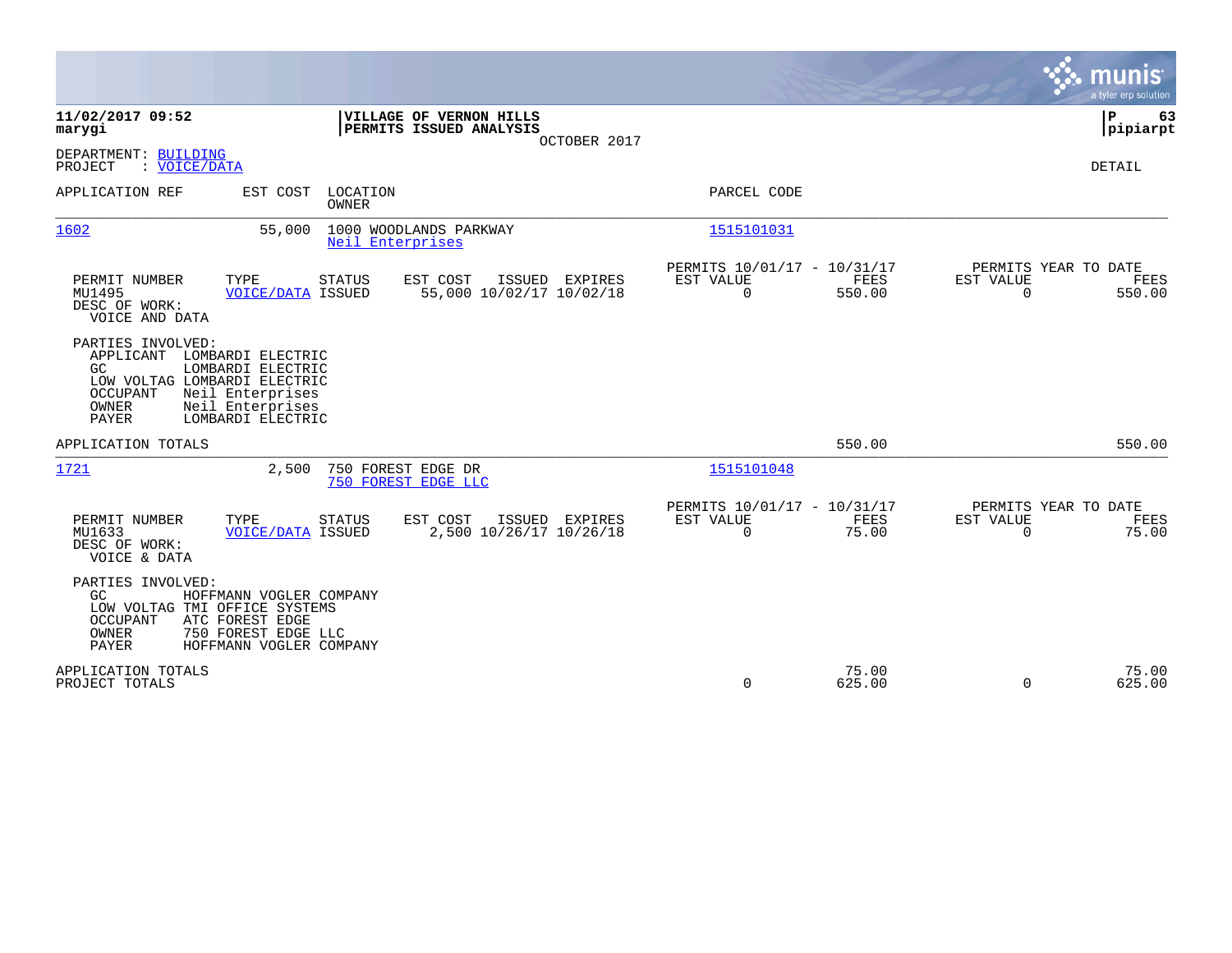**11/02/2017 09:52**
**marygi**

**VILLAGE OF VERNON HILLS**
**PERMITS ISSUED ANALYSIS**
OCTOBER 2017

**P 63**
**pipiarpt**

DEPARTMENT: BUILDING
PROJECT : VOICE/DATA

DETAIL

| APPLICATION REF | EST COST | LOCATION / OWNER | PARCEL CODE |
|---|---|---|---|
| 1602 | 55,000 | 1000 WOODLANDS PARKWAY / Neil Enterprises | 1515101031 |

| PERMIT NUMBER | TYPE | STATUS | EST COST | ISSUED | EXPIRES | PERMITS 10/01/17 - 10/31/17 EST VALUE | FEES | PERMITS YEAR TO DATE EST VALUE | FEES |
|---|---|---|---|---|---|---|---|---|---|
| MU1495 | VOICE/DATA | ISSUED | 55,000 | 10/02/17 | 10/02/18 | 0 | 550.00 | 0 | 550.00 |

DESC OF WORK:
VOICE AND DATA

PARTIES INVOLVED:
- APPLICANT LOMBARDI ELECTRIC
- GC LOMBARDI ELECTRIC
- LOW VOLTAG LOMBARDI ELECTRIC
- OCCUPANT Neil Enterprises
- OWNER Neil Enterprises
- PAYER LOMBARDI ELECTRIC

APPLICATION TOTALS: 550.00 | 550.00

| APPLICATION REF | EST COST | LOCATION / OWNER | PARCEL CODE |
|---|---|---|---|
| 1721 | 2,500 | 750 FOREST EDGE DR / 750 FOREST EDGE LLC | 1515101048 |

| PERMIT NUMBER | TYPE | STATUS | EST COST | ISSUED | EXPIRES | PERMITS 10/01/17 - 10/31/17 EST VALUE | FEES | PERMITS YEAR TO DATE EST VALUE | FEES |
|---|---|---|---|---|---|---|---|---|---|
| MU1633 | VOICE/DATA | ISSUED | 2,500 | 10/26/17 | 10/26/18 | 0 | 75.00 | 0 | 75.00 |

DESC OF WORK:
VOICE & DATA

PARTIES INVOLVED:
- GC HOFFMANN VOGLER COMPANY
- LOW VOLTAG TMI OFFICE SYSTEMS
- OCCUPANT ATC FOREST EDGE
- OWNER 750 FOREST EDGE LLC
- PAYER HOFFMANN VOGLER COMPANY

| | PERIOD EST VALUE | PERIOD FEES | YTD EST VALUE | YTD FEES |
|---|---|---|---|---|
| APPLICATION TOTALS | | 75.00 | | 75.00 |
| PROJECT TOTALS | 0 | 625.00 | 0 | 625.00 |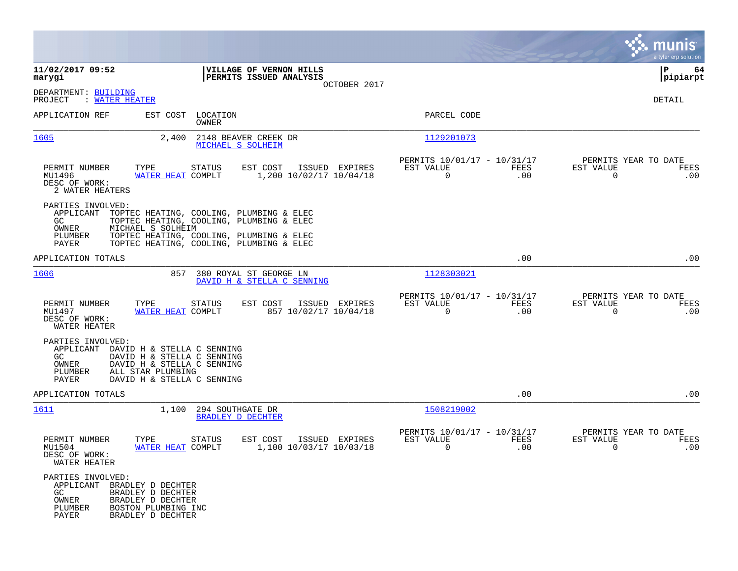**11/02/2017 09:52**
**marygi**

**VILLAGE OF VERNON HILLS**
**PERMITS ISSUED ANALYSIS**
OCTOBER 2017

**P 64**
**pipiarpt**

DEPARTMENT: BUILDING
PROJECT : WATER HEATER

DETAIL

| APPLICATION REF | EST COST | LOCATION / OWNER | PARCEL CODE |
|---|---|---|---|
| 1605 | 2,400 | 2148 BEAVER CREEK DR / MICHAEL S SOLHEIM | 1129201073 |

| PERMIT NUMBER | TYPE | STATUS | EST COST | ISSUED | EXPIRES | PERMITS 10/01/17 - 10/31/17 EST VALUE | FEES | PERMITS YEAR TO DATE EST VALUE | FEES |
|---|---|---|---|---|---|---|---|---|---|
| MU1496 | WATER HEAT | COMPLT | 1,200 | 10/02/17 | 10/04/18 | 0 | .00 | 0 | .00 |

DESC OF WORK:
2 WATER HEATERS

PARTIES INVOLVED:
- APPLICANT TOPTEC HEATING, COOLING, PLUMBING & ELEC
- GC TOPTEC HEATING, COOLING, PLUMBING & ELEC
- OWNER MICHAEL S SOLHEIM
- PLUMBER TOPTEC HEATING, COOLING, PLUMBING & ELEC
- PAYER TOPTEC HEATING, COOLING, PLUMBING & ELEC

APPLICATION TOTALS .00 .00

| APPLICATION REF | EST COST | LOCATION / OWNER | PARCEL CODE |
|---|---|---|---|
| 1606 | 857 | 380 ROYAL ST GEORGE LN / DAVID H & STELLA C SENNING | 1128303021 |

| PERMIT NUMBER | TYPE | STATUS | EST COST | ISSUED | EXPIRES | PERMITS 10/01/17 - 10/31/17 EST VALUE | FEES | PERMITS YEAR TO DATE EST VALUE | FEES |
|---|---|---|---|---|---|---|---|---|---|
| MU1497 | WATER HEAT | COMPLT | 857 | 10/02/17 | 10/04/18 | 0 | .00 | 0 | .00 |

DESC OF WORK:
WATER HEATER

PARTIES INVOLVED:
- APPLICANT DAVID H & STELLA C SENNING
- GC DAVID H & STELLA C SENNING
- OWNER DAVID H & STELLA C SENNING
- PLUMBER ALL STAR PLUMBING
- PAYER DAVID H & STELLA C SENNING

APPLICATION TOTALS .00 .00

| APPLICATION REF | EST COST | LOCATION / OWNER | PARCEL CODE |
|---|---|---|---|
| 1611 | 1,100 | 294 SOUTHGATE DR / BRADLEY D DECHTER | 1508219002 |

| PERMIT NUMBER | TYPE | STATUS | EST COST | ISSUED | EXPIRES | PERMITS 10/01/17 - 10/31/17 EST VALUE | FEES | PERMITS YEAR TO DATE EST VALUE | FEES |
|---|---|---|---|---|---|---|---|---|---|
| MU1504 | WATER HEAT | COMPLT | 1,100 | 10/03/17 | 10/03/18 | 0 | .00 | 0 | .00 |

DESC OF WORK:
WATER HEATER

PARTIES INVOLVED:
- APPLICANT BRADLEY D DECHTER
- GC BRADLEY D DECHTER
- OWNER BRADLEY D DECHTER
- PLUMBER BOSTON PLUMBING INC
- PAYER BRADLEY D DECHTER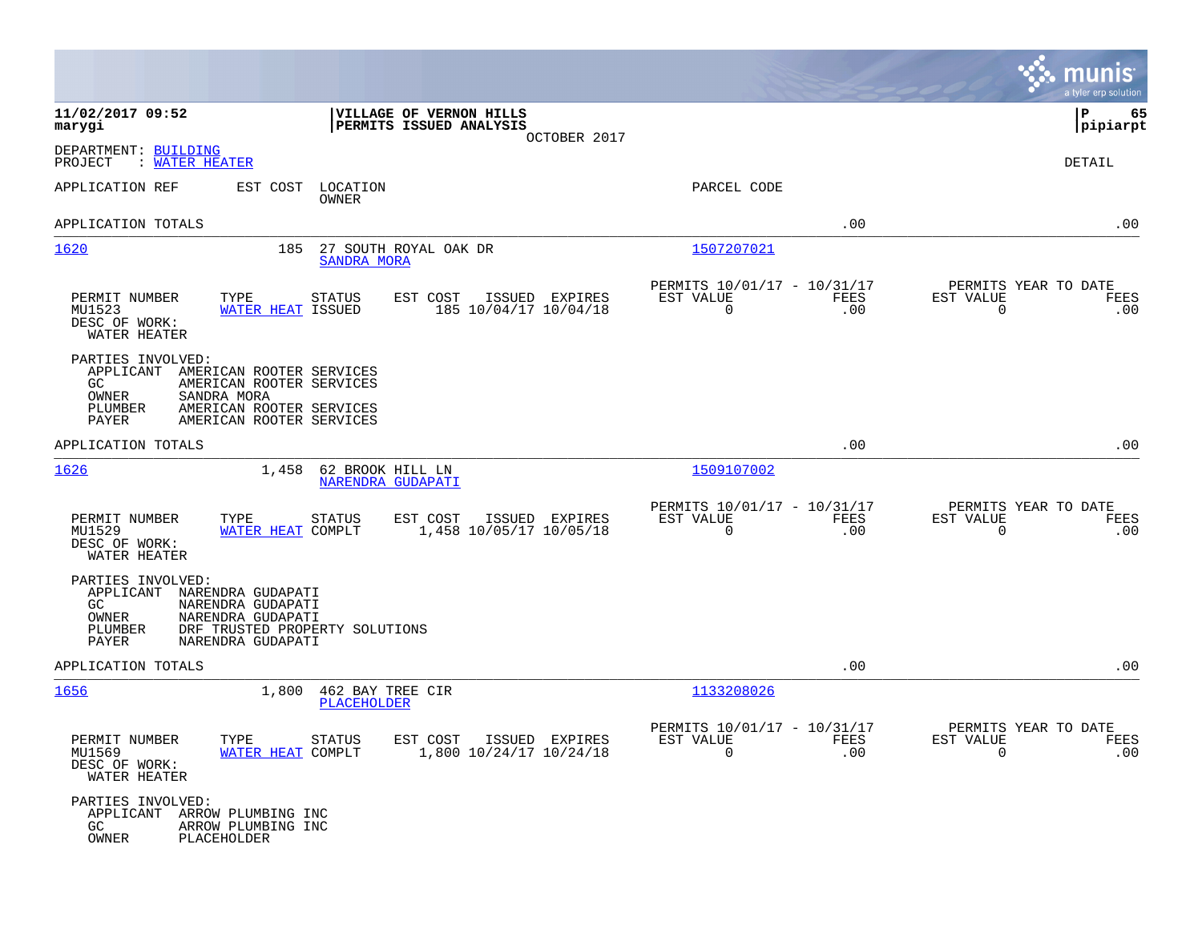**11/02/2017 09:52**
**marygi**

**VILLAGE OF VERNON HILLS**
**PERMITS ISSUED ANALYSIS**
OCTOBER 2017

**P 65**
**pipiarpt**

DEPARTMENT: BUILDING
PROJECT : WATER HEATER

DETAIL

| APPLICATION REF | EST COST | LOCATION / OWNER | PARCEL CODE | | |
|---|---|---|---|---|---|
| APPLICATION TOTALS | | | | .00 | .00 |
| 1620 | 185 | 27 SOUTH ROYAL OAK DR / SANDRA MORA | 1507207021 | | |

| PERMIT NUMBER | TYPE | STATUS | EST COST | ISSUED | EXPIRES | PERMITS 10/01/17 - 10/31/17 EST VALUE | FEES | PERMITS YEAR TO DATE EST VALUE | FEES |
|---|---|---|---|---|---|---|---|---|---|
| MU1523 | WATER HEAT | ISSUED | 185 | 10/04/17 | 10/04/18 | 0 | .00 | 0 | .00 |

DESC OF WORK:
WATER HEATER

PARTIES INVOLVED:
- APPLICANT AMERICAN ROOTER SERVICES
- GC AMERICAN ROOTER SERVICES
- OWNER SANDRA MORA
- PLUMBER AMERICAN ROOTER SERVICES
- PAYER AMERICAN ROOTER SERVICES

| APPLICATION REF | EST COST | LOCATION / OWNER | PARCEL CODE | | |
|---|---|---|---|---|---|
| APPLICATION TOTALS | | | | .00 | .00 |
| 1626 | 1,458 | 62 BROOK HILL LN / NARENDRA GUDAPATI | 1509107002 | | |

| PERMIT NUMBER | TYPE | STATUS | EST COST | ISSUED | EXPIRES | PERMITS 10/01/17 - 10/31/17 EST VALUE | FEES | PERMITS YEAR TO DATE EST VALUE | FEES |
|---|---|---|---|---|---|---|---|---|---|
| MU1529 | WATER HEAT | COMPLT | 1,458 | 10/05/17 | 10/05/18 | 0 | .00 | 0 | .00 |

DESC OF WORK:
WATER HEATER

PARTIES INVOLVED:
- APPLICANT NARENDRA GUDAPATI
- GC NARENDRA GUDAPATI
- OWNER NARENDRA GUDAPATI
- PLUMBER DRF TRUSTED PROPERTY SOLUTIONS
- PAYER NARENDRA GUDAPATI

| APPLICATION REF | EST COST | LOCATION / OWNER | PARCEL CODE | | |
|---|---|---|---|---|---|
| APPLICATION TOTALS | | | | .00 | .00 |
| 1656 | 1,800 | 462 BAY TREE CIR / PLACEHOLDER | 1133208026 | | |

| PERMIT NUMBER | TYPE | STATUS | EST COST | ISSUED | EXPIRES | PERMITS 10/01/17 - 10/31/17 EST VALUE | FEES | PERMITS YEAR TO DATE EST VALUE | FEES |
|---|---|---|---|---|---|---|---|---|---|
| MU1569 | WATER HEAT | COMPLT | 1,800 | 10/24/17 | 10/24/18 | 0 | .00 | 0 | .00 |

DESC OF WORK:
WATER HEATER

PARTIES INVOLVED:
- APPLICANT ARROW PLUMBING INC
- GC ARROW PLUMBING INC
- OWNER PLACEHOLDER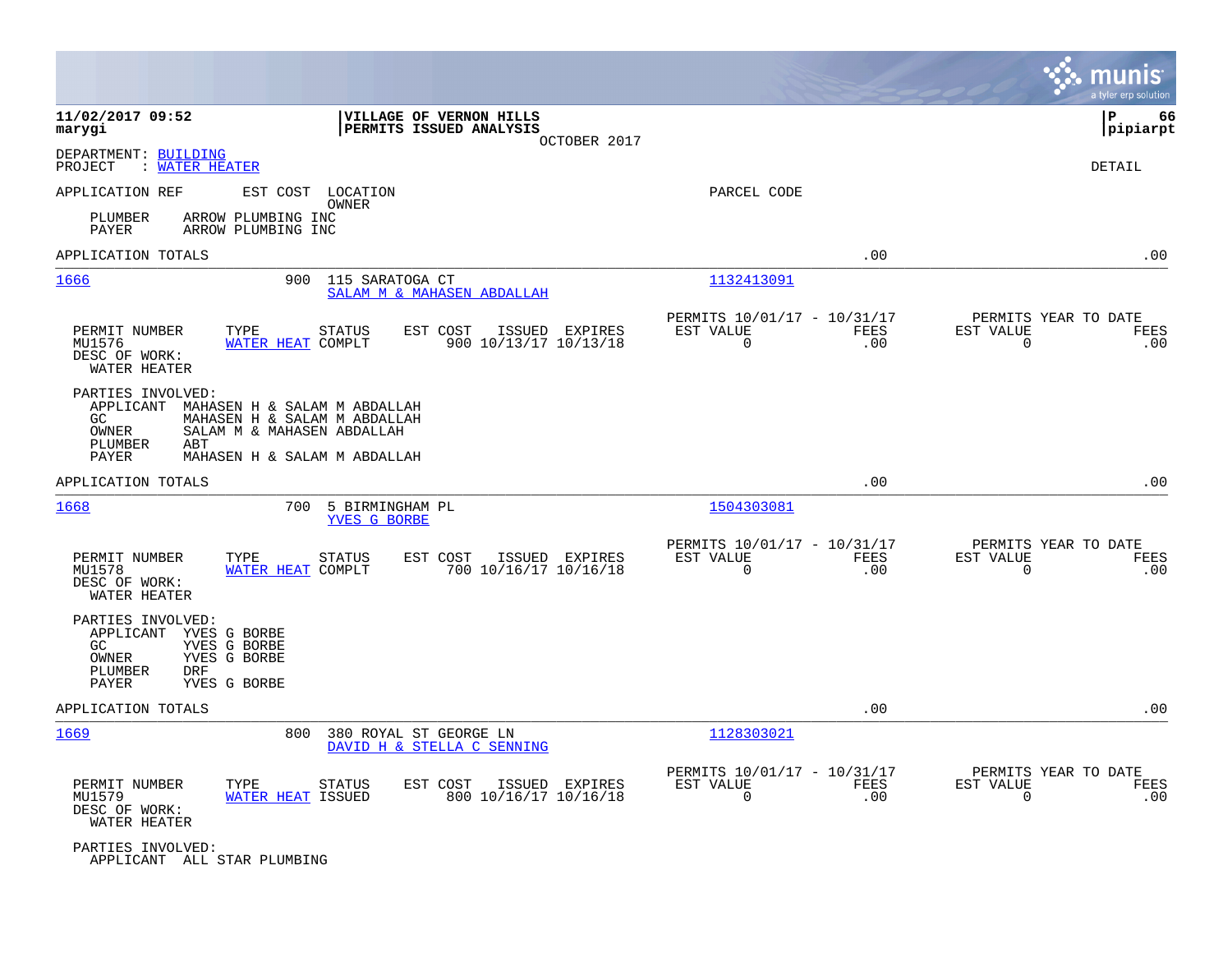DEPARTMENT: BUILDING
PROJECT : WATER HEATER

DETAIL

| APPLICATION REF | EST COST | LOCATION / OWNER | PARCEL CODE |
|---|---|---|---|

PLUMBER ARROW PLUMBING INC
PAYER ARROW PLUMBING INC

APPLICATION TOTALS .00 .00

---

**1666** 900 115 SARATOGA CT
SALAM M & MAHASEN ABDALLAH
Parcel: 1132413091

| PERMIT NUMBER | TYPE | STATUS | EST COST | ISSUED | EXPIRES | PERMITS 10/01/17 - 10/31/17 EST VALUE | FEES | PERMITS YEAR TO DATE EST VALUE | FEES |
|---|---|---|---|---|---|---|---|---|---|
| MU1576 | WATER HEAT | COMPLT | 900 | 10/13/17 | 10/13/18 | 0 | .00 | 0 | .00 |

DESC OF WORK:
WATER HEATER

PARTIES INVOLVED:
- APPLICANT MAHASEN H & SALAM M ABDALLAH
- GC MAHASEN H & SALAM M ABDALLAH
- OWNER SALAM M & MAHASEN ABDALLAH
- PLUMBER ABT
- PAYER MAHASEN H & SALAM M ABDALLAH

APPLICATION TOTALS .00 .00

---

**1668** 700 5 BIRMINGHAM PL
YVES G BORBE
Parcel: 1504303081

| PERMIT NUMBER | TYPE | STATUS | EST COST | ISSUED | EXPIRES | PERMITS 10/01/17 - 10/31/17 EST VALUE | FEES | PERMITS YEAR TO DATE EST VALUE | FEES |
|---|---|---|---|---|---|---|---|---|---|
| MU1578 | WATER HEAT | COMPLT | 700 | 10/16/17 | 10/16/18 | 0 | .00 | 0 | .00 |

DESC OF WORK:
WATER HEATER

PARTIES INVOLVED:
- APPLICANT YVES G BORBE
- GC YVES G BORBE
- OWNER YVES G BORBE
- PLUMBER DRF
- PAYER YVES G BORBE

APPLICATION TOTALS .00 .00

---

**1669** 800 380 ROYAL ST GEORGE LN
DAVID H & STELLA C SENNING
Parcel: 1128303021

| PERMIT NUMBER | TYPE | STATUS | EST COST | ISSUED | EXPIRES | PERMITS 10/01/17 - 10/31/17 EST VALUE | FEES | PERMITS YEAR TO DATE EST VALUE | FEES |
|---|---|---|---|---|---|---|---|---|---|
| MU1579 | WATER HEAT | ISSUED | 800 | 10/16/17 | 10/16/18 | 0 | .00 | 0 | .00 |

DESC OF WORK:
WATER HEATER

PARTIES INVOLVED:
- APPLICANT ALL STAR PLUMBING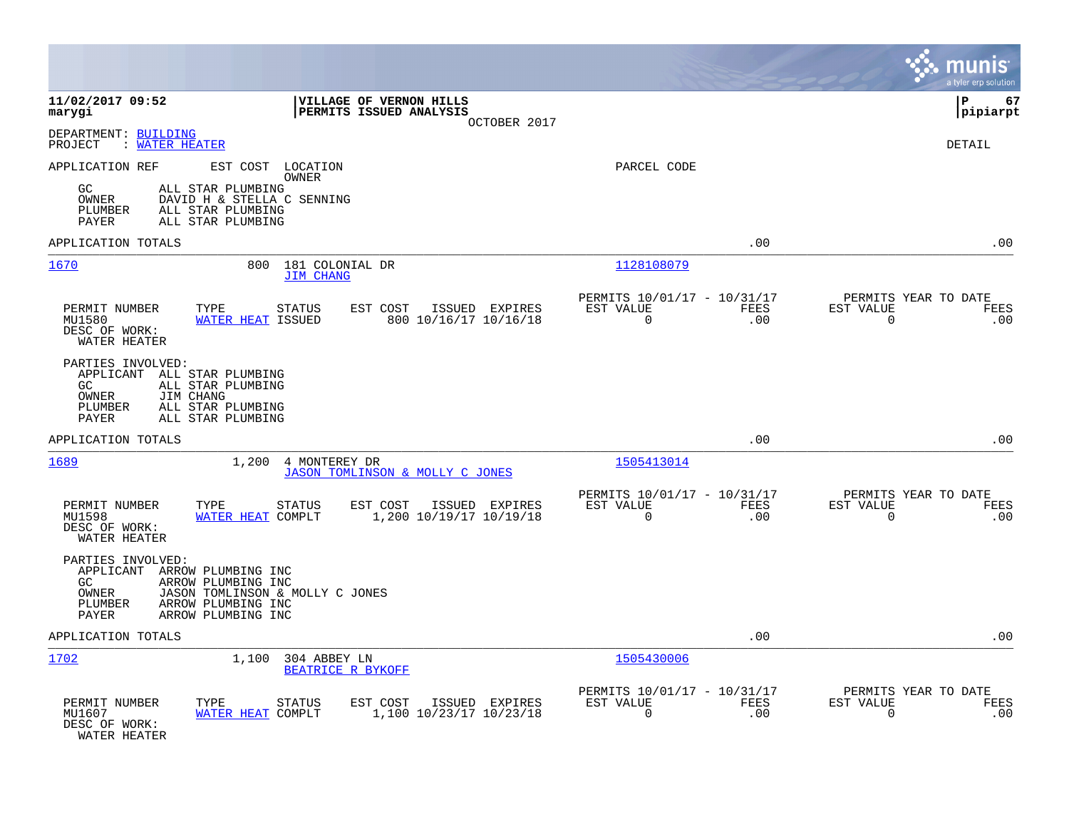**11/02/2017 09:52** | **VILLAGE OF VERNON HILLS** | **P 67**
**marygi** | **PERMITS ISSUED ANALYSIS** | **pipiarpt**

OCTOBER 2017

DEPARTMENT: BUILDING
PROJECT : WATER HEATER

DETAIL

| APPLICATION REF | EST COST | LOCATION / OWNER | PARCEL CODE |
|---|---|---|---|

GC ALL STAR PLUMBING
OWNER DAVID H & STELLA C SENNING
PLUMBER ALL STAR PLUMBING
PAYER ALL STAR PLUMBING

APPLICATION TOTALS .00 .00

---

**1670** | 800 | 181 COLONIAL DR / JIM CHANG | 1128108079

| PERMIT NUMBER | TYPE | STATUS | EST COST | ISSUED | EXPIRES | PERMITS 10/01/17 - 10/31/17 EST VALUE | FEES | PERMITS YEAR TO DATE EST VALUE | FEES |
|---|---|---|---|---|---|---|---|---|---|
| MU1580 | WATER HEAT | ISSUED | 800 | 10/16/17 | 10/16/18 | 0 | .00 | 0 | .00 |

DESC OF WORK:
WATER HEATER

PARTIES INVOLVED:
APPLICANT ALL STAR PLUMBING
GC ALL STAR PLUMBING
OWNER JIM CHANG
PLUMBER ALL STAR PLUMBING
PAYER ALL STAR PLUMBING

APPLICATION TOTALS .00 .00

---

**1689** | 1,200 | 4 MONTEREY DR / JASON TOMLINSON & MOLLY C JONES | 1505413014

| PERMIT NUMBER | TYPE | STATUS | EST COST | ISSUED | EXPIRES | PERMITS 10/01/17 - 10/31/17 EST VALUE | FEES | PERMITS YEAR TO DATE EST VALUE | FEES |
|---|---|---|---|---|---|---|---|---|---|
| MU1598 | WATER HEAT | COMPLT | 1,200 | 10/19/17 | 10/19/18 | 0 | .00 | 0 | .00 |

DESC OF WORK:
WATER HEATER

PARTIES INVOLVED:
APPLICANT ARROW PLUMBING INC
GC ARROW PLUMBING INC
OWNER JASON TOMLINSON & MOLLY C JONES
PLUMBER ARROW PLUMBING INC
PAYER ARROW PLUMBING INC

APPLICATION TOTALS .00 .00

---

**1702** | 1,100 | 304 ABBEY LN / BEATRICE R BYKOFF | 1505430006

| PERMIT NUMBER | TYPE | STATUS | EST COST | ISSUED | EXPIRES | PERMITS 10/01/17 - 10/31/17 EST VALUE | FEES | PERMITS YEAR TO DATE EST VALUE | FEES |
|---|---|---|---|---|---|---|---|---|---|
| MU1607 | WATER HEAT | COMPLT | 1,100 | 10/23/17 | 10/23/18 | 0 | .00 | 0 | .00 |

DESC OF WORK:
WATER HEATER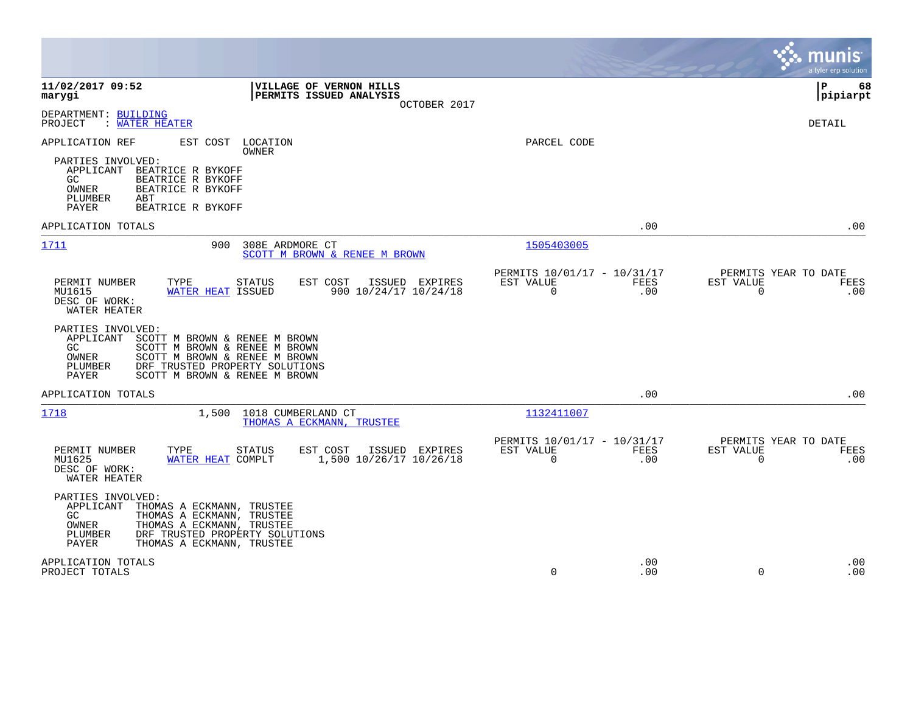**11/02/2017 09:52** | **VILLAGE OF VERNON HILLS** | **P 68**
**marygi** | **PERMITS ISSUED ANALYSIS** | **pipiarpt**

OCTOBER 2017

DEPARTMENT: BUILDING
PROJECT : WATER HEATER

DETAIL

APPLICATION REF | EST COST | LOCATION / OWNER | PARCEL CODE

PARTIES INVOLVED:
- APPLICANT BEATRICE R BYKOFF
- GC BEATRICE R BYKOFF
- OWNER BEATRICE R BYKOFF
- PLUMBER ABT
- PAYER BEATRICE R BYKOFF

APPLICATION TOTALS .00 .00

---

**1711** | 900 | 308E ARDMORE CT / SCOTT M BROWN & RENEE M BROWN | 1505403005

| PERMIT NUMBER | TYPE | STATUS | EST COST | ISSUED | EXPIRES | PERMITS 10/01/17 - 10/31/17 EST VALUE | FEES | PERMITS YEAR TO DATE EST VALUE | FEES |
|---|---|---|---|---|---|---|---|---|---|
| MU1615 | WATER HEAT | ISSUED | 900 | 10/24/17 | 10/24/18 | 0 | .00 | 0 | .00 |

DESC OF WORK:
WATER HEATER

PARTIES INVOLVED:
- APPLICANT SCOTT M BROWN & RENEE M BROWN
- GC SCOTT M BROWN & RENEE M BROWN
- OWNER SCOTT M BROWN & RENEE M BROWN
- PLUMBER DRF TRUSTED PROPERTY SOLUTIONS
- PAYER SCOTT M BROWN & RENEE M BROWN

APPLICATION TOTALS .00 .00

---

**1718** | 1,500 | 1018 CUMBERLAND CT / THOMAS A ECKMANN, TRUSTEE | 1132411007

| PERMIT NUMBER | TYPE | STATUS | EST COST | ISSUED | EXPIRES | PERMITS 10/01/17 - 10/31/17 EST VALUE | FEES | PERMITS YEAR TO DATE EST VALUE | FEES |
|---|---|---|---|---|---|---|---|---|---|
| MU1625 | WATER HEAT | COMPLT | 1,500 | 10/26/17 | 10/26/18 | 0 | .00 | 0 | .00 |

DESC OF WORK:
WATER HEATER

PARTIES INVOLVED:
- APPLICANT THOMAS A ECKMANN, TRUSTEE
- GC THOMAS A ECKMANN, TRUSTEE
- OWNER THOMAS A ECKMANN, TRUSTEE
- PLUMBER DRF TRUSTED PROPERTY SOLUTIONS
- PAYER THOMAS A ECKMANN, TRUSTEE

| | EST VALUE | FEES | EST VALUE | FEES |
|---|---|---|---|---|
| APPLICATION TOTALS | | .00 | | .00 |
| PROJECT TOTALS | 0 | .00 | 0 | .00 |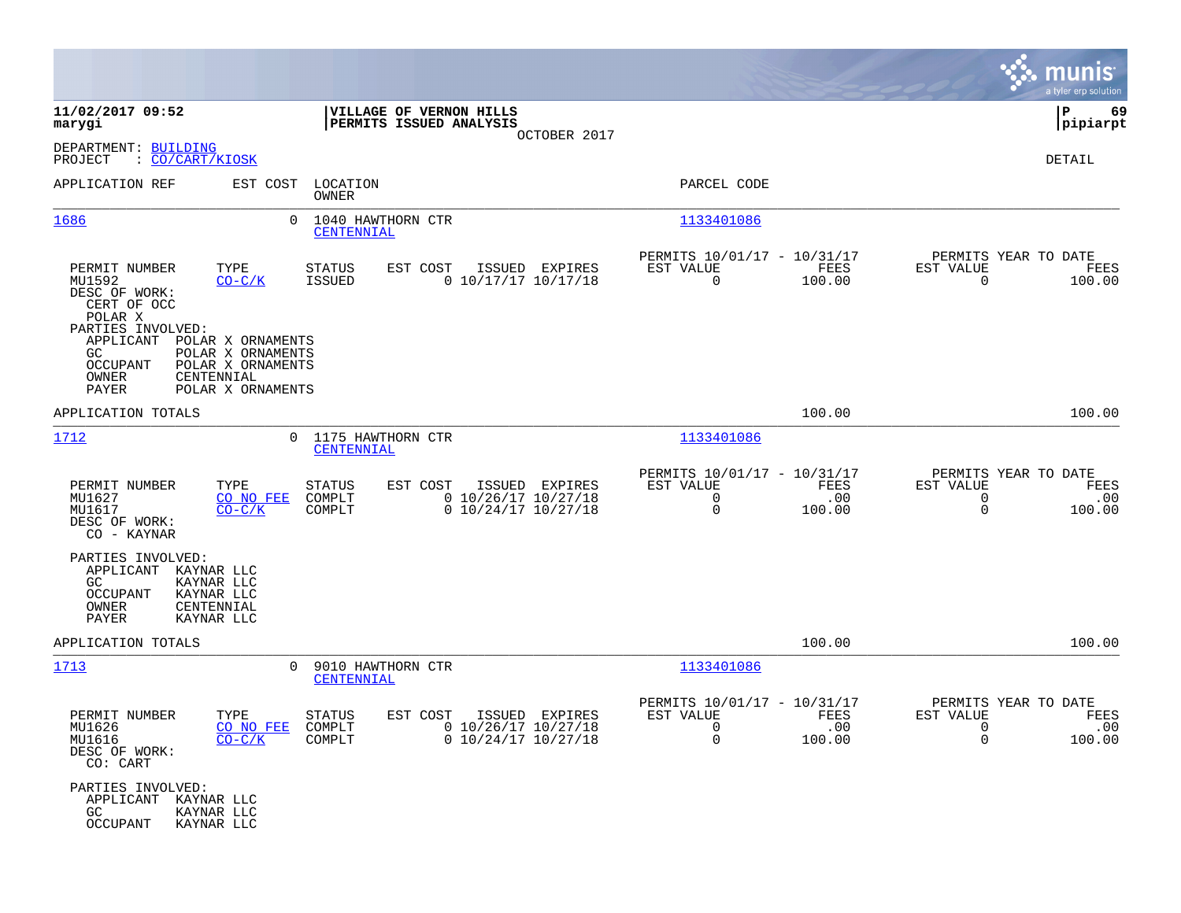**11/02/2017 09:52**
**marygi**

**VILLAGE OF VERNON HILLS**
**PERMITS ISSUED ANALYSIS**
OCTOBER 2017

**P 69**
**pipiarpt**

DEPARTMENT: BUILDING
PROJECT : CO/CART/KIOSK

DETAIL

| APPLICATION REF | EST COST | LOCATION / OWNER | PARCEL CODE |
|---|---|---|---|
| 1686 | 0 | 1040 HAWTHORN CTR / CENTENNIAL | 1133401086 |

| PERMIT NUMBER | TYPE | STATUS | EST COST | ISSUED | EXPIRES | PERMITS 10/01/17 - 10/31/17 EST VALUE | FEES | PERMITS YEAR TO DATE EST VALUE | FEES |
|---|---|---|---|---|---|---|---|---|---|
| MU1592 | CO-C/K | ISSUED | 0 | 10/17/17 | 10/17/18 | 0 | 100.00 | 0 | 100.00 |

DESC OF WORK:
CERT OF OCC
POLAR X

PARTIES INVOLVED:
- APPLICANT POLAR X ORNAMENTS
- GC POLAR X ORNAMENTS
- OCCUPANT POLAR X ORNAMENTS
- OWNER CENTENNIAL
- PAYER POLAR X ORNAMENTS

APPLICATION TOTALS 100.00 100.00

| APPLICATION REF | EST COST | LOCATION / OWNER | PARCEL CODE |
|---|---|---|---|
| 1712 | 0 | 1175 HAWTHORN CTR / CENTENNIAL | 1133401086 |

| PERMIT NUMBER | TYPE | STATUS | EST COST | ISSUED | EXPIRES | PERMITS 10/01/17 - 10/31/17 EST VALUE | FEES | PERMITS YEAR TO DATE EST VALUE | FEES |
|---|---|---|---|---|---|---|---|---|---|
| MU1627 | CO NO FEE | COMPLT | 0 | 10/26/17 | 10/27/18 | 0 | .00 | 0 | .00 |
| MU1617 | CO-C/K | COMPLT | 0 | 10/24/17 | 10/27/18 | 0 | 100.00 | 0 | 100.00 |

DESC OF WORK:
CO - KAYNAR

PARTIES INVOLVED:
- APPLICANT KAYNAR LLC
- GC KAYNAR LLC
- OCCUPANT KAYNAR LLC
- OWNER CENTENNIAL
- PAYER KAYNAR LLC

APPLICATION TOTALS 100.00 100.00

| APPLICATION REF | EST COST | LOCATION / OWNER | PARCEL CODE |
|---|---|---|---|
| 1713 | 0 | 9010 HAWTHORN CTR / CENTENNIAL | 1133401086 |

| PERMIT NUMBER | TYPE | STATUS | EST COST | ISSUED | EXPIRES | PERMITS 10/01/17 - 10/31/17 EST VALUE | FEES | PERMITS YEAR TO DATE EST VALUE | FEES |
|---|---|---|---|---|---|---|---|---|---|
| MU1626 | CO NO FEE | COMPLT | 0 | 10/26/17 | 10/27/18 | 0 | .00 | 0 | .00 |
| MU1616 | CO-C/K | COMPLT | 0 | 10/24/17 | 10/27/18 | 0 | 100.00 | 0 | 100.00 |

DESC OF WORK:
CO: CART

PARTIES INVOLVED:
- APPLICANT KAYNAR LLC
- GC KAYNAR LLC
- OCCUPANT KAYNAR LLC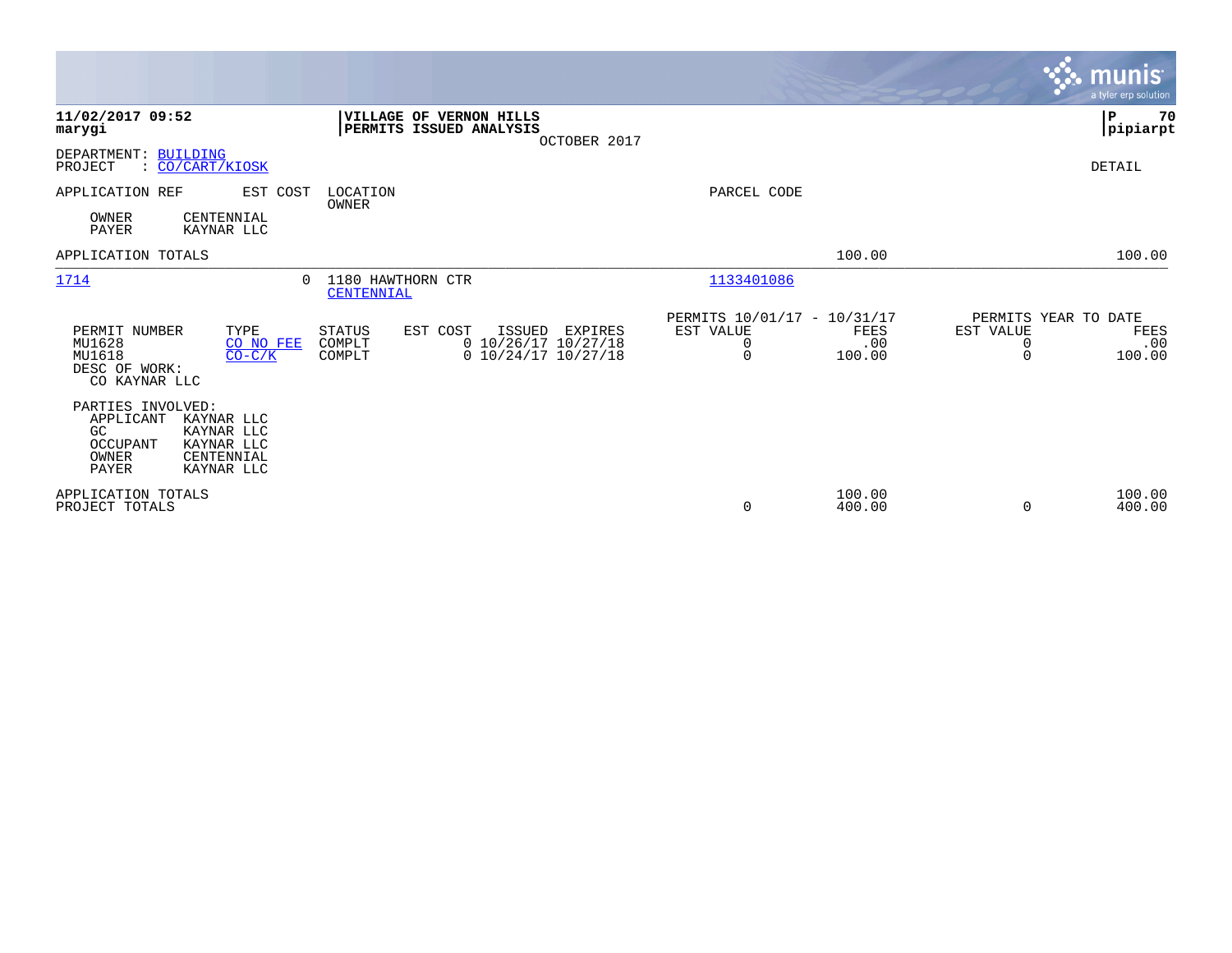**11/02/2017 09:52**
**marygi**

**VILLAGE OF VERNON HILLS**
**PERMITS ISSUED ANALYSIS**
OCTOBER 2017

**P 70**
**pipiarpt**

DEPARTMENT: BUILDING
PROJECT : CO/CART/KIOSK

DETAIL

| APPLICATION REF | EST COST | LOCATION / OWNER | PARCEL CODE | | |
|---|---|---|---|---|---|
| OWNER CENTENNIAL | | | | | |
| PAYER KAYNAR LLC | | | | | |
| APPLICATION TOTALS | | | | 100.00 | 100.00 |
| 1714 | 0 | 1180 HAWTHORN CTR / CENTENNIAL | 1133401086 | | |

| PERMIT NUMBER | TYPE | STATUS | EST COST | ISSUED | EXPIRES | PERMITS 10/01/17 - 10/31/17 EST VALUE | FEES | PERMITS YEAR TO DATE EST VALUE | FEES |
|---|---|---|---|---|---|---|---|---|---|
| MU1628 | CO NO FEE | COMPLT | 0 | 10/26/17 | 10/27/18 | 0 | .00 | 0 | .00 |
| MU1618 | CO-C/K | COMPLT | 0 | 10/24/17 | 10/27/18 | 0 | 100.00 | 0 | 100.00 |

DESC OF WORK:
CO KAYNAR LLC

PARTIES INVOLVED:

| | |
|---|---|
| APPLICANT | KAYNAR LLC |
| GC | KAYNAR LLC |
| OCCUPANT | KAYNAR LLC |
| OWNER | CENTENNIAL |
| PAYER | KAYNAR LLC |

| | EST VALUE | FEES | EST VALUE | FEES |
|---|---|---|---|---|
| APPLICATION TOTALS | | 100.00 | | 100.00 |
| PROJECT TOTALS | 0 | 400.00 | 0 | 400.00 |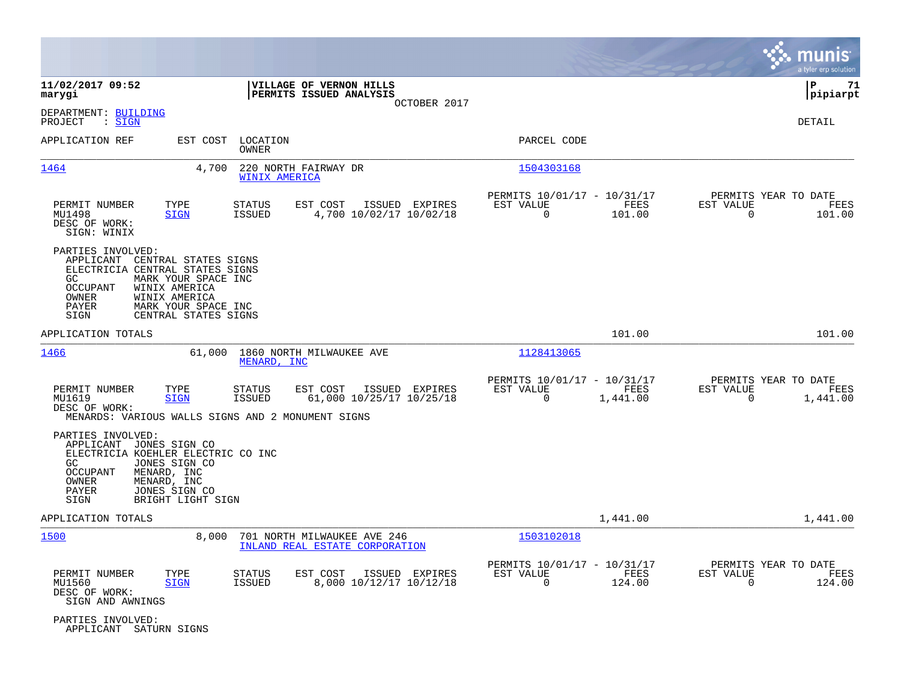**VILLAGE OF VERNON HILLS**
**PERMITS ISSUED ANALYSIS**
OCTOBER 2017

DEPARTMENT: BUILDING
PROJECT : SIGN

DETAIL

| APPLICATION REF | EST COST | LOCATION / OWNER | PARCEL CODE |
|---|---|---|---|
| 1464 | 4,700 | 220 NORTH FAIRWAY DR / WINIX AMERICA | 1504303168 |

| PERMIT NUMBER | TYPE | STATUS | EST COST | ISSUED | EXPIRES | PERMITS 10/01/17 - 10/31/17 EST VALUE | FEES | PERMITS YEAR TO DATE EST VALUE | FEES |
|---|---|---|---|---|---|---|---|---|---|
| MU1498 | SIGN | ISSUED | 4,700 | 10/02/17 | 10/02/18 | 0 | 101.00 | 0 | 101.00 |

DESC OF WORK:
SIGN: WINIX

PARTIES INVOLVED:
- APPLICANT CENTRAL STATES SIGNS
- ELECTRICIA CENTRAL STATES SIGNS
- GC MARK YOUR SPACE INC
- OCCUPANT WINIX AMERICA
- OWNER WINIX AMERICA
- PAYER MARK YOUR SPACE INC
- SIGN CENTRAL STATES SIGNS

APPLICATION TOTALS: 101.00 | 101.00

| APPLICATION REF | EST COST | LOCATION / OWNER | PARCEL CODE |
|---|---|---|---|
| 1466 | 61,000 | 1860 NORTH MILWAUKEE AVE / MENARD, INC | 1128413065 |

| PERMIT NUMBER | TYPE | STATUS | EST COST | ISSUED | EXPIRES | PERMITS 10/01/17 - 10/31/17 EST VALUE | FEES | PERMITS YEAR TO DATE EST VALUE | FEES |
|---|---|---|---|---|---|---|---|---|---|
| MU1619 | SIGN | ISSUED | 61,000 | 10/25/17 | 10/25/18 | 0 | 1,441.00 | 0 | 1,441.00 |

DESC OF WORK:
MENARDS: VARIOUS WALLS SIGNS AND 2 MONUMENT SIGNS

PARTIES INVOLVED:
- APPLICANT JONES SIGN CO
- ELECTRICIA KOEHLER ELECTRIC CO INC
- GC JONES SIGN CO
- OCCUPANT MENARD, INC
- OWNER MENARD, INC
- PAYER JONES SIGN CO
- SIGN BRIGHT LIGHT SIGN

APPLICATION TOTALS: 1,441.00 | 1,441.00

| APPLICATION REF | EST COST | LOCATION / OWNER | PARCEL CODE |
|---|---|---|---|
| 1500 | 8,000 | 701 NORTH MILWAUKEE AVE 246 / INLAND REAL ESTATE CORPORATION | 1503102018 |

| PERMIT NUMBER | TYPE | STATUS | EST COST | ISSUED | EXPIRES | PERMITS 10/01/17 - 10/31/17 EST VALUE | FEES | PERMITS YEAR TO DATE EST VALUE | FEES |
|---|---|---|---|---|---|---|---|---|---|
| MU1560 | SIGN | ISSUED | 8,000 | 10/12/17 | 10/12/18 | 0 | 124.00 | 0 | 124.00 |

DESC OF WORK:
SIGN AND AWNINGS

PARTIES INVOLVED:
- APPLICANT SATURN SIGNS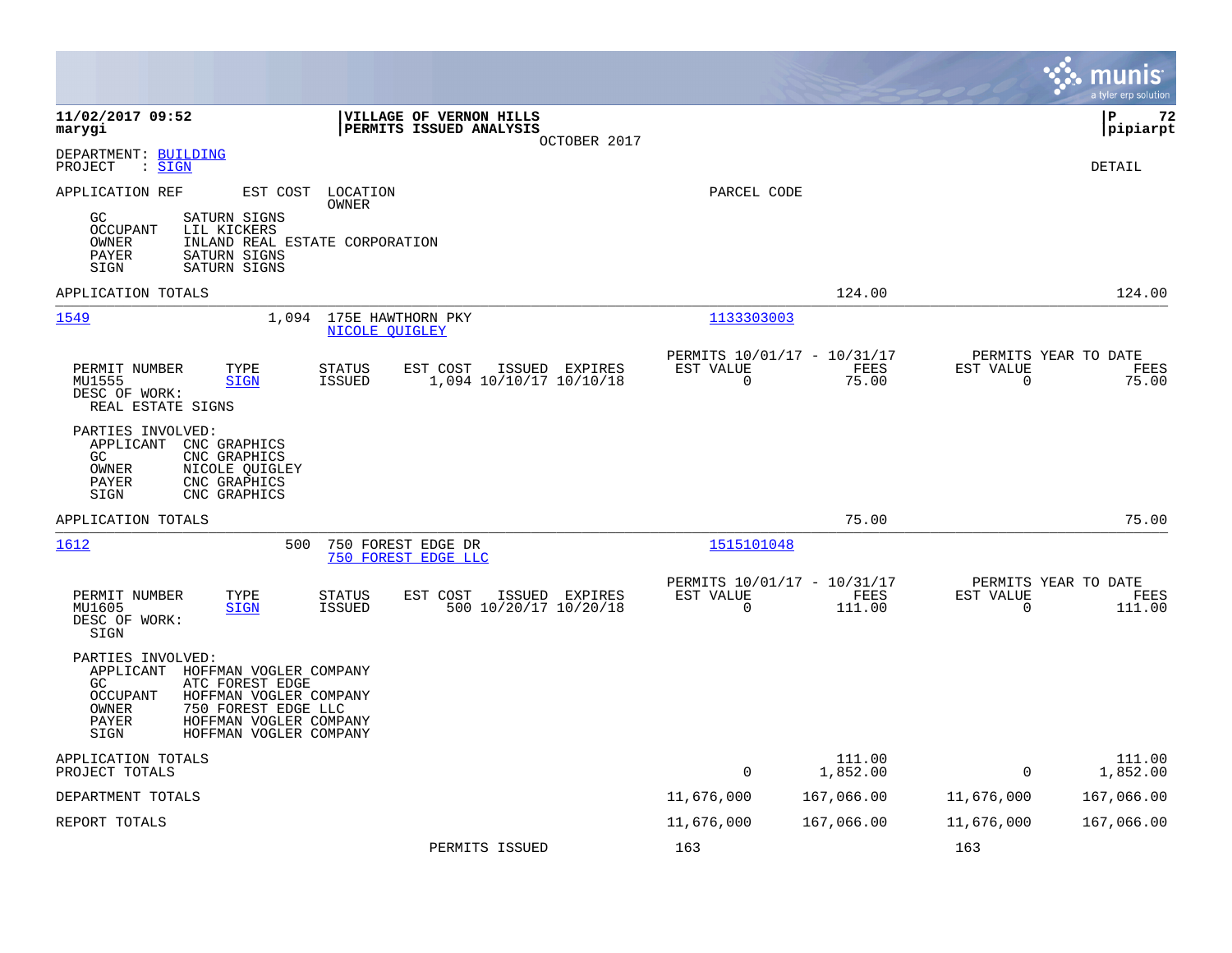**11/02/2017 09:52**
**marygi**

**VILLAGE OF VERNON HILLS**
**PERMITS ISSUED ANALYSIS**
OCTOBER 2017

**P 72**
**pipiarpt**

DEPARTMENT: BUILDING
PROJECT : SIGN

DETAIL

APPLICATION REF | EST COST | LOCATION / OWNER | PARCEL CODE

GC SATURN SIGNS
OCCUPANT LIL KICKERS
OWNER INLAND REAL ESTATE CORPORATION
PAYER SATURN SIGNS
SIGN SATURN SIGNS

APPLICATION TOTALS 124.00 124.00

---

**1549** 1,094 175E HAWTHORN PKY — NICOLE QUIGLEY — 1133303003

| PERMIT NUMBER | TYPE | STATUS | EST COST | ISSUED | EXPIRES | PERMITS 10/01/17 - 10/31/17 EST VALUE | FEES | PERMITS YEAR TO DATE EST VALUE | FEES |
|---|---|---|---|---|---|---|---|---|---|
| MU1555 | SIGN | ISSUED | 1,094 | 10/10/17 | 10/10/18 | 0 | 75.00 | 0 | 75.00 |

DESC OF WORK:
REAL ESTATE SIGNS

PARTIES INVOLVED:
APPLICANT CNC GRAPHICS
GC CNC GRAPHICS
OWNER NICOLE QUIGLEY
PAYER CNC GRAPHICS
SIGN CNC GRAPHICS

APPLICATION TOTALS 75.00 75.00

---

**1612** 500 750 FOREST EDGE DR — 750 FOREST EDGE LLC — 1515101048

| PERMIT NUMBER | TYPE | STATUS | EST COST | ISSUED | EXPIRES | PERMITS 10/01/17 - 10/31/17 EST VALUE | FEES | PERMITS YEAR TO DATE EST VALUE | FEES |
|---|---|---|---|---|---|---|---|---|---|
| MU1605 | SIGN | ISSUED | 500 | 10/20/17 | 10/20/18 | 0 | 111.00 | 0 | 111.00 |

DESC OF WORK:
SIGN

PARTIES INVOLVED:
APPLICANT HOFFMAN VOGLER COMPANY
GC ATC FOREST EDGE
OCCUPANT HOFFMAN VOGLER COMPANY
OWNER 750 FOREST EDGE LLC
PAYER HOFFMAN VOGLER COMPANY
SIGN HOFFMAN VOGLER COMPANY

| | EST VALUE | FEES | EST VALUE | FEES |
|---|---|---|---|---|
| APPLICATION TOTALS | | 111.00 | | 111.00 |
| PROJECT TOTALS | 0 | 1,852.00 | 0 | 1,852.00 |
| DEPARTMENT TOTALS | 11,676,000 | 167,066.00 | 11,676,000 | 167,066.00 |
| REPORT TOTALS | 11,676,000 | 167,066.00 | 11,676,000 | 167,066.00 |
| PERMITS ISSUED | 163 | | 163 | |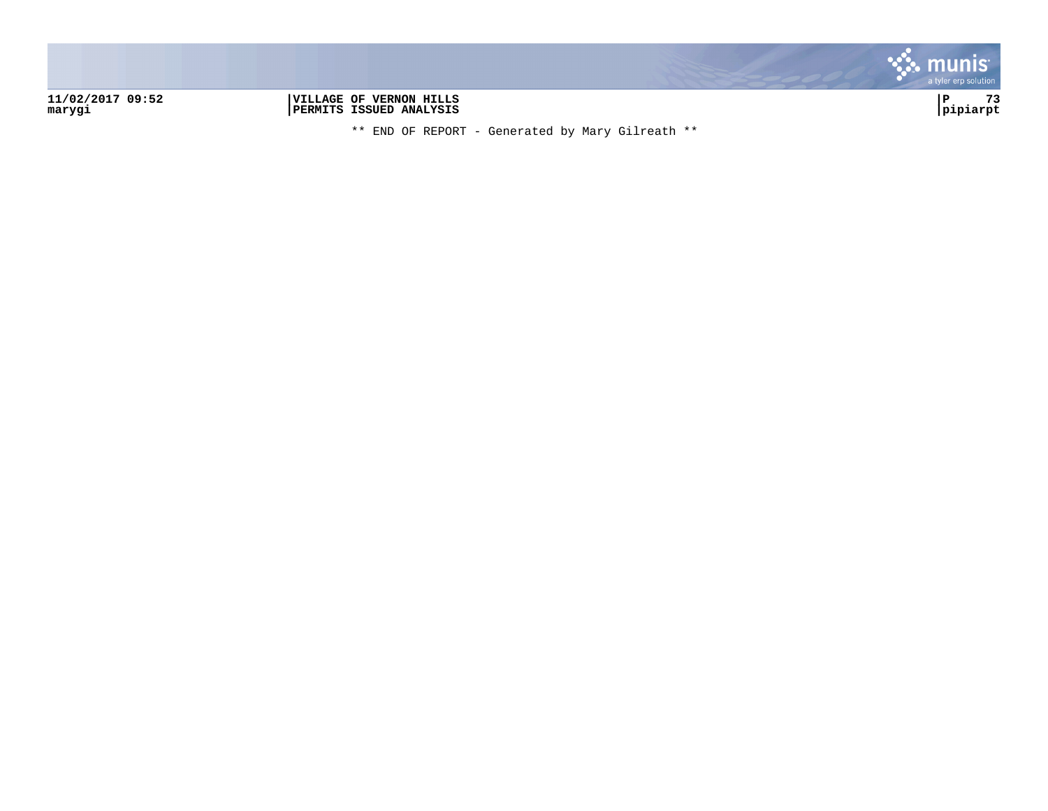** END OF REPORT - Generated by Mary Gilreath **